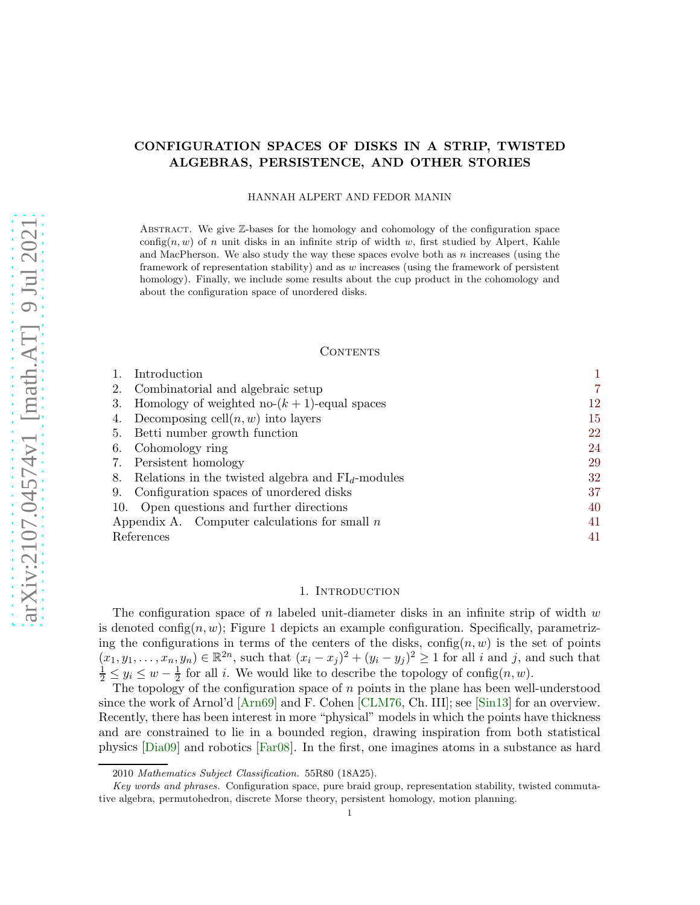# CONFIGURATION SPACES OF DISKS IN A STRIP, TWISTED ALGEBRAS, PERSISTENCE, AND OTHER STORIES

HANNAH ALPERT AND FEDOR MANIN

Abstract. We give $\mathbb{Z}$-bases for the homology and cohomology of the configuration space $\operatorname{config}(n, w)$ of $n$ unit disks in an infinite strip of width $w$, first studied by Alpert, Kahle and MacPherson. We also study the way these spaces evolve both as $n$ increases (using the framework of representation stability) and as $w$ increases (using the framework of persistent homology). Finally, we include some results about the cup product in the cohomology and about the configuration space of unordered disks.

Contents

1. Introduction 1
2. Combinatorial and algebraic setup 7
3. Homology of weighted no-$(k+1)$-equal spaces 12
4. Decomposing $\operatorname{cell}(n, w)$ into layers 15
5. Betti number growth function 22
6. Cohomology ring 24
7. Persistent homology 29
8. Relations in the twisted algebra and $\mathrm{FI}_d$-modules 32
9. Configuration spaces of unordered disks 37
10. Open questions and further directions 40

Appendix A. Computer calculations for small $n$ 41

References 41

## 1. Introduction

The configuration space of $n$ labeled unit-diameter disks in an infinite strip of width $w$ is denoted $\operatorname{config}(n, w)$; Figure 1 depicts an example configuration. Specifically, parametrizing the configurations in terms of the centers of the disks, $\operatorname{config}(n, w)$ is the set of points $(x_1, y_1, \ldots, x_n, y_n) \in \mathbb{R}^{2n}$, such that $(x_i - x_j)^2 + (y_i - y_j)^2 \geq 1$ for all $i$ and $j$, and such that $\frac{1}{2} \leq y_i \leq w - \frac{1}{2}$ for all $i$. We would like to describe the topology of $\operatorname{config}(n, w)$.

The topology of the configuration space of $n$ points in the plane has been well-understood since the work of Arnol'd [Arn69] and F. Cohen [CLM76, Ch. III]; see [Sin13] for an overview. Recently, there has been interest in more "physical" models in which the points have thickness and are constrained to lie in a bounded region, drawing inspiration from both statistical physics [Dia09] and robotics [Far08]. In the first, one imagines atoms in a substance as hard

2010 *Mathematics Subject Classification.* 55R80 (18A25).

*Key words and phrases.* Configuration space, pure braid group, representation stability, twisted commutative algebra, permutohedron, discrete Morse theory, persistent homology, motion planning.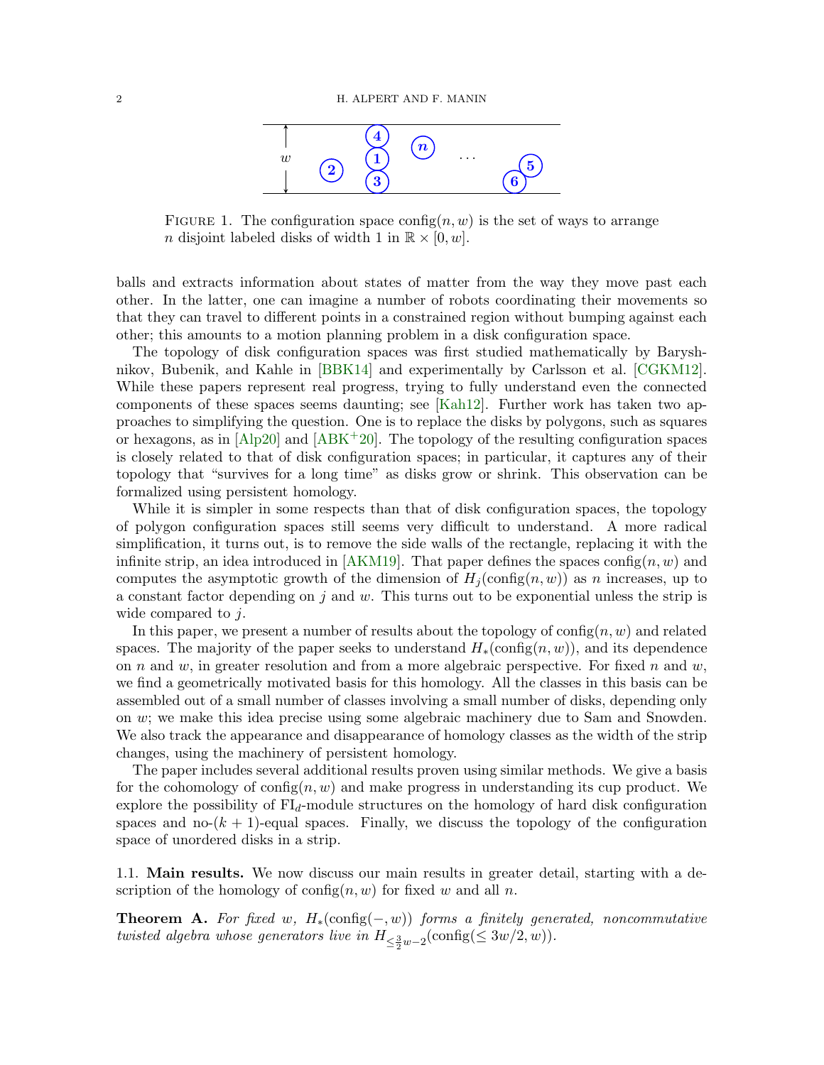FIGURE 1. The configuration space $\text{config}(n, w)$ is the set of ways to arrange $n$ disjoint labeled disks of width 1 in $\mathbb{R} \times [0, w]$.

balls and extracts information about states of matter from the way they move past each other. In the latter, one can imagine a number of robots coordinating their movements so that they can travel to different points in a constrained region without bumping against each other; this amounts to a motion planning problem in a disk configuration space.

The topology of disk configuration spaces was first studied mathematically by Baryshnikov, Bubenik, and Kahle in [BBK14] and experimentally by Carlsson et al. [CGKM12]. While these papers represent real progress, trying to fully understand even the connected components of these spaces seems daunting; see [Kah12]. Further work has taken two approaches to simplifying the question. One is to replace the disks by polygons, such as squares or hexagons, as in [Alp20] and [ABK+20]. The topology of the resulting configuration spaces is closely related to that of disk configuration spaces; in particular, it captures any of their topology that "survives for a long time" as disks grow or shrink. This observation can be formalized using persistent homology.

While it is simpler in some respects than that of disk configuration spaces, the topology of polygon configuration spaces still seems very difficult to understand. A more radical simplification, it turns out, is to remove the side walls of the rectangle, replacing it with the infinite strip, an idea introduced in [AKM19]. That paper defines the spaces $\text{config}(n, w)$ and computes the asymptotic growth of the dimension of $H_j(\text{config}(n, w))$ as $n$ increases, up to a constant factor depending on $j$ and $w$. This turns out to be exponential unless the strip is wide compared to $j$.

In this paper, we present a number of results about the topology of $\text{config}(n, w)$ and related spaces. The majority of the paper seeks to understand $H_*(\text{config}(n, w))$, and its dependence on $n$ and $w$, in greater resolution and from a more algebraic perspective. For fixed $n$ and $w$, we find a geometrically motivated basis for this homology. All the classes in this basis can be assembled out of a small number of classes involving a small number of disks, depending only on $w$; we make this idea precise using some algebraic machinery due to Sam and Snowden. We also track the appearance and disappearance of homology classes as the width of the strip changes, using the machinery of persistent homology.

The paper includes several additional results proven using similar methods. We give a basis for the cohomology of $\text{config}(n, w)$ and make progress in understanding its cup product. We explore the possibility of $\text{FI}_d$-module structures on the homology of hard disk configuration spaces and no-$(k + 1)$-equal spaces. Finally, we discuss the topology of the configuration space of unordered disks in a strip.

### 1.1. Main results.

We now discuss our main results in greater detail, starting with a description of the homology of $\text{config}(n, w)$ for fixed $w$ and all $n$.

**Theorem A.** *For fixed $w$, $H_*(\text{config}(-, w))$ forms a finitely generated, noncommutative twisted algebra whose generators live in $H_{\leq \frac{3}{2}w-2}(\text{config}(\leq 3w/2, w))$.*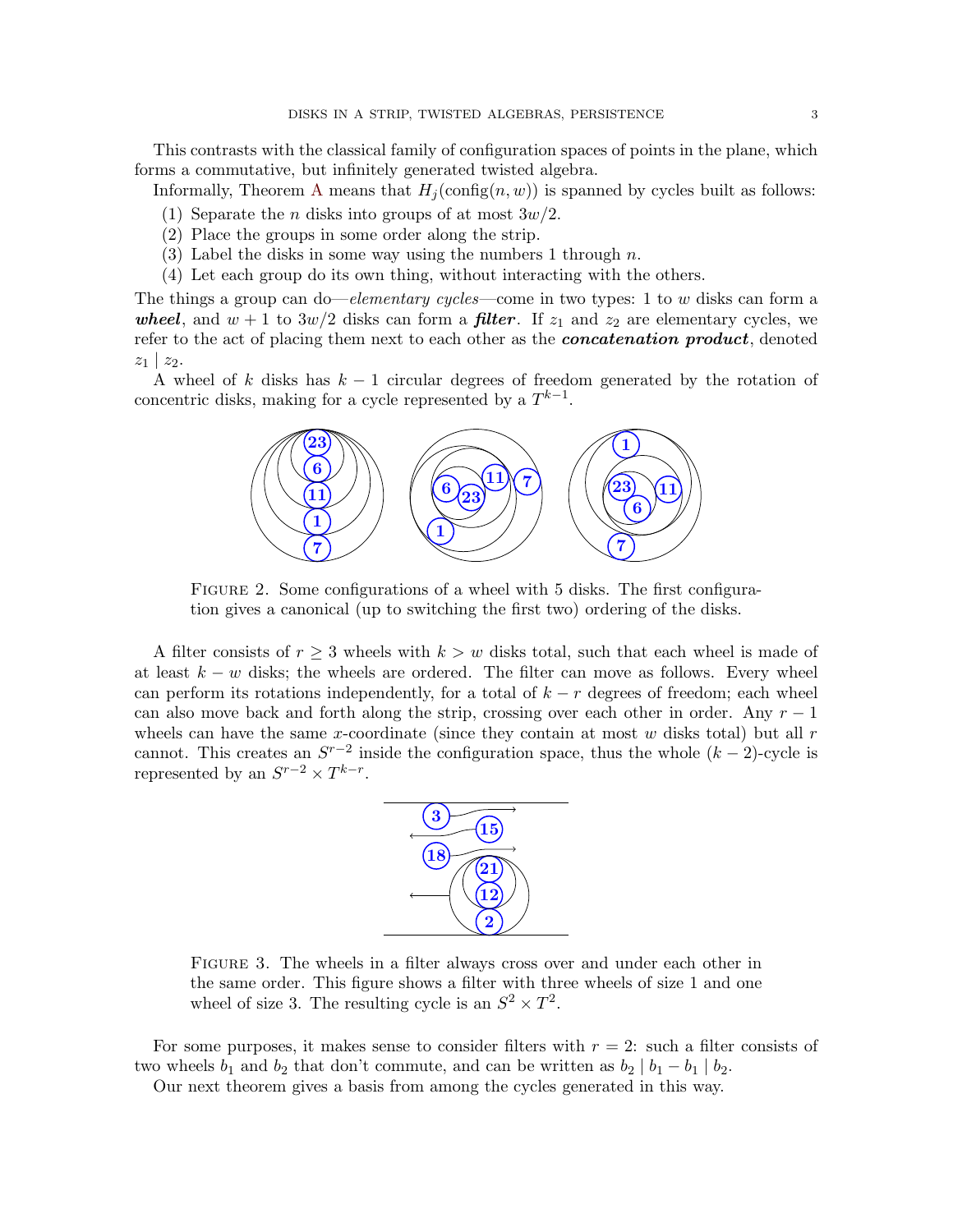This contrasts with the classical family of configuration spaces of points in the plane, which forms a commutative, but infinitely generated twisted algebra.

Informally, Theorem A means that $H_j(\mathrm{config}(n, w))$ is spanned by cycles built as follows:

1. Separate the $n$ disks into groups of at most $3w/2$.
2. Place the groups in some order along the strip.
3. Label the disks in some way using the numbers 1 through $n$.
4. Let each group do its own thing, without interacting with the others.

The things a group can do—*elementary cycles*—come in two types: 1 to $w$ disks can form a ***wheel***, and $w + 1$ to $3w/2$ disks can form a ***filter***. If $z_1$ and $z_2$ are elementary cycles, we refer to the act of placing them next to each other as the ***concatenation product***, denoted $z_1 \mid z_2$.

A wheel of $k$ disks has $k - 1$ circular degrees of freedom generated by the rotation of concentric disks, making for a cycle represented by a $T^{k-1}$.

Figure 2. Some configurations of a wheel with 5 disks. The first configuration gives a canonical (up to switching the first two) ordering of the disks.

A filter consists of $r \geq 3$ wheels with $k > w$ disks total, such that each wheel is made of at least $k - w$ disks; the wheels are ordered. The filter can move as follows. Every wheel can perform its rotations independently, for a total of $k - r$ degrees of freedom; each wheel can also move back and forth along the strip, crossing over each other in order. Any $r - 1$ wheels can have the same $x$-coordinate (since they contain at most $w$ disks total) but all $r$ cannot. This creates an $S^{r-2}$ inside the configuration space, thus the whole $(k - 2)$-cycle is represented by an $S^{r-2} \times T^{k-r}$.

Figure 3. The wheels in a filter always cross over and under each other in the same order. This figure shows a filter with three wheels of size 1 and one wheel of size 3. The resulting cycle is an $S^2 \times T^2$.

For some purposes, it makes sense to consider filters with $r = 2$: such a filter consists of two wheels $b_1$ and $b_2$ that don't commute, and can be written as $b_2 \mid b_1 - b_1 \mid b_2$.

Our next theorem gives a basis from among the cycles generated in this way.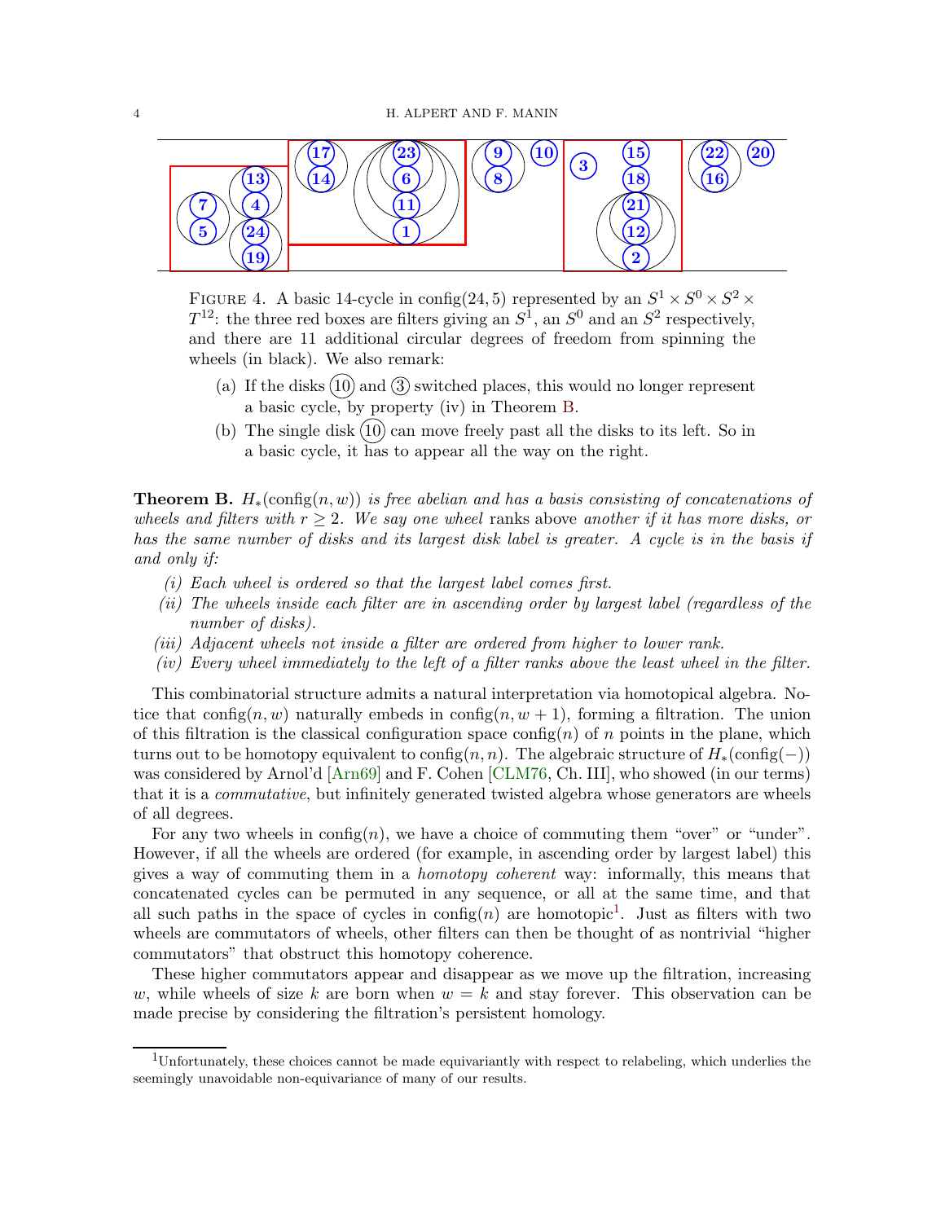FIGURE 4. A basic 14-cycle in config(24, 5) represented by an $S^1 \times S^0 \times S^2 \times T^{12}$: the three red boxes are filters giving an $S^1$, an $S^0$ and an $S^2$ respectively, and there are 11 additional circular degrees of freedom from spinning the wheels (in black). We also remark:

(a) If the disks (10) and (3) switched places, this would no longer represent a basic cycle, by property (iv) in Theorem B.

(b) The single disk (10) can move freely past all the disks to its left. So in a basic cycle, it has to appear all the way on the right.

**Theorem B.** *$H_*(\mathrm{config}(n, w))$ is free abelian and has a basis consisting of concatenations of wheels and filters with $r \geq 2$. We say one wheel* ranks above *another if it has more disks, or has the same number of disks and its largest disk label is greater. A cycle is in the basis if and only if:*

*(i) Each wheel is ordered so that the largest label comes first.*

*(ii) The wheels inside each filter are in ascending order by largest label (regardless of the number of disks).*

*(iii) Adjacent wheels not inside a filter are ordered from higher to lower rank.*

*(iv) Every wheel immediately to the left of a filter ranks above the least wheel in the filter.*

This combinatorial structure admits a natural interpretation via homotopical algebra. Notice that $\mathrm{config}(n, w)$ naturally embeds in $\mathrm{config}(n, w + 1)$, forming a filtration. The union of this filtration is the classical configuration space $\mathrm{config}(n)$ of $n$ points in the plane, which turns out to be homotopy equivalent to $\mathrm{config}(n, n)$. The algebraic structure of $H_*(\mathrm{config}(-))$ was considered by Arnol'd [Arn69] and F. Cohen [CLM76, Ch. III], who showed (in our terms) that it is a *commutative*, but infinitely generated twisted algebra whose generators are wheels of all degrees.

For any two wheels in $\mathrm{config}(n)$, we have a choice of commuting them "over" or "under". However, if all the wheels are ordered (for example, in ascending order by largest label) this gives a way of commuting them in a *homotopy coherent* way: informally, this means that concatenated cycles can be permuted in any sequence, or all at the same time, and that all such paths in the space of cycles in $\mathrm{config}(n)$ are homotopic[1]. Just as filters with two wheels are commutators of wheels, other filters can then be thought of as nontrivial "higher commutators" that obstruct this homotopy coherence.

These higher commutators appear and disappear as we move up the filtration, increasing $w$, while wheels of size $k$ are born when $w = k$ and stay forever. This observation can be made precise by considering the filtration's persistent homology.

[1]Unfortunately, these choices cannot be made equivariantly with respect to relabeling, which underlies the seemingly unavoidable non-equivariance of many of our results.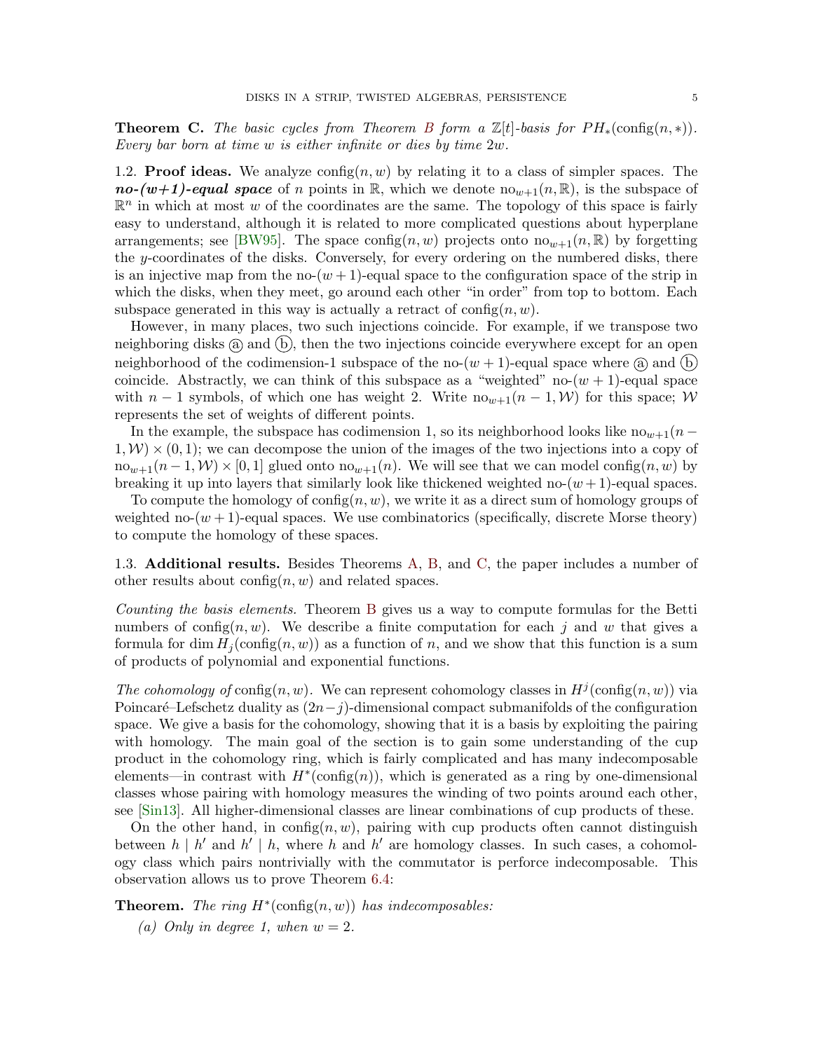**Theorem C.** *The basic cycles from Theorem B form a $\mathbb{Z}[t]$-basis for $PH_*(\text{config}(n, *))$. Every bar born at time $w$ is either infinite or dies by time $2w$.*

## 1.2. Proof ideas.

We analyze $\text{config}(n, w)$ by relating it to a class of simpler spaces. The ***no-(w+1)-equal space*** of $n$ points in $\mathbb{R}$, which we denote $\text{no}_{w+1}(n, \mathbb{R})$, is the subspace of $\mathbb{R}^n$ in which at most $w$ of the coordinates are the same. The topology of this space is fairly easy to understand, although it is related to more complicated questions about hyperplane arrangements; see [BW95]. The space $\text{config}(n, w)$ projects onto $\text{no}_{w+1}(n, \mathbb{R})$ by forgetting the $y$-coordinates of the disks. Conversely, for every ordering on the numbered disks, there is an injective map from the no-$(w+1)$-equal space to the configuration space of the strip in which the disks, when they meet, go around each other "in order" from top to bottom. Each subspace generated in this way is actually a retract of $\text{config}(n, w)$.

However, in many places, two such injections coincide. For example, if we transpose two neighboring disks ⓐ and ⓑ, then the two injections coincide everywhere except for an open neighborhood of the codimension-1 subspace of the no-$(w+1)$-equal space where ⓐ and ⓑ coincide. Abstractly, we can think of this subspace as a "weighted" no-$(w+1)$-equal space with $n-1$ symbols, of which one has weight 2. Write $\text{no}_{w+1}(n-1, \mathcal{W})$ for this space; $\mathcal{W}$ represents the set of weights of different points.

In the example, the subspace has codimension 1, so its neighborhood looks like $\text{no}_{w+1}(n-1, \mathcal{W}) \times (0, 1)$; we can decompose the union of the images of the two injections into a copy of $\text{no}_{w+1}(n-1, \mathcal{W}) \times [0, 1]$ glued onto $\text{no}_{w+1}(n)$. We will see that we can model $\text{config}(n, w)$ by breaking it up into layers that similarly look like thickened weighted no-$(w+1)$-equal spaces.

To compute the homology of $\text{config}(n, w)$, we write it as a direct sum of homology groups of weighted no-$(w+1)$-equal spaces. We use combinatorics (specifically, discrete Morse theory) to compute the homology of these spaces.

## 1.3. Additional results.

Besides Theorems A, B, and C, the paper includes a number of other results about $\text{config}(n, w)$ and related spaces.

*Counting the basis elements.* Theorem B gives us a way to compute formulas for the Betti numbers of $\text{config}(n, w)$. We describe a finite computation for each $j$ and $w$ that gives a formula for $\dim H_j(\text{config}(n, w))$ as a function of $n$, and we show that this function is a sum of products of polynomial and exponential functions.

*The cohomology of* $\text{config}(n, w)$. We can represent cohomology classes in $H^j(\text{config}(n, w))$ via Poincaré–Lefschetz duality as $(2n-j)$-dimensional compact submanifolds of the configuration space. We give a basis for the cohomology, showing that it is a basis by exploiting the pairing with homology. The main goal of the section is to gain some understanding of the cup product in the cohomology ring, which is fairly complicated and has many indecomposable elements—in contrast with $H^*(\text{config}(n))$, which is generated as a ring by one-dimensional classes whose pairing with homology measures the winding of two points around each other, see [Sin13]. All higher-dimensional classes are linear combinations of cup products of these.

On the other hand, in $\text{config}(n, w)$, pairing with cup products often cannot distinguish between $h \mid h'$ and $h' \mid h$, where $h$ and $h'$ are homology classes. In such cases, a cohomology class which pairs nontrivially with the commutator is perforce indecomposable. This observation allows us to prove Theorem 6.4:

**Theorem.** *The ring $H^*(\text{config}(n, w))$ has indecomposables:*

*(a) Only in degree 1, when $w = 2$.*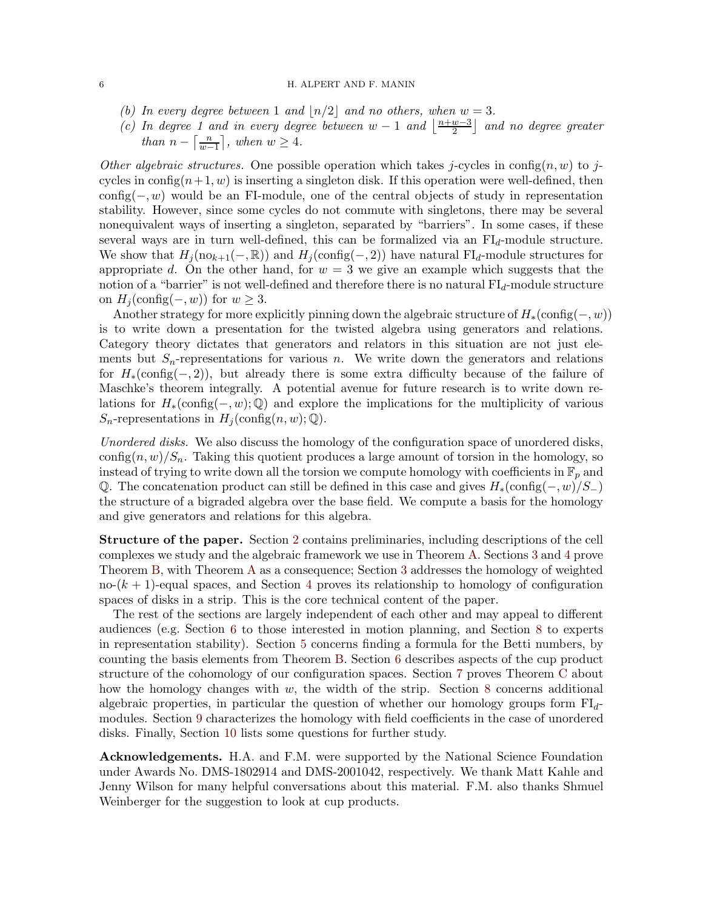*(b) In every degree between 1 and $\lfloor n/2 \rfloor$ and no others, when $w = 3$.*

*(c) In degree 1 and in every degree between $w-1$ and $\left\lfloor \frac{n+w-3}{2} \right\rfloor$ and no degree greater than $n - \left\lceil \frac{n}{w-1} \right\rceil$, when $w \geq 4$.*

*Other algebraic structures.* One possible operation which takes $j$-cycles in $\mathrm{config}(n, w)$ to $j$-cycles in $\mathrm{config}(n+1, w)$ is inserting a singleton disk. If this operation were well-defined, then $\mathrm{config}(-, w)$ would be an FI-module, one of the central objects of study in representation stability. However, since some cycles do not commute with singletons, there may be several nonequivalent ways of inserting a singleton, separated by "barriers". In some cases, if these several ways are in turn well-defined, this can be formalized via an $\mathrm{FI}_d$-module structure. We show that $H_j(\mathrm{no}_{k+1}(-, \mathbb{R}))$ and $H_j(\mathrm{config}(-, 2))$ have natural $\mathrm{FI}_d$-module structures for appropriate $d$. On the other hand, for $w = 3$ we give an example which suggests that the notion of a "barrier" is not well-defined and therefore there is no natural $\mathrm{FI}_d$-module structure on $H_j(\mathrm{config}(-, w))$ for $w \geq 3$.

Another strategy for more explicitly pinning down the algebraic structure of $H_*(\mathrm{config}(-, w))$ is to write down a presentation for the twisted algebra using generators and relations. Category theory dictates that generators and relators in this situation are not just elements but $S_n$-representations for various $n$. We write down the generators and relations for $H_*(\mathrm{config}(-, 2))$, but already there is some extra difficulty because of the failure of Maschke's theorem integrally. A potential avenue for future research is to write down relations for $H_*(\mathrm{config}(-, w); \mathbb{Q})$ and explore the implications for the multiplicity of various $S_n$-representations in $H_j(\mathrm{config}(n, w); \mathbb{Q})$.

*Unordered disks.* We also discuss the homology of the configuration space of unordered disks, $\mathrm{config}(n, w)/S_n$. Taking this quotient produces a large amount of torsion in the homology, so instead of trying to write down all the torsion we compute homology with coefficients in $\mathbb{F}_p$ and $\mathbb{Q}$. The concatenation product can still be defined in this case and gives $H_*(\mathrm{config}(-, w)/S_-)$ the structure of a bigraded algebra over the base field. We compute a basis for the homology and give generators and relations for this algebra.

**Structure of the paper.** Section 2 contains preliminaries, including descriptions of the cell complexes we study and the algebraic framework we use in Theorem A. Sections 3 and 4 prove Theorem B, with Theorem A as a consequence; Section 3 addresses the homology of weighted no-$(k+1)$-equal spaces, and Section 4 proves its relationship to homology of configuration spaces of disks in a strip. This is the core technical content of the paper.

The rest of the sections are largely independent of each other and may appeal to different audiences (e.g. Section 6 to those interested in motion planning, and Section 8 to experts in representation stability). Section 5 concerns finding a formula for the Betti numbers, by counting the basis elements from Theorem B. Section 6 describes aspects of the cup product structure of the cohomology of our configuration spaces. Section 7 proves Theorem C about how the homology changes with $w$, the width of the strip. Section 8 concerns additional algebraic properties, in particular the question of whether our homology groups form $\mathrm{FI}_d$-modules. Section 9 characterizes the homology with field coefficients in the case of unordered disks. Finally, Section 10 lists some questions for further study.

**Acknowledgements.** H.A. and F.M. were supported by the National Science Foundation under Awards No. DMS-1802914 and DMS-2001042, respectively. We thank Matt Kahle and Jenny Wilson for many helpful conversations about this material. F.M. also thanks Shmuel Weinberger for the suggestion to look at cup products.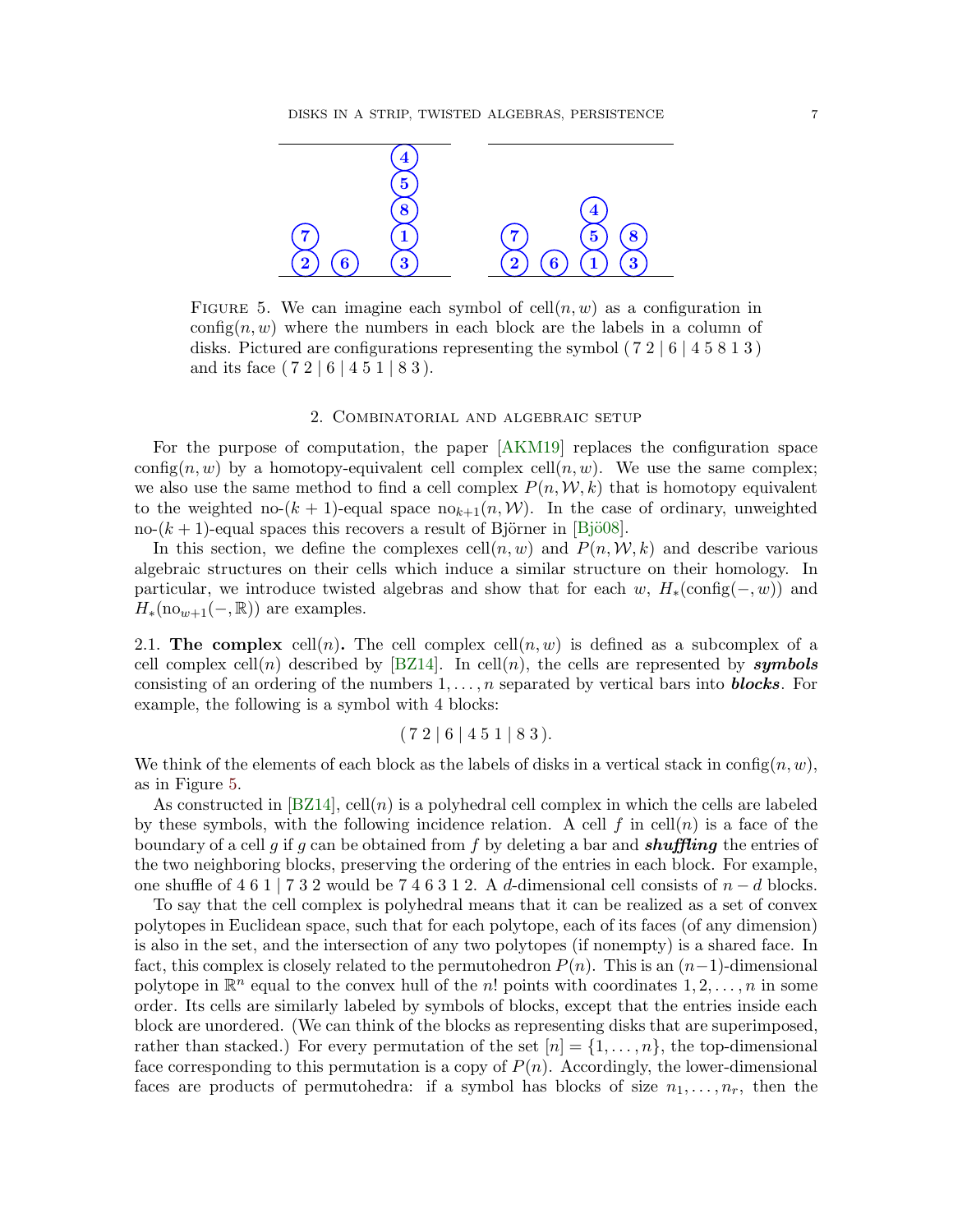FIGURE 5. We can imagine each symbol of $\mathrm{cell}(n, w)$ as a configuration in $\mathrm{config}(n, w)$ where the numbers in each block are the labels in a column of disks. Pictured are configurations representing the symbol ( 7 2 | 6 | 4 5 8 1 3 ) and its face ( 7 2 | 6 | 4 5 1 | 8 3 ).

## 2. Combinatorial and algebraic setup

For the purpose of computation, the paper [AKM19] replaces the configuration space $\mathrm{config}(n, w)$ by a homotopy-equivalent cell complex $\mathrm{cell}(n, w)$. We use the same complex; we also use the same method to find a cell complex $P(n, \mathcal{W}, k)$ that is homotopy equivalent to the weighted no-$(k+1)$-equal space $\mathrm{no}_{k+1}(n, \mathcal{W})$. In the case of ordinary, unweighted no-$(k+1)$-equal spaces this recovers a result of Björner in [Bjö08].

In this section, we define the complexes $\mathrm{cell}(n, w)$ and $P(n, \mathcal{W}, k)$ and describe various algebraic structures on their cells which induce a similar structure on their homology. In particular, we introduce twisted algebras and show that for each $w$, $H_*(\mathrm{config}(-, w))$ and $H_*(\mathrm{no}_{w+1}(-, \mathbb{R}))$ are examples.

**2.1. The complex** $\mathrm{cell}(n)$**.** The cell complex $\mathrm{cell}(n, w)$ is defined as a subcomplex of a cell complex $\mathrm{cell}(n)$ described by [BZ14]. In $\mathrm{cell}(n)$, the cells are represented by ***symbols*** consisting of an ordering of the numbers $1, \ldots, n$ separated by vertical bars into ***blocks***. For example, the following is a symbol with 4 blocks:

$$( 7\ 2 \mid 6 \mid 4\ 5\ 1 \mid 8\ 3 ).$$

We think of the elements of each block as the labels of disks in a vertical stack in $\mathrm{config}(n, w)$, as in Figure 5.

As constructed in [BZ14], $\mathrm{cell}(n)$ is a polyhedral cell complex in which the cells are labeled by these symbols, with the following incidence relation. A cell $f$ in $\mathrm{cell}(n)$ is a face of the boundary of a cell $g$ if $g$ can be obtained from $f$ by deleting a bar and ***shuffling*** the entries of the two neighboring blocks, preserving the ordering of the entries in each block. For example, one shuffle of 4 6 1 | 7 3 2 would be 7 4 6 3 1 2. A $d$-dimensional cell consists of $n - d$ blocks.

To say that the cell complex is polyhedral means that it can be realized as a set of convex polytopes in Euclidean space, such that for each polytope, each of its faces (of any dimension) is also in the set, and the intersection of any two polytopes (if nonempty) is a shared face. In fact, this complex is closely related to the permutohedron $P(n)$. This is an $(n-1)$-dimensional polytope in $\mathbb{R}^n$ equal to the convex hull of the $n!$ points with coordinates $1, 2, \ldots, n$ in some order. Its cells are similarly labeled by symbols of blocks, except that the entries inside each block are unordered. (We can think of the blocks as representing disks that are superimposed, rather than stacked.) For every permutation of the set $[n] = \{1, \ldots, n\}$, the top-dimensional face corresponding to this permutation is a copy of $P(n)$. Accordingly, the lower-dimensional faces are products of permutohedra: if a symbol has blocks of size $n_1, \ldots, n_r$, then the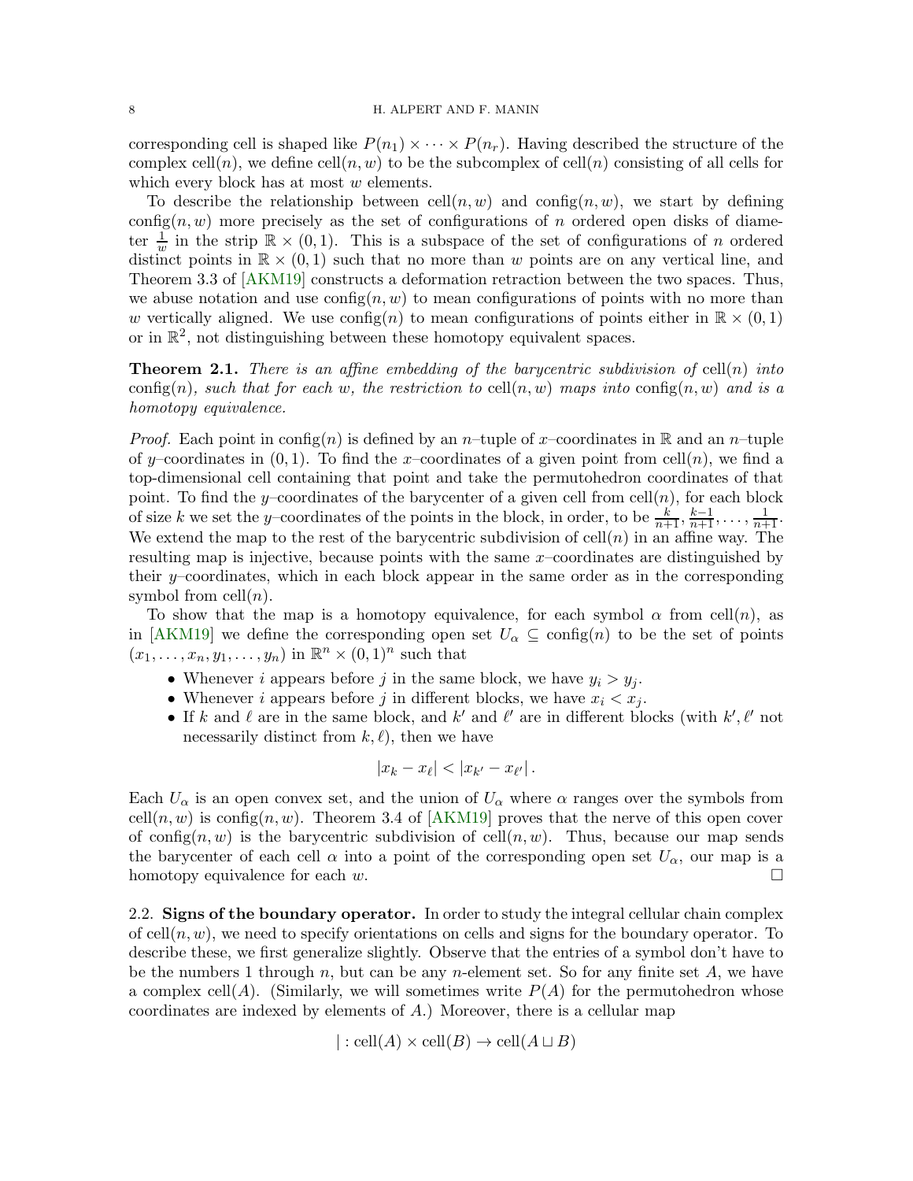corresponding cell is shaped like $P(n_1) \times \cdots \times P(n_r)$. Having described the structure of the complex $\mathrm{cell}(n)$, we define $\mathrm{cell}(n, w)$ to be the subcomplex of $\mathrm{cell}(n)$ consisting of all cells for which every block has at most $w$ elements.

To describe the relationship between $\mathrm{cell}(n, w)$ and $\mathrm{config}(n, w)$, we start by defining $\mathrm{config}(n, w)$ more precisely as the set of configurations of $n$ ordered open disks of diameter $\frac{1}{w}$ in the strip $\mathbb{R} \times (0, 1)$. This is a subspace of the set of configurations of $n$ ordered distinct points in $\mathbb{R} \times (0, 1)$ such that no more than $w$ points are on any vertical line, and Theorem 3.3 of [AKM19] constructs a deformation retraction between the two spaces. Thus, we abuse notation and use $\mathrm{config}(n, w)$ to mean configurations of points with no more than $w$ vertically aligned. We use $\mathrm{config}(n)$ to mean configurations of points either in $\mathbb{R} \times (0, 1)$ or in $\mathbb{R}^2$, not distinguishing between these homotopy equivalent spaces.

**Theorem 2.1.** *There is an affine embedding of the barycentric subdivision of* $\mathrm{cell}(n)$ *into* $\mathrm{config}(n)$*, such that for each* $w$*, the restriction to* $\mathrm{cell}(n, w)$ *maps into* $\mathrm{config}(n, w)$ *and is a homotopy equivalence.*

*Proof.* Each point in $\mathrm{config}(n)$ is defined by an $n$–tuple of $x$–coordinates in $\mathbb{R}$ and an $n$–tuple of $y$–coordinates in $(0, 1)$. To find the $x$–coordinates of a given point from $\mathrm{cell}(n)$, we find a top-dimensional cell containing that point and take the permutohedron coordinates of that point. To find the $y$–coordinates of the barycenter of a given cell from $\mathrm{cell}(n)$, for each block of size $k$ we set the $y$–coordinates of the points in the block, in order, to be $\frac{k}{n+1}, \frac{k-1}{n+1}, \ldots, \frac{1}{n+1}$. We extend the map to the rest of the barycentric subdivision of $\mathrm{cell}(n)$ in an affine way. The resulting map is injective, because points with the same $x$–coordinates are distinguished by their $y$–coordinates, which in each block appear in the same order as in the corresponding symbol from $\mathrm{cell}(n)$.

To show that the map is a homotopy equivalence, for each symbol $\alpha$ from $\mathrm{cell}(n)$, as in [AKM19] we define the corresponding open set $U_\alpha \subseteq \mathrm{config}(n)$ to be the set of points $(x_1, \ldots, x_n, y_1, \ldots, y_n)$ in $\mathbb{R}^n \times (0, 1)^n$ such that

- Whenever $i$ appears before $j$ in the same block, we have $y_i > y_j$.
- Whenever $i$ appears before $j$ in different blocks, we have $x_i < x_j$.
- If $k$ and $\ell$ are in the same block, and $k'$ and $\ell'$ are in different blocks (with $k', \ell'$ not necessarily distinct from $k, \ell$), then we have

$$|x_k - x_\ell| < |x_{k'} - x_{\ell'}|.$$

Each $U_\alpha$ is an open convex set, and the union of $U_\alpha$ where $\alpha$ ranges over the symbols from $\mathrm{cell}(n, w)$ is $\mathrm{config}(n, w)$. Theorem 3.4 of [AKM19] proves that the nerve of this open cover of $\mathrm{config}(n, w)$ is the barycentric subdivision of $\mathrm{cell}(n, w)$. Thus, because our map sends the barycenter of each cell $\alpha$ into a point of the corresponding open set $U_\alpha$, our map is a homotopy equivalence for each $w$. □

2.2. **Signs of the boundary operator.** In order to study the integral cellular chain complex of $\mathrm{cell}(n, w)$, we need to specify orientations on cells and signs for the boundary operator. To describe these, we first generalize slightly. Observe that the entries of a symbol don't have to be the numbers 1 through $n$, but can be any $n$-element set. So for any finite set $A$, we have a complex $\mathrm{cell}(A)$. (Similarly, we will sometimes write $P(A)$ for the permutohedron whose coordinates are indexed by elements of $A$.) Moreover, there is a cellular map

$$| : \mathrm{cell}(A) \times \mathrm{cell}(B) \to \mathrm{cell}(A \sqcup B)$$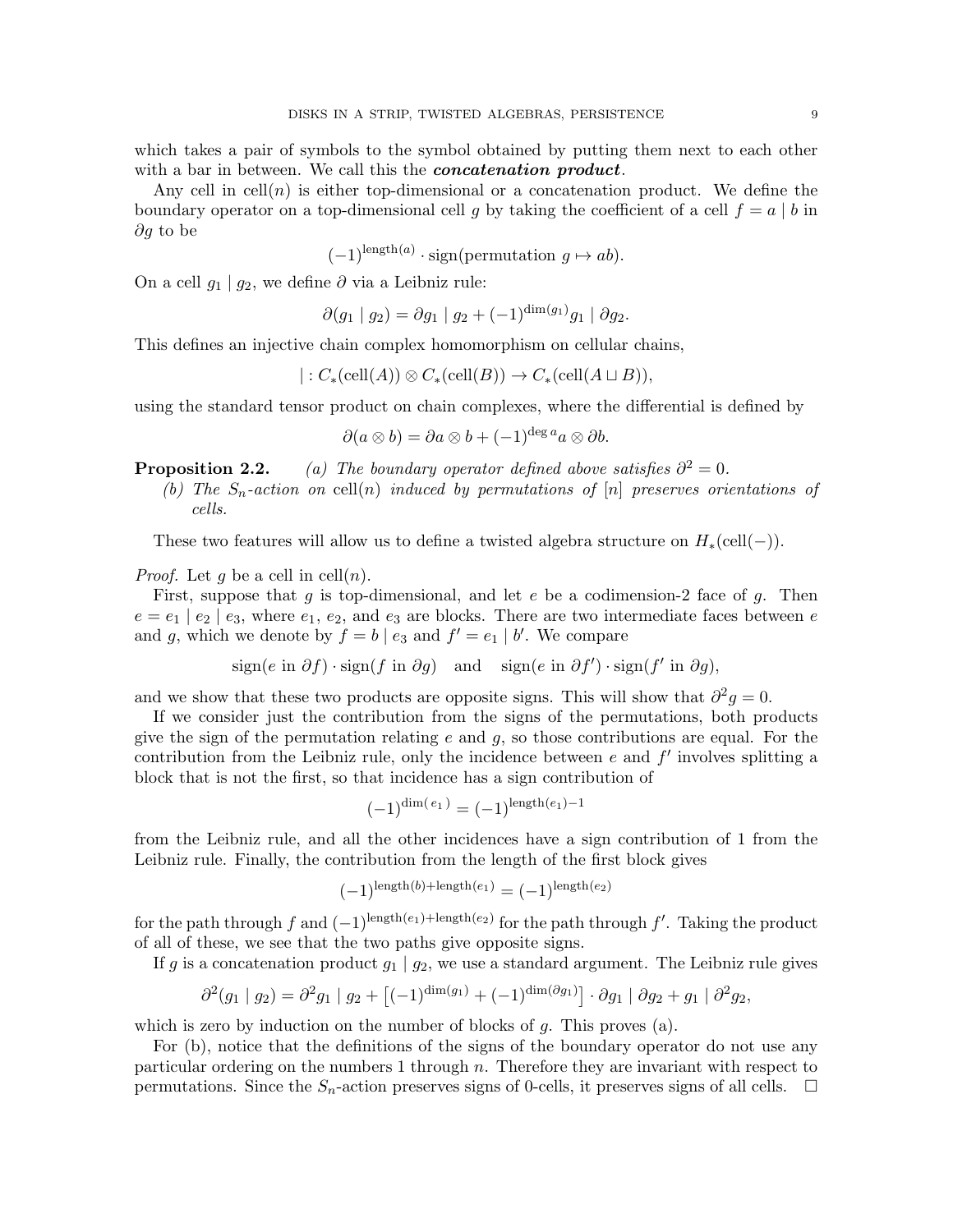which takes a pair of symbols to the symbol obtained by putting them next to each other with a bar in between. We call this the ***concatenation product***.

Any cell in $\mathrm{cell}(n)$ is either top-dimensional or a concatenation product. We define the boundary operator on a top-dimensional cell $g$ by taking the coefficient of a cell $f = a \mid b$ in $\partial g$ to be

$$(-1)^{\mathrm{length}(a)} \cdot \mathrm{sign}(\text{permutation } g \mapsto ab).$$

On a cell $g_1 \mid g_2$, we define $\partial$ via a Leibniz rule:

$$\partial(g_1 \mid g_2) = \partial g_1 \mid g_2 + (-1)^{\dim(g_1)} g_1 \mid \partial g_2.$$

This defines an injective chain complex homomorphism on cellular chains,

$$\mid : C_*(\mathrm{cell}(A)) \otimes C_*(\mathrm{cell}(B)) \to C_*(\mathrm{cell}(A \sqcup B)),$$

using the standard tensor product on chain complexes, where the differential is defined by

$$\partial(a \otimes b) = \partial a \otimes b + (-1)^{\deg a} a \otimes \partial b.$$

**Proposition 2.2.** *(a) The boundary operator defined above satisfies $\partial^2 = 0$.*

*(b) The $S_n$-action on $\mathrm{cell}(n)$ induced by permutations of $[n]$ preserves orientations of cells.*

These two features will allow us to define a twisted algebra structure on $H_*(\mathrm{cell}(-))$.

*Proof.* Let $g$ be a cell in $\mathrm{cell}(n)$.

First, suppose that $g$ is top-dimensional, and let $e$ be a codimension-2 face of $g$. Then $e = e_1 \mid e_2 \mid e_3$, where $e_1$, $e_2$, and $e_3$ are blocks. There are two intermediate faces between $e$ and $g$, which we denote by $f = b \mid e_3$ and $f' = e_1 \mid b'$. We compare

$$\mathrm{sign}(e \text{ in } \partial f) \cdot \mathrm{sign}(f \text{ in } \partial g) \quad \text{and} \quad \mathrm{sign}(e \text{ in } \partial f') \cdot \mathrm{sign}(f' \text{ in } \partial g),$$

and we show that these two products are opposite signs. This will show that $\partial^2 g = 0$.

If we consider just the contribution from the signs of the permutations, both products give the sign of the permutation relating $e$ and $g$, so those contributions are equal. For the contribution from the Leibniz rule, only the incidence between $e$ and $f'$ involves splitting a block that is not the first, so that incidence has a sign contribution of

$$(-1)^{\dim(e_1)} = (-1)^{\mathrm{length}(e_1)-1}$$

from the Leibniz rule, and all the other incidences have a sign contribution of 1 from the Leibniz rule. Finally, the contribution from the length of the first block gives

$$(-1)^{\mathrm{length}(b)+\mathrm{length}(e_1)} = (-1)^{\mathrm{length}(e_2)}$$

for the path through $f$ and $(-1)^{\mathrm{length}(e_1)+\mathrm{length}(e_2)}$ for the path through $f'$. Taking the product of all of these, we see that the two paths give opposite signs.

If $g$ is a concatenation product $g_1 \mid g_2$, we use a standard argument. The Leibniz rule gives

$$\partial^2(g_1 \mid g_2) = \partial^2 g_1 \mid g_2 + \left[(-1)^{\dim(g_1)} + (-1)^{\dim(\partial g_1)}\right] \cdot \partial g_1 \mid \partial g_2 + g_1 \mid \partial^2 g_2,$$

which is zero by induction on the number of blocks of $g$. This proves (a).

For (b), notice that the definitions of the signs of the boundary operator do not use any particular ordering on the numbers 1 through $n$. Therefore they are invariant with respect to permutations. Since the $S_n$-action preserves signs of 0-cells, it preserves signs of all cells. $\square$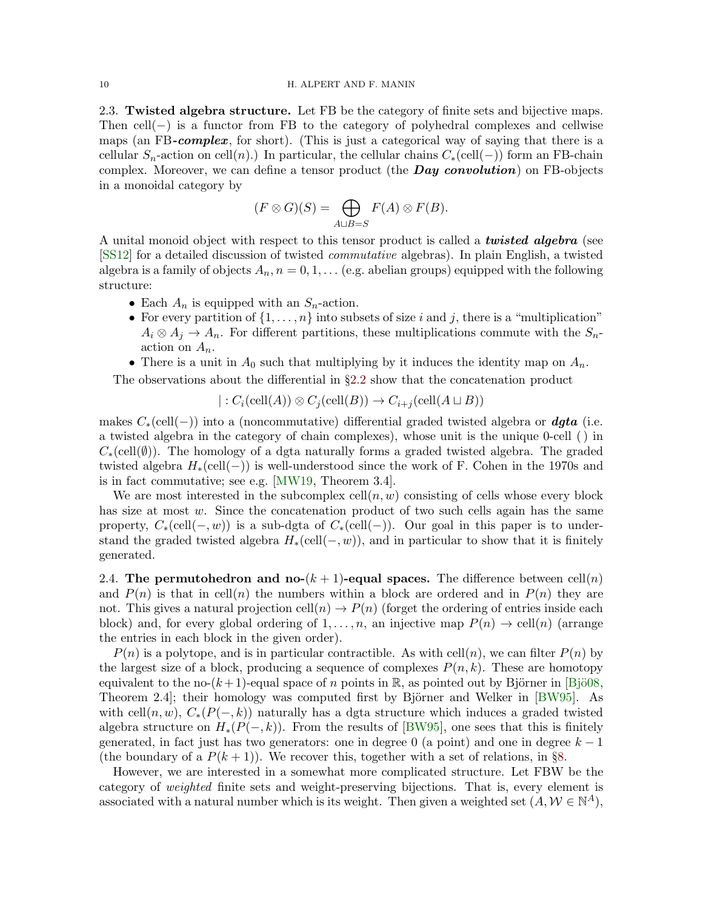**2.3. Twisted algebra structure.** Let FB be the category of finite sets and bijective maps. Then cell$(-)$ is a functor from FB to the category of polyhedral complexes and cellwise maps (an FB-***complex***, for short). (This is just a categorical way of saying that there is a cellular $S_n$-action on cell$(n)$.) In particular, the cellular chains $C_*(\text{cell}(-))$ form an FB-chain complex. Moreover, we can define a tensor product (the ***Day convolution***) on FB-objects in a monoidal category by

$$(F \otimes G)(S) = \bigoplus_{A \sqcup B = S} F(A) \otimes F(B).$$

A unital monoid object with respect to this tensor product is called a ***twisted algebra*** (see [SS12] for a detailed discussion of twisted *commutative* algebras). In plain English, a twisted algebra is a family of objects $A_n, n = 0, 1, \ldots$ (e.g. abelian groups) equipped with the following structure:

- Each $A_n$ is equipped with an $S_n$-action.
- For every partition of $\{1, \ldots, n\}$ into subsets of size $i$ and $j$, there is a "multiplication" $A_i \otimes A_j \to A_n$. For different partitions, these multiplications commute with the $S_n$-action on $A_n$.
- There is a unit in $A_0$ such that multiplying by it induces the identity map on $A_n$.

The observations about the differential in §2.2 show that the concatenation product

$$| : C_i(\text{cell}(A)) \otimes C_j(\text{cell}(B)) \to C_{i+j}(\text{cell}(A \sqcup B))$$

makes $C_*(\text{cell}(-))$ into a (noncommutative) differential graded twisted algebra or ***dgta*** (i.e. a twisted algebra in the category of chain complexes), whose unit is the unique 0-cell $(\,)$ in $C_*(\text{cell}(\emptyset))$. The homology of a dgta naturally forms a graded twisted algebra. The graded twisted algebra $H_*(\text{cell}(-))$ is well-understood since the work of F. Cohen in the 1970s and is in fact commutative; see e.g. [MW19, Theorem 3.4].

We are most interested in the subcomplex cell$(n, w)$ consisting of cells whose every block has size at most $w$. Since the concatenation product of two such cells again has the same property, $C_*(\text{cell}(-, w))$ is a sub-dgta of $C_*(\text{cell}(-))$. Our goal in this paper is to understand the graded twisted algebra $H_*(\text{cell}(-, w))$, and in particular to show that it is finitely generated.

**2.4. The permutohedron and no-$(k+1)$-equal spaces.** The difference between cell$(n)$ and $P(n)$ is that in cell$(n)$ the numbers within a block are ordered and in $P(n)$ they are not. This gives a natural projection cell$(n) \to P(n)$ (forget the ordering of entries inside each block) and, for every global ordering of $1, \ldots, n$, an injective map $P(n) \to \text{cell}(n)$ (arrange the entries in each block in the given order).

$P(n)$ is a polytope, and is in particular contractible. As with cell$(n)$, we can filter $P(n)$ by the largest size of a block, producing a sequence of complexes $P(n, k)$. These are homotopy equivalent to the no-$(k+1)$-equal space of $n$ points in $\mathbb{R}$, as pointed out by Björner in [Bjö08, Theorem 2.4]; their homology was computed first by Björner and Welker in [BW95]. As with cell$(n, w)$, $C_*(P(-, k))$ naturally has a dgta structure which induces a graded twisted algebra structure on $H_*(P(-, k))$. From the results of [BW95], one sees that this is finitely generated, in fact just has two generators: one in degree 0 (a point) and one in degree $k - 1$ (the boundary of a $P(k+1)$). We recover this, together with a set of relations, in §8.

However, we are interested in a somewhat more complicated structure. Let FBW be the category of *weighted* finite sets and weight-preserving bijections. That is, every element is associated with a natural number which is its weight. Then given a weighted set $(A, \mathcal{W} \in \mathbb{N}^A)$,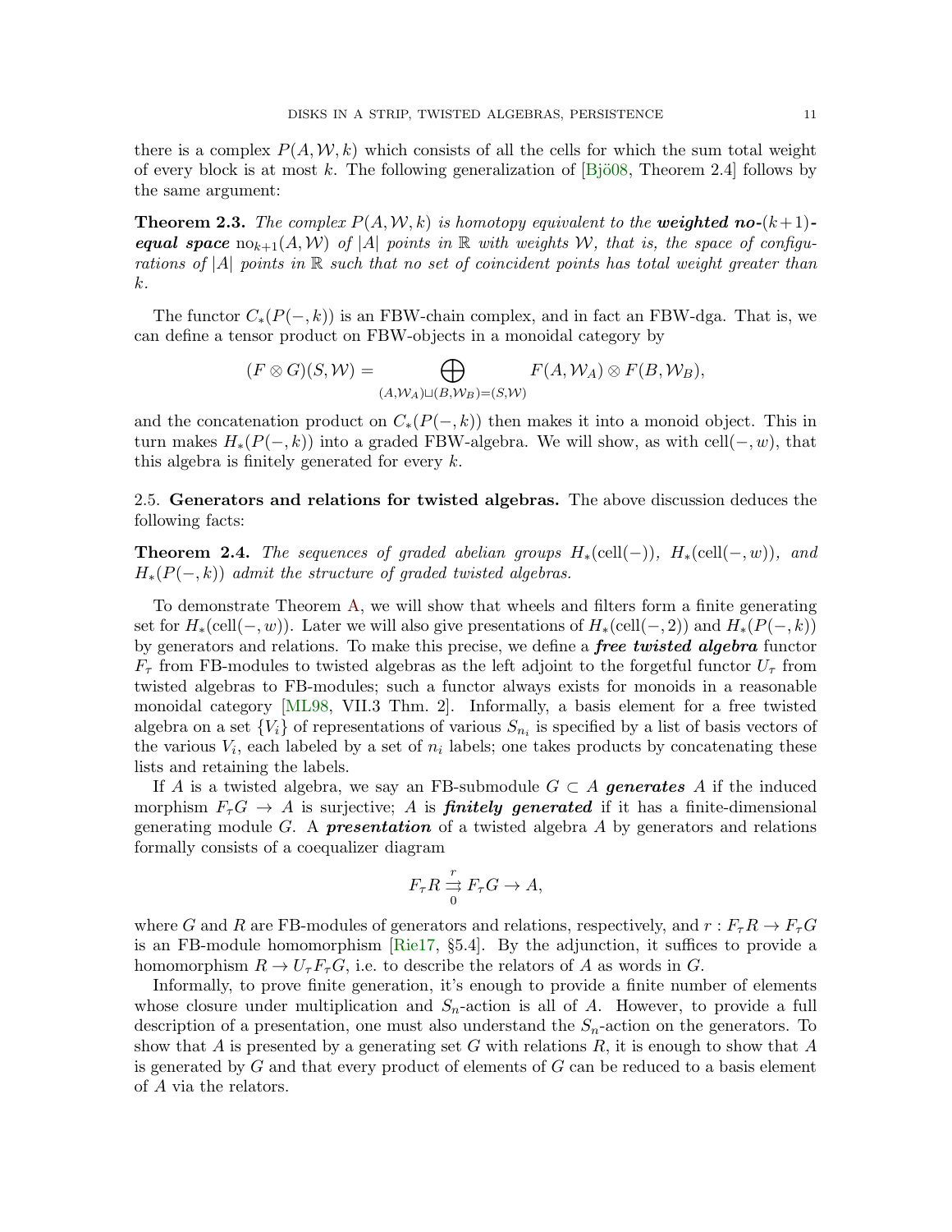there is a complex $P(A, \mathcal{W}, k)$ which consists of all the cells for which the sum total weight of every block is at most $k$. The following generalization of [Bjö08, Theorem 2.4] follows by the same argument:

**Theorem 2.3.** *The complex $P(A, \mathcal{W}, k)$ is homotopy equivalent to the* ***weighted no-$(k+1)$-equal space*** *$\mathrm{no}_{k+1}(A, \mathcal{W})$ of $|A|$ points in $\mathbb{R}$ with weights $\mathcal{W}$, that is, the space of configurations of $|A|$ points in $\mathbb{R}$ such that no set of coincident points has total weight greater than $k$.*

The functor $C_*(P(-, k))$ is an FBW-chain complex, and in fact an FBW-dga. That is, we can define a tensor product on FBW-objects in a monoidal category by

$$(F \otimes G)(S, \mathcal{W}) = \bigoplus_{(A, \mathcal{W}_A) \sqcup (B, \mathcal{W}_B) = (S, \mathcal{W})} F(A, \mathcal{W}_A) \otimes F(B, \mathcal{W}_B),$$

and the concatenation product on $C_*(P(-, k))$ then makes it into a monoid object. This in turn makes $H_*(P(-, k))$ into a graded FBW-algebra. We will show, as with $\mathrm{cell}(-, w)$, that this algebra is finitely generated for every $k$.

## 2.5. Generators and relations for twisted algebras.

The above discussion deduces the following facts:

**Theorem 2.4.** *The sequences of graded abelian groups $H_*(\mathrm{cell}(-))$, $H_*(\mathrm{cell}(-, w))$, and $H_*(P(-, k))$ admit the structure of graded twisted algebras.*

To demonstrate Theorem A, we will show that wheels and filters form a finite generating set for $H_*(\mathrm{cell}(-, w))$. Later we will also give presentations of $H_*(\mathrm{cell}(-, 2))$ and $H_*(P(-, k))$ by generators and relations. To make this precise, we define a ***free twisted algebra*** functor $F_\tau$ from FB-modules to twisted algebras as the left adjoint to the forgetful functor $U_\tau$ from twisted algebras to FB-modules; such a functor always exists for monoids in a reasonable monoidal category [ML98, VII.3 Thm. 2]. Informally, a basis element for a free twisted algebra on a set $\{V_i\}$ of representations of various $S_{n_i}$ is specified by a list of basis vectors of the various $V_i$, each labeled by a set of $n_i$ labels; one takes products by concatenating these lists and retaining the labels.

If $A$ is a twisted algebra, we say an FB-submodule $G \subset A$ ***generates*** $A$ if the induced morphism $F_\tau G \to A$ is surjective; $A$ is ***finitely generated*** if it has a finite-dimensional generating module $G$. A ***presentation*** of a twisted algebra $A$ by generators and relations formally consists of a coequalizer diagram

$$F_\tau R \overset{r}{\underset{0}{\rightrightarrows}} F_\tau G \to A,$$

where $G$ and $R$ are FB-modules of generators and relations, respectively, and $r : F_\tau R \to F_\tau G$ is an FB-module homomorphism [Rie17, §5.4]. By the adjunction, it suffices to provide a homomorphism $R \to U_\tau F_\tau G$, i.e. to describe the relators of $A$ as words in $G$.

Informally, to prove finite generation, it's enough to provide a finite number of elements whose closure under multiplication and $S_n$-action is all of $A$. However, to provide a full description of a presentation, one must also understand the $S_n$-action on the generators. To show that $A$ is presented by a generating set $G$ with relations $R$, it is enough to show that $A$ is generated by $G$ and that every product of elements of $G$ can be reduced to a basis element of $A$ via the relators.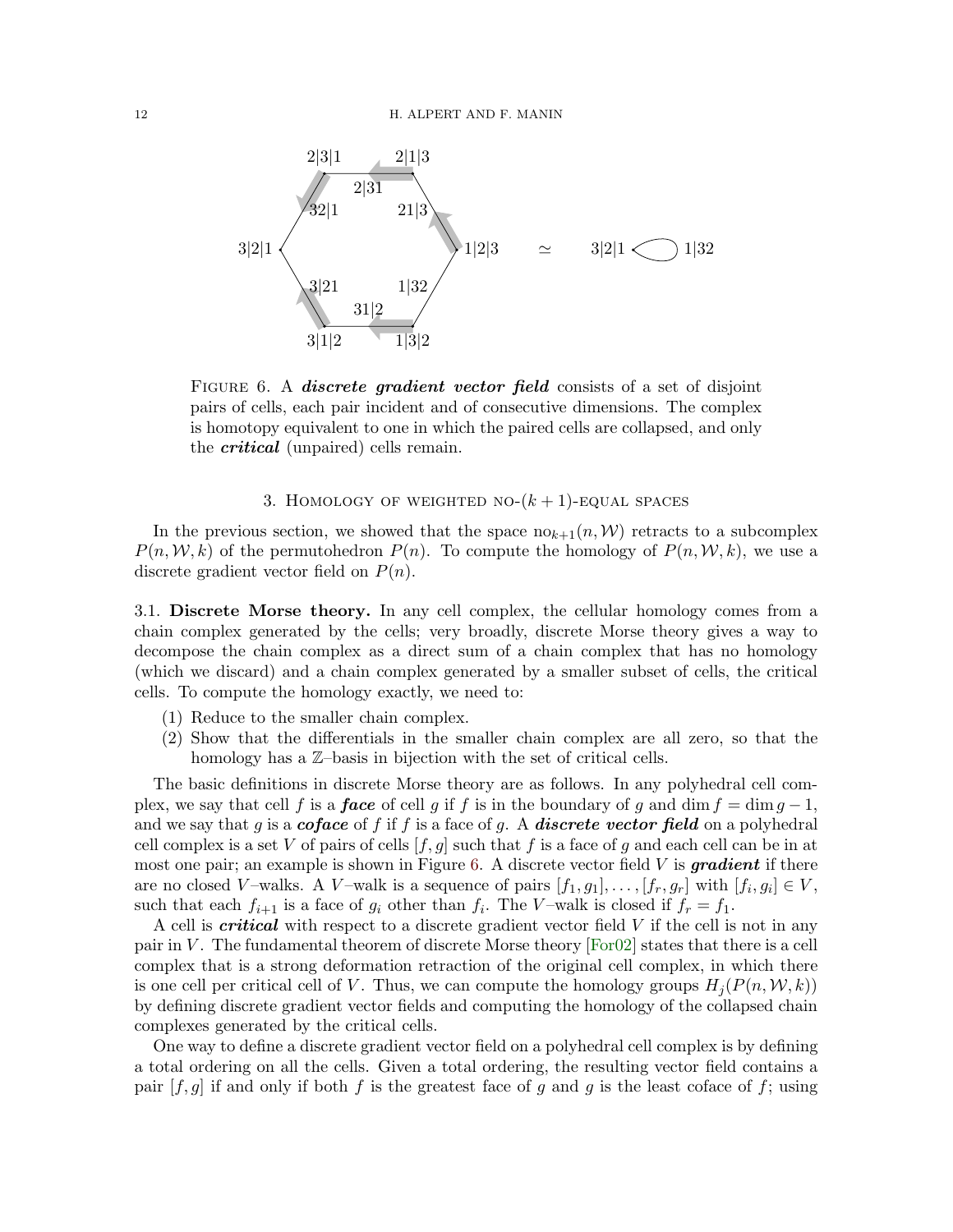FIGURE 6. A ***discrete gradient vector field*** consists of a set of disjoint pairs of cells, each pair incident and of consecutive dimensions. The complex is homotopy equivalent to one in which the paired cells are collapsed, and only the ***critical*** (unpaired) cells remain.

## 3. Homology of weighted no-$(k+1)$-equal spaces

In the previous section, we showed that the space $\mathrm{no}_{k+1}(n, \mathcal{W})$ retracts to a subcomplex $P(n, \mathcal{W}, k)$ of the permutohedron $P(n)$. To compute the homology of $P(n, \mathcal{W}, k)$, we use a discrete gradient vector field on $P(n)$.

**3.1. Discrete Morse theory.** In any cell complex, the cellular homology comes from a chain complex generated by the cells; very broadly, discrete Morse theory gives a way to decompose the chain complex as a direct sum of a chain complex that has no homology (which we discard) and a chain complex generated by a smaller subset of cells, the critical cells. To compute the homology exactly, we need to:

(1) Reduce to the smaller chain complex.
(2) Show that the differentials in the smaller chain complex are all zero, so that the homology has a $\mathbb{Z}$–basis in bijection with the set of critical cells.

The basic definitions in discrete Morse theory are as follows. In any polyhedral cell complex, we say that cell $f$ is a ***face*** of cell $g$ if $f$ is in the boundary of $g$ and $\dim f = \dim g - 1$, and we say that $g$ is a ***coface*** of $f$ if $f$ is a face of $g$. A ***discrete vector field*** on a polyhedral cell complex is a set $V$ of pairs of cells $[f, g]$ such that $f$ is a face of $g$ and each cell can be in at most one pair; an example is shown in Figure 6. A discrete vector field $V$ is ***gradient*** if there are no closed $V$–walks. A $V$–walk is a sequence of pairs $[f_1, g_1], \ldots, [f_r, g_r]$ with $[f_i, g_i] \in V$, such that each $f_{i+1}$ is a face of $g_i$ other than $f_i$. The $V$–walk is closed if $f_r = f_1$.

A cell is ***critical*** with respect to a discrete gradient vector field $V$ if the cell is not in any pair in $V$. The fundamental theorem of discrete Morse theory [For02] states that there is a cell complex that is a strong deformation retraction of the original cell complex, in which there is one cell per critical cell of $V$. Thus, we can compute the homology groups $H_j(P(n, \mathcal{W}, k))$ by defining discrete gradient vector fields and computing the homology of the collapsed chain complexes generated by the critical cells.

One way to define a discrete gradient vector field on a polyhedral cell complex is by defining a total ordering on all the cells. Given a total ordering, the resulting vector field contains a pair $[f, g]$ if and only if both $f$ is the greatest face of $g$ and $g$ is the least coface of $f$; using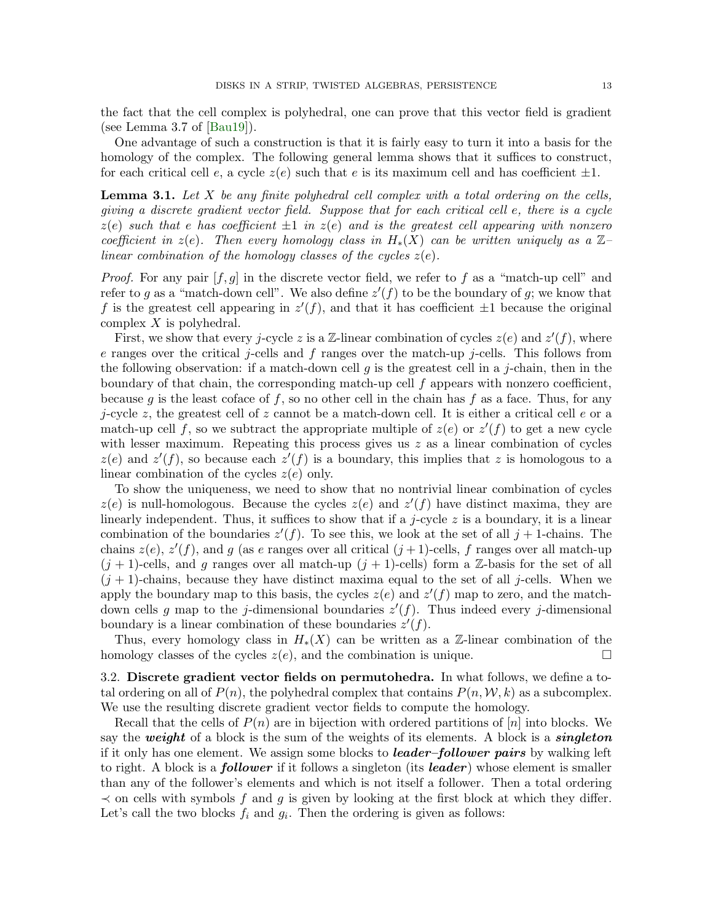the fact that the cell complex is polyhedral, one can prove that this vector field is gradient (see Lemma 3.7 of [Bau19]).

One advantage of such a construction is that it is fairly easy to turn it into a basis for the homology of the complex. The following general lemma shows that it suffices to construct, for each critical cell $e$, a cycle $z(e)$ such that $e$ is its maximum cell and has coefficient $\pm 1$.

**Lemma 3.1.** *Let $X$ be any finite polyhedral cell complex with a total ordering on the cells, giving a discrete gradient vector field. Suppose that for each critical cell $e$, there is a cycle $z(e)$ such that $e$ has coefficient $\pm 1$ in $z(e)$ and is the greatest cell appearing with nonzero coefficient in $z(e)$. Then every homology class in $H_*(X)$ can be written uniquely as a $\mathbb{Z}$–linear combination of the homology classes of the cycles $z(e)$.*

*Proof.* For any pair $[f, g]$ in the discrete vector field, we refer to $f$ as a "match-up cell" and refer to $g$ as a "match-down cell". We also define $z'(f)$ to be the boundary of $g$; we know that $f$ is the greatest cell appearing in $z'(f)$, and that it has coefficient $\pm 1$ because the original complex $X$ is polyhedral.

First, we show that every $j$-cycle $z$ is a $\mathbb{Z}$-linear combination of cycles $z(e)$ and $z'(f)$, where $e$ ranges over the critical $j$-cells and $f$ ranges over the match-up $j$-cells. This follows from the following observation: if a match-down cell $g$ is the greatest cell in a $j$-chain, then in the boundary of that chain, the corresponding match-up cell $f$ appears with nonzero coefficient, because $g$ is the least coface of $f$, so no other cell in the chain has $f$ as a face. Thus, for any $j$-cycle $z$, the greatest cell of $z$ cannot be a match-down cell. It is either a critical cell $e$ or a match-up cell $f$, so we subtract the appropriate multiple of $z(e)$ or $z'(f)$ to get a new cycle with lesser maximum. Repeating this process gives us $z$ as a linear combination of cycles $z(e)$ and $z'(f)$, so because each $z'(f)$ is a boundary, this implies that $z$ is homologous to a linear combination of the cycles $z(e)$ only.

To show the uniqueness, we need to show that no nontrivial linear combination of cycles $z(e)$ is null-homologous. Because the cycles $z(e)$ and $z'(f)$ have distinct maxima, they are linearly independent. Thus, it suffices to show that if a $j$-cycle $z$ is a boundary, it is a linear combination of the boundaries $z'(f)$. To see this, we look at the set of all $j+1$-chains. The chains $z(e)$, $z'(f)$, and $g$ (as $e$ ranges over all critical $(j+1)$-cells, $f$ ranges over all match-up $(j+1)$-cells, and $g$ ranges over all match-up $(j+1)$-cells) form a $\mathbb{Z}$-basis for the set of all $(j+1)$-chains, because they have distinct maxima equal to the set of all $j$-cells. When we apply the boundary map to this basis, the cycles $z(e)$ and $z'(f)$ map to zero, and the match-down cells $g$ map to the $j$-dimensional boundaries $z'(f)$. Thus indeed every $j$-dimensional boundary is a linear combination of these boundaries $z'(f)$.

Thus, every homology class in $H_*(X)$ can be written as a $\mathbb{Z}$-linear combination of the homology classes of the cycles $z(e)$, and the combination is unique. $\square$

3.2. **Discrete gradient vector fields on permutohedra.** In what follows, we define a total ordering on all of $P(n)$, the polyhedral complex that contains $P(n, \mathcal{W}, k)$ as a subcomplex. We use the resulting discrete gradient vector fields to compute the homology.

Recall that the cells of $P(n)$ are in bijection with ordered partitions of $[n]$ into blocks. We say the ***weight*** of a block is the sum of the weights of its elements. A block is a ***singleton*** if it only has one element. We assign some blocks to ***leader–follower pairs*** by walking left to right. A block is a ***follower*** if it follows a singleton (its ***leader***) whose element is smaller than any of the follower's elements and which is not itself a follower. Then a total ordering $\prec$ on cells with symbols $f$ and $g$ is given by looking at the first block at which they differ. Let's call the two blocks $f_i$ and $g_i$. Then the ordering is given as follows: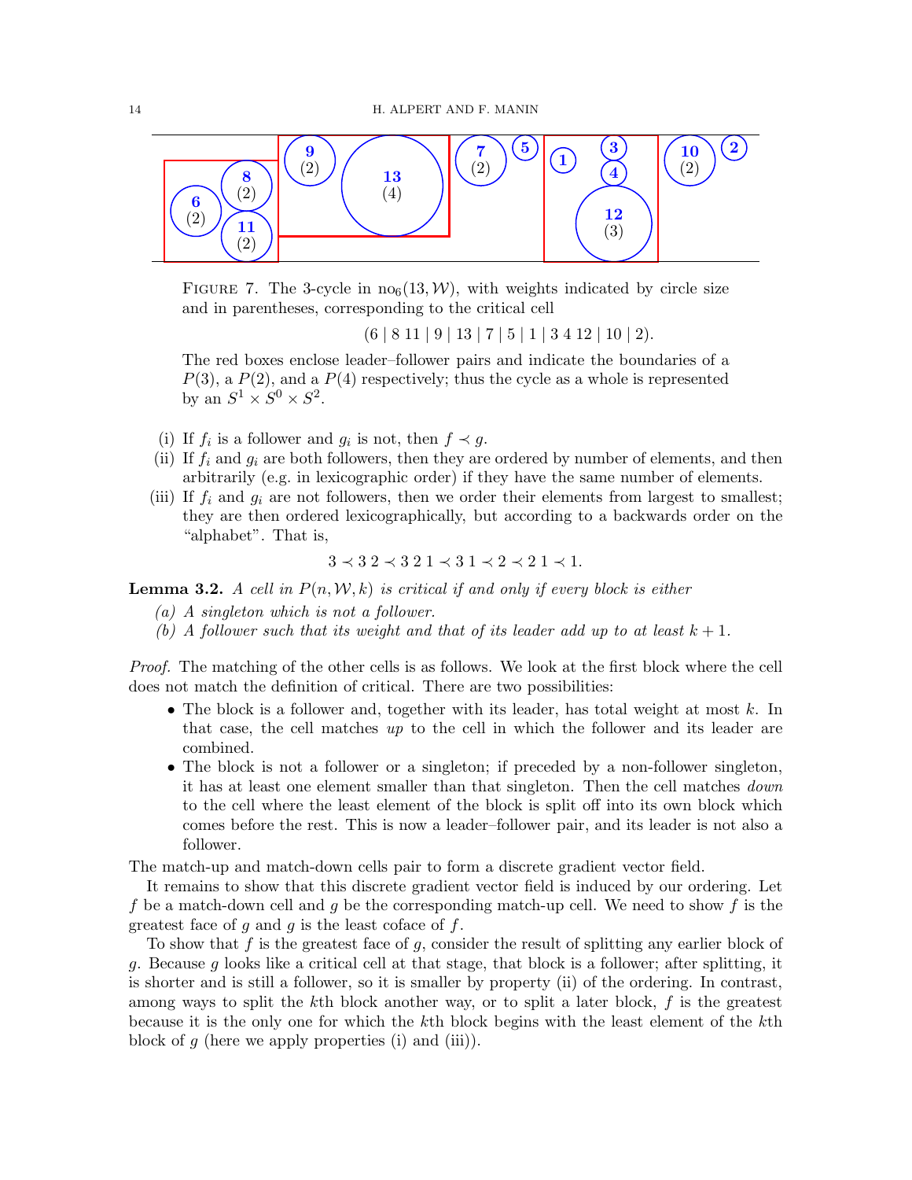FIGURE 7. The 3-cycle in $\mathrm{no}_6(13, \mathcal{W})$, with weights indicated by circle size and in parentheses, corresponding to the critical cell

$$(6 \mid 8\ 11 \mid 9 \mid 13 \mid 7 \mid 5 \mid 1 \mid 3\ 4\ 12 \mid 10 \mid 2).$$

The red boxes enclose leader–follower pairs and indicate the boundaries of a $P(3)$, a $P(2)$, and a $P(4)$ respectively; thus the cycle as a whole is represented by an $S^1 \times S^0 \times S^2$.

(i) If $f_i$ is a follower and $g_i$ is not, then $f \prec g$.

(ii) If $f_i$ and $g_i$ are both followers, then they are ordered by number of elements, and then arbitrarily (e.g. in lexicographic order) if they have the same number of elements.

(iii) If $f_i$ and $g_i$ are not followers, then we order their elements from largest to smallest; they are then ordered lexicographically, but according to a backwards order on the "alphabet". That is,

$$3 \prec 3\ 2 \prec 3\ 2\ 1 \prec 3\ 1 \prec 2 \prec 2\ 1 \prec 1.$$

**Lemma 3.2.** *A cell in $P(n, \mathcal{W}, k)$ is critical if and only if every block is either*

*(a) A singleton which is not a follower.*

*(b) A follower such that its weight and that of its leader add up to at least $k + 1$.*

*Proof.* The matching of the other cells is as follows. We look at the first block where the cell does not match the definition of critical. There are two possibilities:

- The block is a follower and, together with its leader, has total weight at most $k$. In that case, the cell matches *up* to the cell in which the follower and its leader are combined.
- The block is not a follower or a singleton; if preceded by a non-follower singleton, it has at least one element smaller than that singleton. Then the cell matches *down* to the cell where the least element of the block is split off into its own block which comes before the rest. This is now a leader–follower pair, and its leader is not also a follower.

The match-up and match-down cells pair to form a discrete gradient vector field.

It remains to show that this discrete gradient vector field is induced by our ordering. Let $f$ be a match-down cell and $g$ be the corresponding match-up cell. We need to show $f$ is the greatest face of $g$ and $g$ is the least coface of $f$.

To show that $f$ is the greatest face of $g$, consider the result of splitting any earlier block of $g$. Because $g$ looks like a critical cell at that stage, that block is a follower; after splitting, it is shorter and is still a follower, so it is smaller by property (ii) of the ordering. In contrast, among ways to split the $k$th block another way, or to split a later block, $f$ is the greatest because it is the only one for which the $k$th block begins with the least element of the $k$th block of $g$ (here we apply properties (i) and (iii)).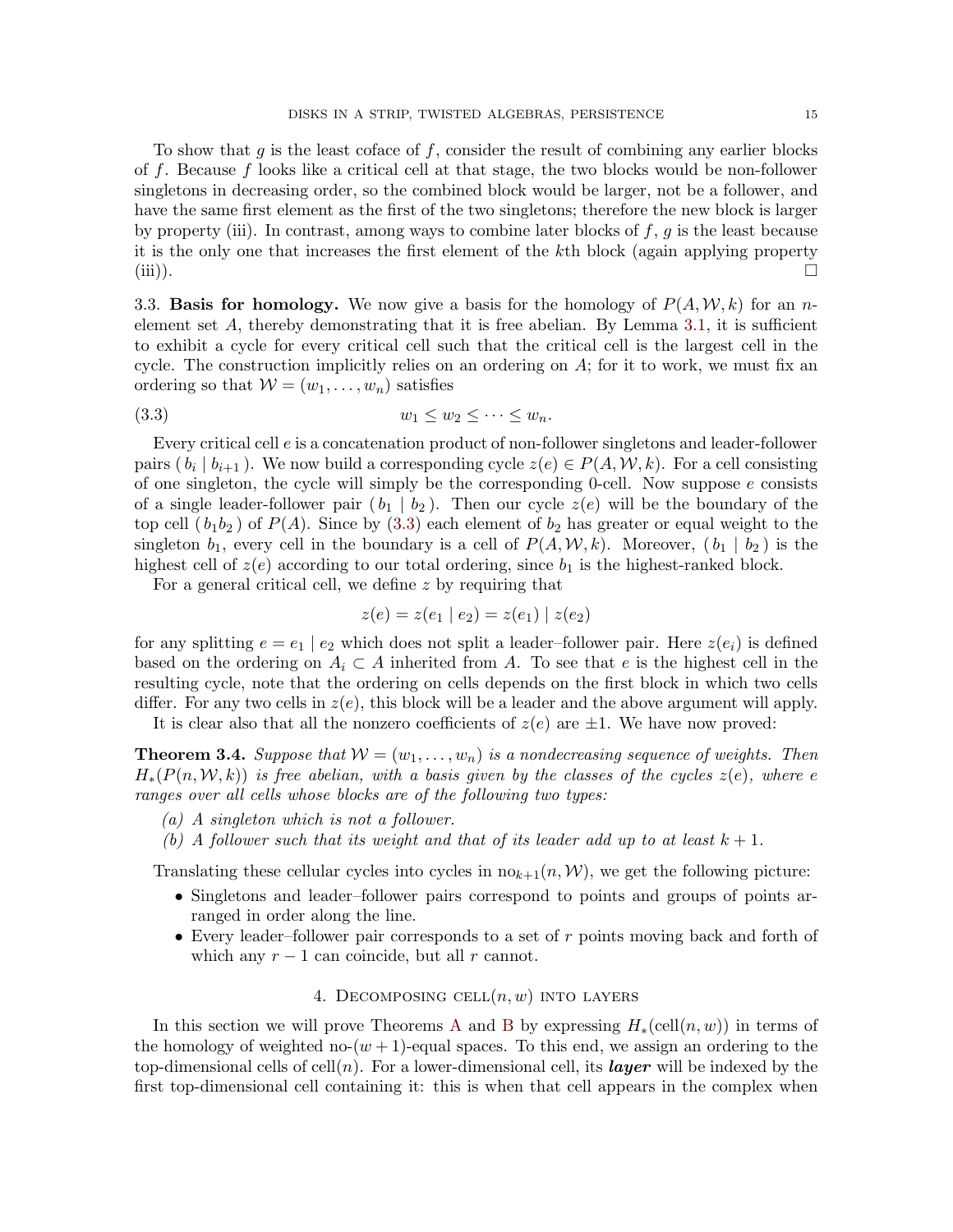To show that $g$ is the least coface of $f$, consider the result of combining any earlier blocks of $f$. Because $f$ looks like a critical cell at that stage, the two blocks would be non-follower singletons in decreasing order, so the combined block would be larger, not be a follower, and have the same first element as the first of the two singletons; therefore the new block is larger by property (iii). In contrast, among ways to combine later blocks of $f$, $g$ is the least because it is the only one that increases the first element of the $k$th block (again applying property (iii)). $\square$

3.3. **Basis for homology.** We now give a basis for the homology of $P(A, \mathcal{W}, k)$ for an $n$-element set $A$, thereby demonstrating that it is free abelian. By Lemma 3.1, it is sufficient to exhibit a cycle for every critical cell such that the critical cell is the largest cell in the cycle. The construction implicitly relies on an ordering on $A$; for it to work, we must fix an ordering so that $\mathcal{W} = (w_1, \dots, w_n)$ satisfies

$$w_1 \leq w_2 \leq \cdots \leq w_n. \tag{3.3}$$

Every critical cell $e$ is a concatenation product of non-follower singletons and leader-follower pairs $(\, b_i \mid b_{i+1} \,)$. We now build a corresponding cycle $z(e) \in P(A, \mathcal{W}, k)$. For a cell consisting of one singleton, the cycle will simply be the corresponding 0-cell. Now suppose $e$ consists of a single leader-follower pair $(\, b_1 \mid b_2 \,)$. Then our cycle $z(e)$ will be the boundary of the top cell $(\, b_1 b_2 \,)$ of $P(A)$. Since by (3.3) each element of $b_2$ has greater or equal weight to the singleton $b_1$, every cell in the boundary is a cell of $P(A, \mathcal{W}, k)$. Moreover, $(\, b_1 \mid b_2 \,)$ is the highest cell of $z(e)$ according to our total ordering, since $b_1$ is the highest-ranked block.

For a general critical cell, we define $z$ by requiring that

$$z(e) = z(e_1 \mid e_2) = z(e_1) \mid z(e_2)$$

for any splitting $e = e_1 \mid e_2$ which does not split a leader–follower pair. Here $z(e_i)$ is defined based on the ordering on $A_i \subset A$ inherited from $A$. To see that $e$ is the highest cell in the resulting cycle, note that the ordering on cells depends on the first block in which two cells differ. For any two cells in $z(e)$, this block will be a leader and the above argument will apply.

It is clear also that all the nonzero coefficients of $z(e)$ are $\pm 1$. We have now proved:

**Theorem 3.4.** *Suppose that $\mathcal{W} = (w_1, \dots, w_n)$ is a nondecreasing sequence of weights. Then $H_*(P(n, \mathcal{W}, k))$ is free abelian, with a basis given by the classes of the cycles $z(e)$, where $e$ ranges over all cells whose blocks are of the following two types:*

*(a) A singleton which is not a follower.*

*(b) A follower such that its weight and that of its leader add up to at least $k + 1$.*

Translating these cellular cycles into cycles in $\mathrm{no}_{k+1}(n, \mathcal{W})$, we get the following picture:

- Singletons and leader–follower pairs correspond to points and groups of points arranged in order along the line.
- Every leader–follower pair corresponds to a set of $r$ points moving back and forth of which any $r - 1$ can coincide, but all $r$ cannot.

## 4. Decomposing $\mathrm{cell}(n, w)$ into layers

In this section we will prove Theorems A and B by expressing $H_*(\mathrm{cell}(n, w))$ in terms of the homology of weighted no-$(w + 1)$-equal spaces. To this end, we assign an ordering to the top-dimensional cells of $\mathrm{cell}(n)$. For a lower-dimensional cell, its ***layer*** will be indexed by the first top-dimensional cell containing it: this is when that cell appears in the complex when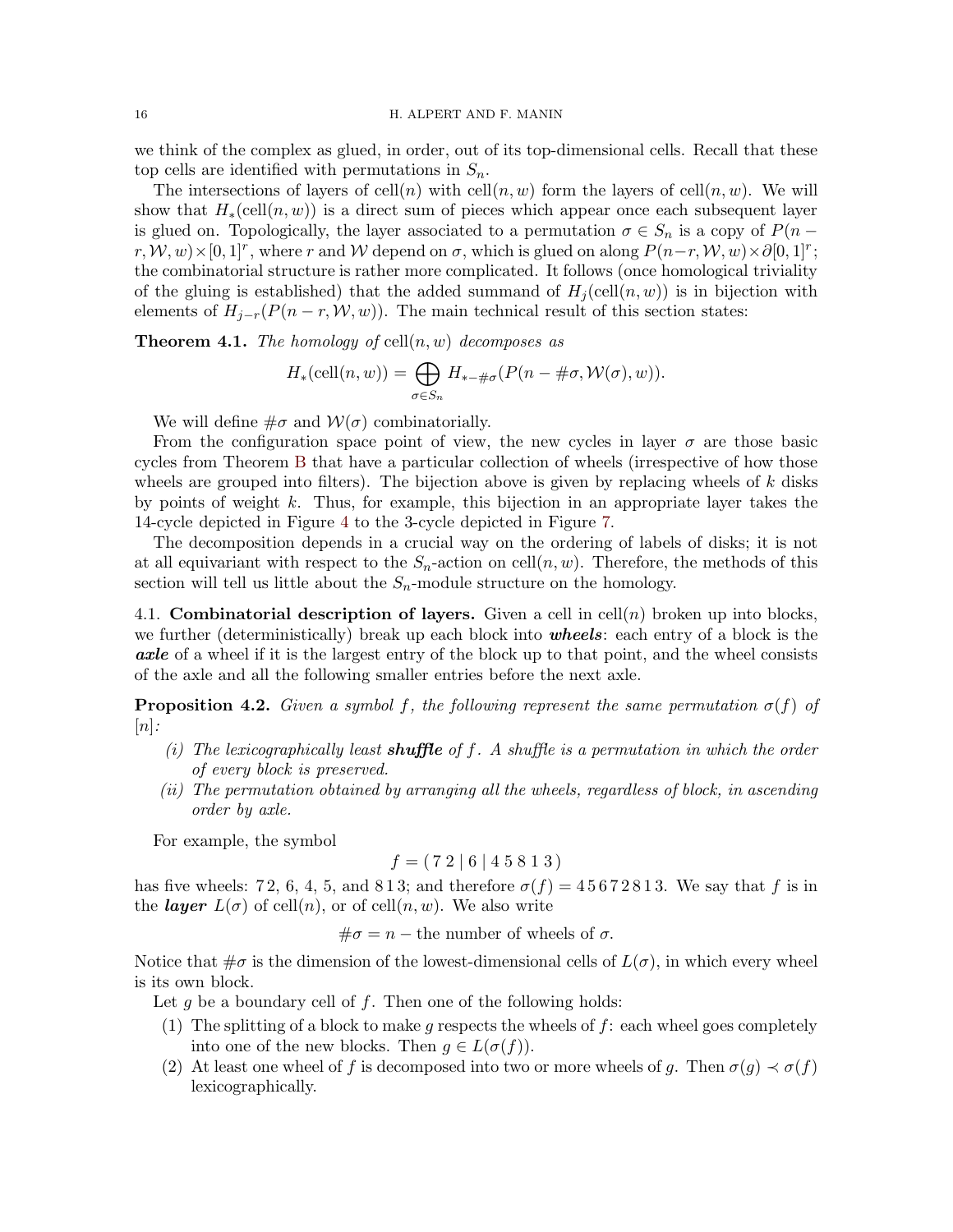we think of the complex as glued, in order, out of its top-dimensional cells. Recall that these top cells are identified with permutations in $S_n$.

The intersections of layers of $\text{cell}(n)$ with $\text{cell}(n,w)$ form the layers of $\text{cell}(n,w)$. We will show that $H_*(\text{cell}(n,w))$ is a direct sum of pieces which appear once each subsequent layer is glued on. Topologically, the layer associated to a permutation $\sigma \in S_n$ is a copy of $P(n-r,\mathcal{W},w)\times[0,1]^r$, where $r$ and $\mathcal{W}$ depend on $\sigma$, which is glued on along $P(n-r,\mathcal{W},w)\times\partial[0,1]^r$; the combinatorial structure is rather more complicated. It follows (once homological triviality of the gluing is established) that the added summand of $H_j(\text{cell}(n,w))$ is in bijection with elements of $H_{j-r}(P(n-r,\mathcal{W},w))$. The main technical result of this section states:

**Theorem 4.1.** *The homology of* $\text{cell}(n,w)$ *decomposes as*

$$H_*(\text{cell}(n,w)) = \bigoplus_{\sigma\in S_n} H_{*-\#\sigma}(P(n-\#\sigma,\mathcal{W}(\sigma),w)).$$

We will define $\#\sigma$ and $\mathcal{W}(\sigma)$ combinatorially.

From the configuration space point of view, the new cycles in layer $\sigma$ are those basic cycles from Theorem B that have a particular collection of wheels (irrespective of how those wheels are grouped into filters). The bijection above is given by replacing wheels of $k$ disks by points of weight $k$. Thus, for example, this bijection in an appropriate layer takes the 14-cycle depicted in Figure 4 to the 3-cycle depicted in Figure 7.

The decomposition depends in a crucial way on the ordering of labels of disks; it is not at all equivariant with respect to the $S_n$-action on $\text{cell}(n,w)$. Therefore, the methods of this section will tell us little about the $S_n$-module structure on the homology.

4.1. **Combinatorial description of layers.** Given a cell in $\text{cell}(n)$ broken up into blocks, we further (deterministically) break up each block into ***wheels***: each entry of a block is the ***axle*** of a wheel if it is the largest entry of the block up to that point, and the wheel consists of the axle and all the following smaller entries before the next axle.

**Proposition 4.2.** *Given a symbol* $f$*, the following represent the same permutation* $\sigma(f)$ *of* $[n]$*:*

- *(i) The lexicographically least* ***shuffle*** *of* $f$*. A shuffle is a permutation in which the order of every block is preserved.*
- *(ii) The permutation obtained by arranging all the wheels, regardless of block, in ascending order by axle.*

For example, the symbol

$$f = (\,7\,2 \mid 6 \mid 4\,5\,8\,1\,3\,)$$

has five wheels: 7 2, 6, 4, 5, and 8 1 3; and therefore $\sigma(f) = 4\,5\,6\,7\,2\,8\,1\,3$. We say that $f$ is in the ***layer*** $L(\sigma)$ of $\text{cell}(n)$, or of $\text{cell}(n,w)$. We also write

$$\#\sigma = n - \text{the number of wheels of } \sigma.$$

Notice that $\#\sigma$ is the dimension of the lowest-dimensional cells of $L(\sigma)$, in which every wheel is its own block.

Let $g$ be a boundary cell of $f$. Then one of the following holds:

1. The splitting of a block to make $g$ respects the wheels of $f$: each wheel goes completely into one of the new blocks. Then $g \in L(\sigma(f))$.
2. At least one wheel of $f$ is decomposed into two or more wheels of $g$. Then $\sigma(g) \prec \sigma(f)$ lexicographically.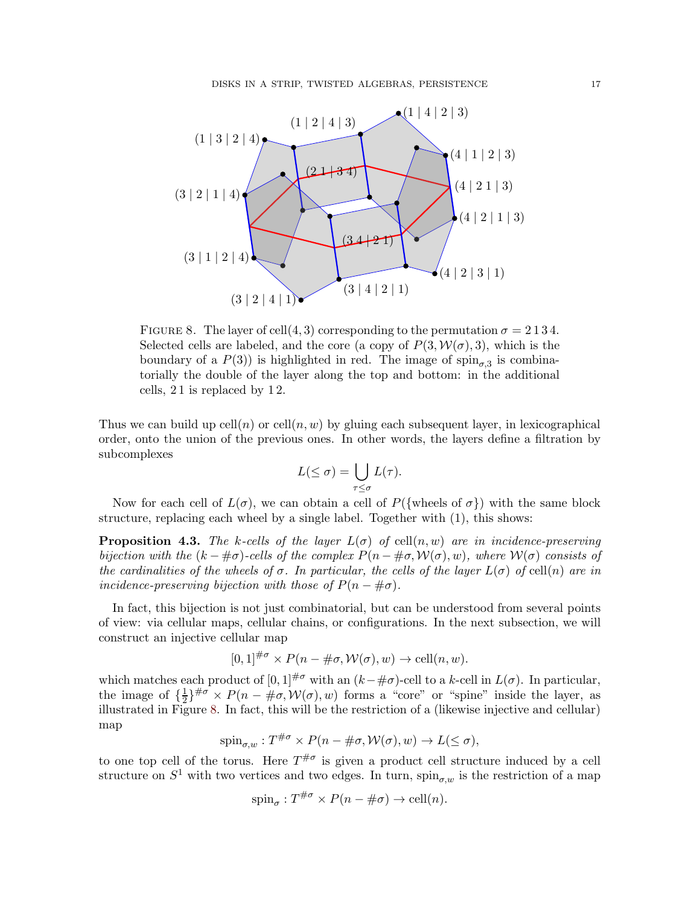FIGURE 8. The layer of cell$(4,3)$ corresponding to the permutation $\sigma = 2\,1\,3\,4$. Selected cells are labeled, and the core (a copy of $P(3, \mathcal{W}(\sigma), 3)$, which is the boundary of a $P(3)$) is highlighted in red. The image of $\mathrm{spin}_{\sigma,3}$ is combinatorially the double of the layer along the top and bottom: in the additional cells, $2\,1$ is replaced by $1\,2$.

Thus we can build up cell$(n)$ or cell$(n, w)$ by gluing each subsequent layer, in lexicographical order, onto the union of the previous ones. In other words, the layers define a filtration by subcomplexes

$$L(\leq \sigma) = \bigcup_{\tau \leq \sigma} L(\tau).$$

Now for each cell of $L(\sigma)$, we can obtain a cell of $P(\{\text{wheels of } \sigma\})$ with the same block structure, replacing each wheel by a single label. Together with (1), this shows:

**Proposition 4.3.** *The $k$-cells of the layer $L(\sigma)$ of* cell$(n, w)$ *are in incidence-preserving bijection with the $(k - \#\sigma)$-cells of the complex $P(n - \#\sigma, \mathcal{W}(\sigma), w)$, where $\mathcal{W}(\sigma)$ consists of the cardinalities of the wheels of $\sigma$. In particular, the cells of the layer $L(\sigma)$ of* cell$(n)$ *are in incidence-preserving bijection with those of $P(n - \#\sigma)$.*

In fact, this bijection is not just combinatorial, but can be understood from several points of view: via cellular maps, cellular chains, or configurations. In the next subsection, we will construct an injective cellular map

$$[0, 1]^{\#\sigma} \times P(n - \#\sigma, \mathcal{W}(\sigma), w) \to \text{cell}(n, w).$$

which matches each product of $[0, 1]^{\#\sigma}$ with an $(k - \#\sigma)$-cell to a $k$-cell in $L(\sigma)$. In particular, the image of $\{\frac{1}{2}\}^{\#\sigma} \times P(n - \#\sigma, \mathcal{W}(\sigma), w)$ forms a "core" or "spine" inside the layer, as illustrated in Figure 8. In fact, this will be the restriction of a (likewise injective and cellular) map

$$\mathrm{spin}_{\sigma,w} : T^{\#\sigma} \times P(n - \#\sigma, \mathcal{W}(\sigma), w) \to L(\leq \sigma),$$

to one top cell of the torus. Here $T^{\#\sigma}$ is given a product cell structure induced by a cell structure on $S^1$ with two vertices and two edges. In turn, $\mathrm{spin}_{\sigma,w}$ is the restriction of a map

$$\mathrm{spin}_{\sigma} : T^{\#\sigma} \times P(n - \#\sigma) \to \text{cell}(n).$$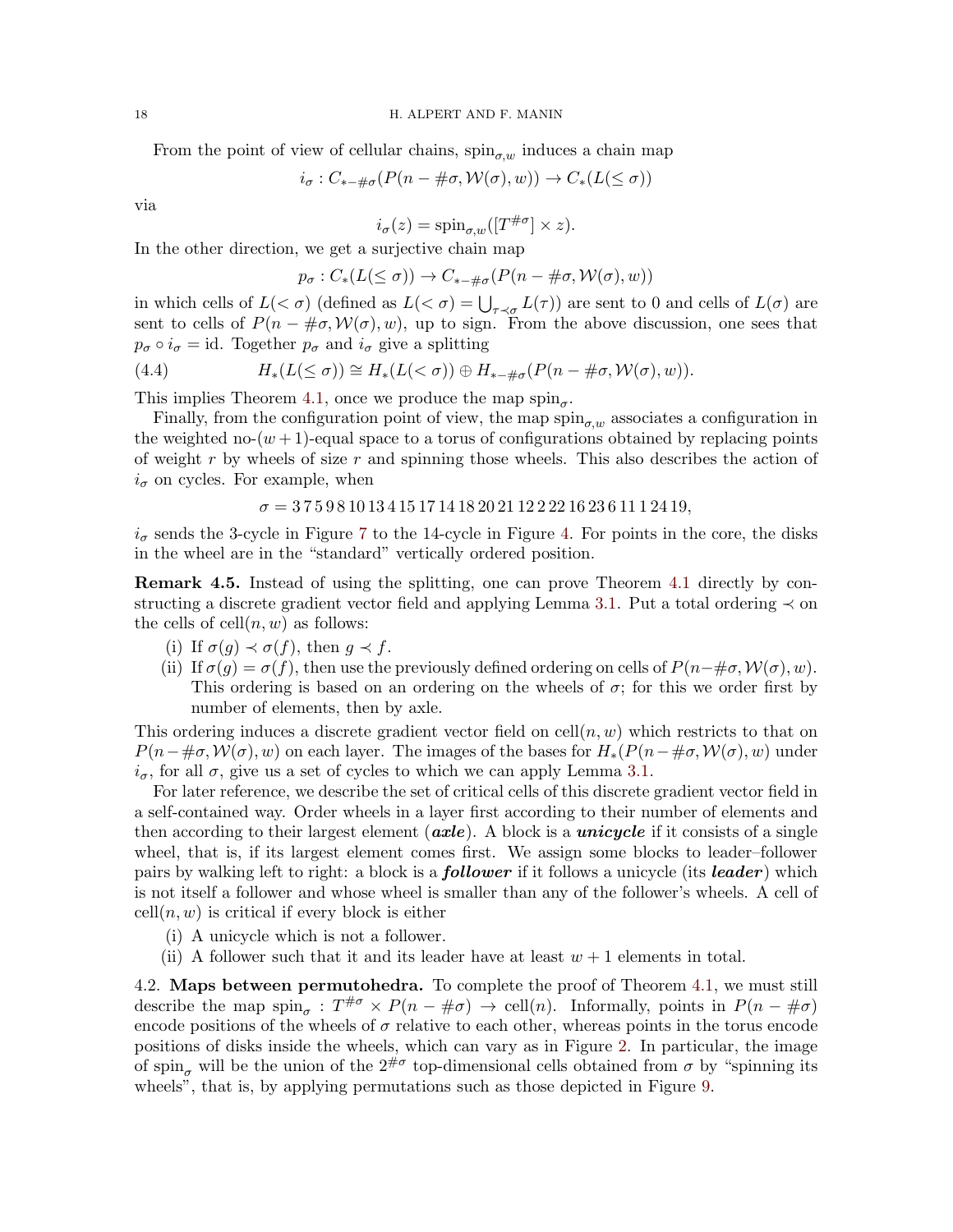From the point of view of cellular chains, $\mathrm{spin}_{\sigma,w}$ induces a chain map

$$i_\sigma : C_{*-\#\sigma}(P(n-\#\sigma, \mathcal{W}(\sigma), w)) \to C_*(L(\leq \sigma))$$

via

$$i_\sigma(z) = \mathrm{spin}_{\sigma,w}([T^{\#\sigma}] \times z).$$

In the other direction, we get a surjective chain map

$$p_\sigma : C_*(L(\leq \sigma)) \to C_{*-\#\sigma}(P(n-\#\sigma, \mathcal{W}(\sigma), w))$$

in which cells of $L(< \sigma)$ (defined as $L(< \sigma) = \bigcup_{\tau \prec \sigma} L(\tau)$) are sent to 0 and cells of $L(\sigma)$ are sent to cells of $P(n-\#\sigma, \mathcal{W}(\sigma), w)$, up to sign. From the above discussion, one sees that $p_\sigma \circ i_\sigma = \mathrm{id}$. Together $p_\sigma$ and $i_\sigma$ give a splitting

$$H_*(L(\leq \sigma)) \cong H_*(L(< \sigma)) \oplus H_{*-\#\sigma}(P(n-\#\sigma, \mathcal{W}(\sigma), w)). \tag{4.4}$$

This implies Theorem 4.1, once we produce the map $\mathrm{spin}_\sigma$.

Finally, from the configuration point of view, the map $\mathrm{spin}_{\sigma,w}$ associates a configuration in the weighted no-$(w+1)$-equal space to a torus of configurations obtained by replacing points of weight $r$ by wheels of size $r$ and spinning those wheels. This also describes the action of $i_\sigma$ on cycles. For example, when

$$\sigma = 3\,7\,5\,9\,8\,10\,13\,4\,15\,17\,14\,18\,20\,21\,12\,2\,22\,16\,23\,6\,11\,1\,24\,19,$$

$i_\sigma$ sends the 3-cycle in Figure 7 to the 14-cycle in Figure 4. For points in the core, the disks in the wheel are in the "standard" vertically ordered position.

**Remark 4.5.** Instead of using the splitting, one can prove Theorem 4.1 directly by constructing a discrete gradient vector field and applying Lemma 3.1. Put a total ordering $\prec$ on the cells of $\mathrm{cell}(n, w)$ as follows:

(i) If $\sigma(g) \prec \sigma(f)$, then $g \prec f$.

(ii) If $\sigma(g) = \sigma(f)$, then use the previously defined ordering on cells of $P(n-\#\sigma, \mathcal{W}(\sigma), w)$. This ordering is based on an ordering on the wheels of $\sigma$; for this we order first by number of elements, then by axle.

This ordering induces a discrete gradient vector field on $\mathrm{cell}(n, w)$ which restricts to that on $P(n-\#\sigma, \mathcal{W}(\sigma), w)$ on each layer. The images of the bases for $H_*(P(n-\#\sigma, \mathcal{W}(\sigma), w)$ under $i_\sigma$, for all $\sigma$, give us a set of cycles to which we can apply Lemma 3.1.

For later reference, we describe the set of critical cells of this discrete gradient vector field in a self-contained way. Order wheels in a layer first according to their number of elements and then according to their largest element (***axle***). A block is a ***unicycle*** if it consists of a single wheel, that is, if its largest element comes first. We assign some blocks to leader–follower pairs by walking left to right: a block is a ***follower*** if it follows a unicycle (its ***leader***) which is not itself a follower and whose wheel is smaller than any of the follower's wheels. A cell of $\mathrm{cell}(n, w)$ is critical if every block is either

(i) A unicycle which is not a follower.

(ii) A follower such that it and its leader have at least $w+1$ elements in total.

4.2. **Maps between permutohedra.** To complete the proof of Theorem 4.1, we must still describe the map $\mathrm{spin}_\sigma : T^{\#\sigma} \times P(n-\#\sigma) \to \mathrm{cell}(n)$. Informally, points in $P(n-\#\sigma)$ encode positions of the wheels of $\sigma$ relative to each other, whereas points in the torus encode positions of disks inside the wheels, which can vary as in Figure 2. In particular, the image of $\mathrm{spin}_\sigma$ will be the union of the $2^{\#\sigma}$ top-dimensional cells obtained from $\sigma$ by "spinning its wheels", that is, by applying permutations such as those depicted in Figure 9.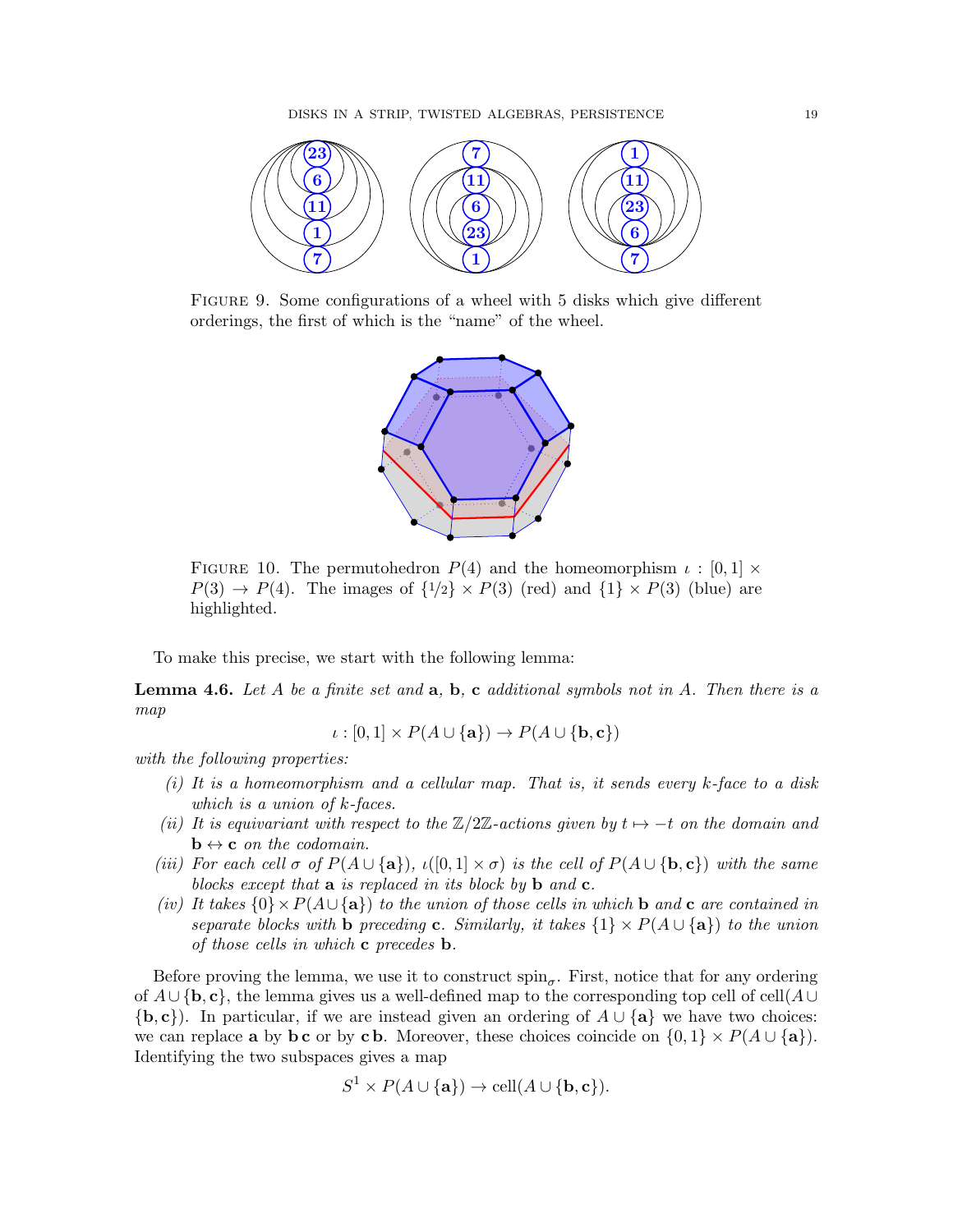FIGURE 9. Some configurations of a wheel with 5 disks which give different orderings, the first of which is the "name" of the wheel.

FIGURE 10. The permutohedron $P(4)$ and the homeomorphism $\iota : [0,1] \times P(3) \to P(4)$. The images of $\{1/2\} \times P(3)$ (red) and $\{1\} \times P(3)$ (blue) are highlighted.

To make this precise, we start with the following lemma:

**Lemma 4.6.** *Let $A$ be a finite set and $\mathbf{a}$, $\mathbf{b}$, $\mathbf{c}$ additional symbols not in $A$. Then there is a map*

$$\iota : [0,1] \times P(A \cup \{\mathbf{a}\}) \to P(A \cup \{\mathbf{b}, \mathbf{c}\})$$

*with the following properties:*

- *(i) It is a homeomorphism and a cellular map. That is, it sends every $k$-face to a disk which is a union of $k$-faces.*
- *(ii) It is equivariant with respect to the $\mathbb{Z}/2\mathbb{Z}$-actions given by $t \mapsto -t$ on the domain and $\mathbf{b} \leftrightarrow \mathbf{c}$ on the codomain.*
- *(iii) For each cell $\sigma$ of $P(A \cup \{\mathbf{a}\})$, $\iota([0,1] \times \sigma)$ is the cell of $P(A \cup \{\mathbf{b}, \mathbf{c}\})$ with the same blocks except that $\mathbf{a}$ is replaced in its block by $\mathbf{b}$ and $\mathbf{c}$.*
- *(iv) It takes $\{0\} \times P(A \cup \{\mathbf{a}\})$ to the union of those cells in which $\mathbf{b}$ and $\mathbf{c}$ are contained in separate blocks with $\mathbf{b}$ preceding $\mathbf{c}$. Similarly, it takes $\{1\} \times P(A \cup \{\mathbf{a}\})$ to the union of those cells in which $\mathbf{c}$ precedes $\mathbf{b}$.*

Before proving the lemma, we use it to construct $\mathrm{spin}_\sigma$. First, notice that for any ordering of $A \cup \{\mathbf{b}, \mathbf{c}\}$, the lemma gives us a well-defined map to the corresponding top cell of $\mathrm{cell}(A \cup \{\mathbf{b}, \mathbf{c}\})$. In particular, if we are instead given an ordering of $A \cup \{\mathbf{a}\}$ we have two choices: we can replace $\mathbf{a}$ by $\mathbf{b}\,\mathbf{c}$ or by $\mathbf{c}\,\mathbf{b}$. Moreover, these choices coincide on $\{0,1\} \times P(A \cup \{\mathbf{a}\})$. Identifying the two subspaces gives a map

$$S^1 \times P(A \cup \{\mathbf{a}\}) \to \mathrm{cell}(A \cup \{\mathbf{b}, \mathbf{c}\}).$$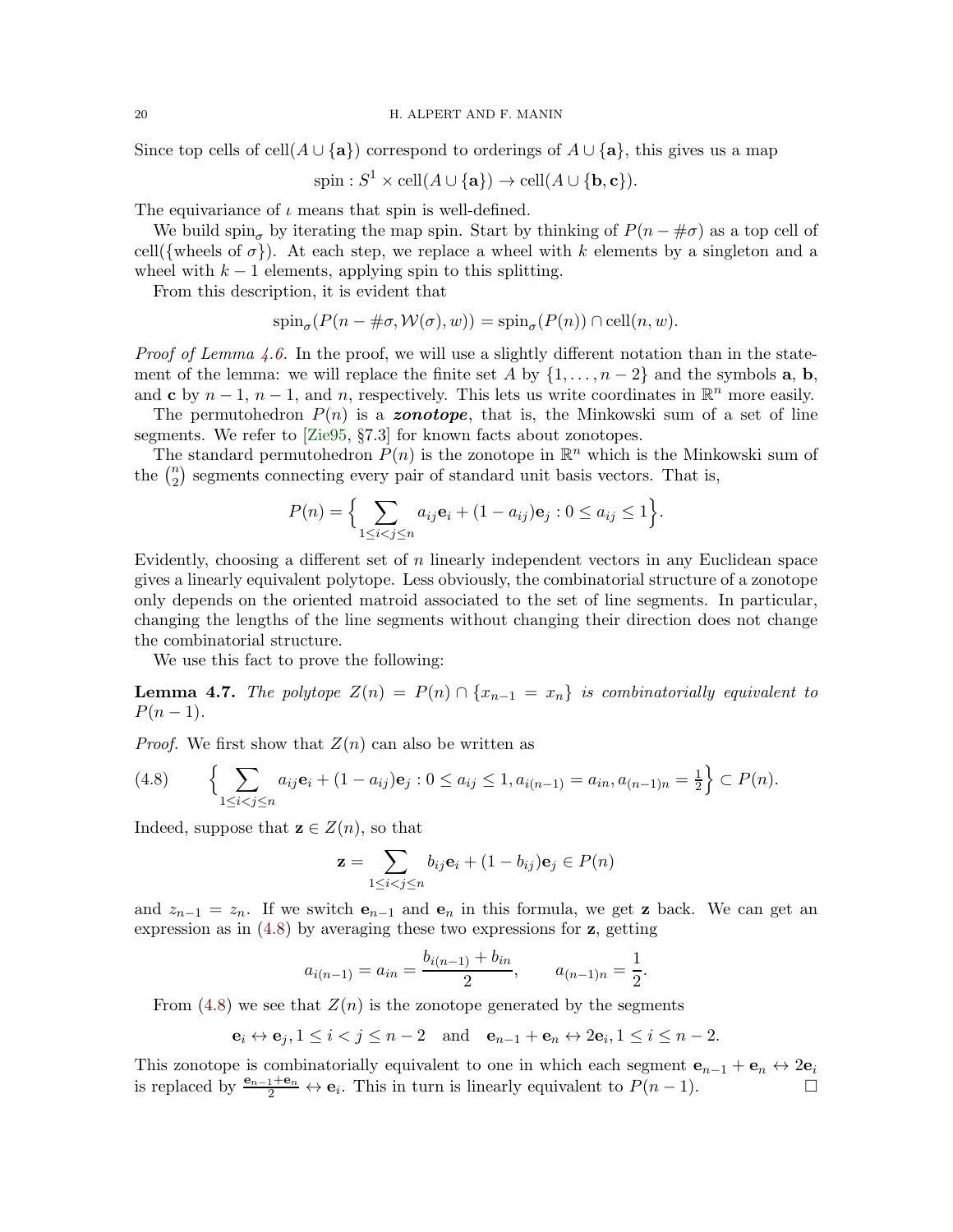Since top cells of cell$(A \cup \{\mathbf{a}\})$ correspond to orderings of $A \cup \{\mathbf{a}\}$, this gives us a map

$$\text{spin} : S^1 \times \text{cell}(A \cup \{\mathbf{a}\}) \to \text{cell}(A \cup \{\mathbf{b}, \mathbf{c}\}).$$

The equivariance of $\iota$ means that spin is well-defined.

We build $\text{spin}_\sigma$ by iterating the map spin. Start by thinking of $P(n - \#\sigma)$ as a top cell of cell({wheels of $\sigma$}). At each step, we replace a wheel with $k$ elements by a singleton and a wheel with $k-1$ elements, applying spin to this splitting.

From this description, it is evident that

$$\text{spin}_\sigma(P(n - \#\sigma, \mathcal{W}(\sigma), w)) = \text{spin}_\sigma(P(n)) \cap \text{cell}(n, w).$$

*Proof of Lemma 4.6.* In the proof, we will use a slightly different notation than in the statement of the lemma: we will replace the finite set $A$ by $\{1, \dots, n-2\}$ and the symbols $\mathbf{a}$, $\mathbf{b}$, and $\mathbf{c}$ by $n-1$, $n-1$, and $n$, respectively. This lets us write coordinates in $\mathbb{R}^n$ more easily.

The permutohedron $P(n)$ is a ***zonotope***, that is, the Minkowski sum of a set of line segments. We refer to [Zie95, §7.3] for known facts about zonotopes.

The standard permutohedron $P(n)$ is the zonotope in $\mathbb{R}^n$ which is the Minkowski sum of the $\binom{n}{2}$ segments connecting every pair of standard unit basis vectors. That is,

$$P(n) = \Big\{ \sum_{1 \le i < j \le n} a_{ij}\mathbf{e}_i + (1 - a_{ij})\mathbf{e}_j : 0 \le a_{ij} \le 1 \Big\}.$$

Evidently, choosing a different set of $n$ linearly independent vectors in any Euclidean space gives a linearly equivalent polytope. Less obviously, the combinatorial structure of a zonotope only depends on the oriented matroid associated to the set of line segments. In particular, changing the lengths of the line segments without changing their direction does not change the combinatorial structure.

We use this fact to prove the following:

**Lemma 4.7.** *The polytope $Z(n) = P(n) \cap \{x_{n-1} = x_n\}$ is combinatorially equivalent to $P(n-1)$.*

*Proof.* We first show that $Z(n)$ can also be written as

$$\Big\{ \sum_{1 \le i < j \le n} a_{ij}\mathbf{e}_i + (1 - a_{ij})\mathbf{e}_j : 0 \le a_{ij} \le 1, a_{i(n-1)} = a_{in}, a_{(n-1)n} = \tfrac{1}{2} \Big\} \subset P(n). \tag{4.8}$$

Indeed, suppose that $\mathbf{z} \in Z(n)$, so that

$$\mathbf{z} = \sum_{1 \le i < j \le n} b_{ij}\mathbf{e}_i + (1 - b_{ij})\mathbf{e}_j \in P(n)$$

and $z_{n-1} = z_n$. If we switch $\mathbf{e}_{n-1}$ and $\mathbf{e}_n$ in this formula, we get $\mathbf{z}$ back. We can get an expression as in (4.8) by averaging these two expressions for $\mathbf{z}$, getting

$$a_{i(n-1)} = a_{in} = \frac{b_{i(n-1)} + b_{in}}{2}, \qquad a_{(n-1)n} = \frac{1}{2}.$$

From (4.8) we see that $Z(n)$ is the zonotope generated by the segments

$$\mathbf{e}_i \leftrightarrow \mathbf{e}_j, 1 \le i < j \le n-2 \quad \text{and} \quad \mathbf{e}_{n-1} + \mathbf{e}_n \leftrightarrow 2\mathbf{e}_i, 1 \le i \le n-2.$$

This zonotope is combinatorially equivalent to one in which each segment $\mathbf{e}_{n-1} + \mathbf{e}_n \leftrightarrow 2\mathbf{e}_i$ is replaced by $\frac{\mathbf{e}_{n-1}+\mathbf{e}_n}{2} \leftrightarrow \mathbf{e}_i$. This in turn is linearly equivalent to $P(n-1)$. $\square$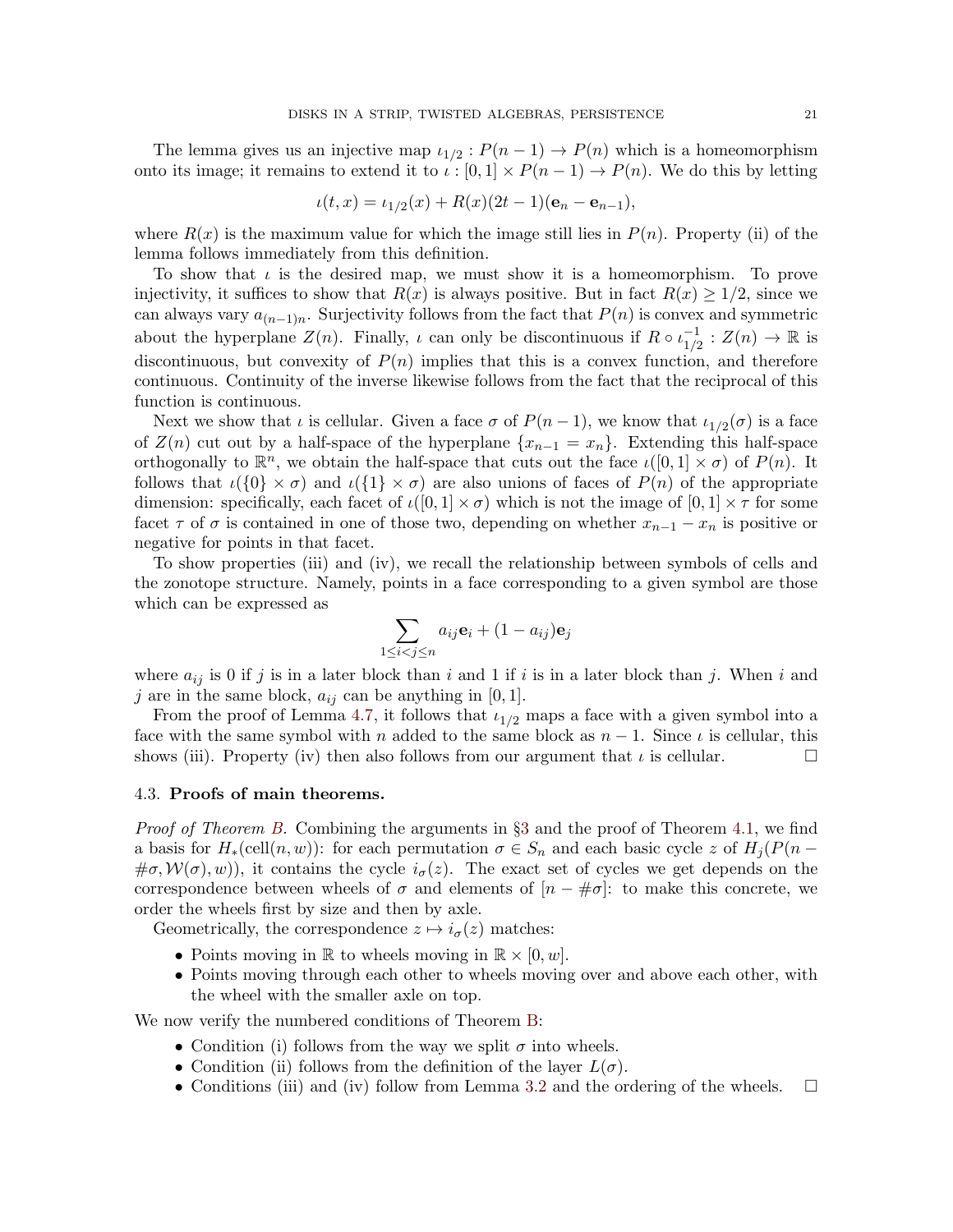The lemma gives us an injective map $\iota_{1/2} : P(n-1) \to P(n)$ which is a homeomorphism onto its image; it remains to extend it to $\iota : [0,1] \times P(n-1) \to P(n)$. We do this by letting

$$\iota(t,x) = \iota_{1/2}(x) + R(x)(2t-1)(\mathbf{e}_n - \mathbf{e}_{n-1}),$$

where $R(x)$ is the maximum value for which the image still lies in $P(n)$. Property (ii) of the lemma follows immediately from this definition.

To show that $\iota$ is the desired map, we must show it is a homeomorphism. To prove injectivity, it suffices to show that $R(x)$ is always positive. But in fact $R(x) \geq 1/2$, since we can always vary $a_{(n-1)n}$. Surjectivity follows from the fact that $P(n)$ is convex and symmetric about the hyperplane $Z(n)$. Finally, $\iota$ can only be discontinuous if $R \circ \iota_{1/2}^{-1} : Z(n) \to \mathbb{R}$ is discontinuous, but convexity of $P(n)$ implies that this is a convex function, and therefore continuous. Continuity of the inverse likewise follows from the fact that the reciprocal of this function is continuous.

Next we show that $\iota$ is cellular. Given a face $\sigma$ of $P(n-1)$, we know that $\iota_{1/2}(\sigma)$ is a face of $Z(n)$ cut out by a half-space of the hyperplane $\{x_{n-1} = x_n\}$. Extending this half-space orthogonally to $\mathbb{R}^n$, we obtain the half-space that cuts out the face $\iota([0,1] \times \sigma)$ of $P(n)$. It follows that $\iota(\{0\} \times \sigma)$ and $\iota(\{1\} \times \sigma)$ are also unions of faces of $P(n)$ of the appropriate dimension: specifically, each facet of $\iota([0,1] \times \sigma)$ which is not the image of $[0,1] \times \tau$ for some facet $\tau$ of $\sigma$ is contained in one of those two, depending on whether $x_{n-1} - x_n$ is positive or negative for points in that facet.

To show properties (iii) and (iv), we recall the relationship between symbols of cells and the zonotope structure. Namely, points in a face corresponding to a given symbol are those which can be expressed as

$$\sum_{1 \leq i < j \leq n} a_{ij}\mathbf{e}_i + (1 - a_{ij})\mathbf{e}_j$$

where $a_{ij}$ is 0 if $j$ is in a later block than $i$ and 1 if $i$ is in a later block than $j$. When $i$ and $j$ are in the same block, $a_{ij}$ can be anything in $[0,1]$.

From the proof of Lemma 4.7, it follows that $\iota_{1/2}$ maps a face with a given symbol into a face with the same symbol with $n$ added to the same block as $n-1$. Since $\iota$ is cellular, this shows (iii). Property (iv) then also follows from our argument that $\iota$ is cellular. $\square$

### 4.3. Proofs of main theorems.

*Proof of Theorem B.* Combining the arguments in §3 and the proof of Theorem 4.1, we find a basis for $H_*(\mathrm{cell}(n,w))$: for each permutation $\sigma \in S_n$ and each basic cycle $z$ of $H_j(P(n - \#\sigma, \mathcal{W}(\sigma), w))$, it contains the cycle $i_\sigma(z)$. The exact set of cycles we get depends on the correspondence between wheels of $\sigma$ and elements of $[n - \#\sigma]$: to make this concrete, we order the wheels first by size and then by axle.

Geometrically, the correspondence $z \mapsto i_\sigma(z)$ matches:

- Points moving in $\mathbb{R}$ to wheels moving in $\mathbb{R} \times [0,w]$.
- Points moving through each other to wheels moving over and above each other, with the wheel with the smaller axle on top.

We now verify the numbered conditions of Theorem B:

- Condition (i) follows from the way we split $\sigma$ into wheels.
- Condition (ii) follows from the definition of the layer $L(\sigma)$.
- Conditions (iii) and (iv) follow from Lemma 3.2 and the ordering of the wheels. $\square$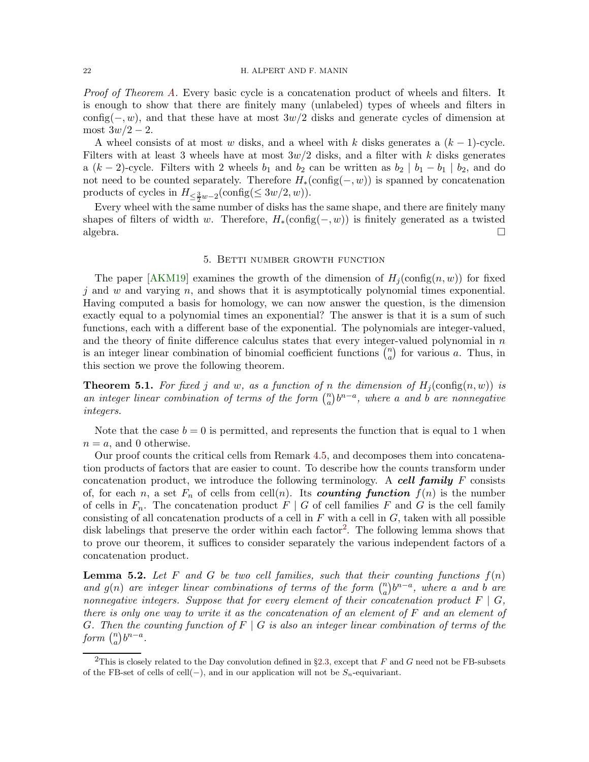*Proof of Theorem A.* Every basic cycle is a concatenation product of wheels and filters. It is enough to show that there are finitely many (unlabeled) types of wheels and filters in $\mathrm{config}(-, w)$, and that these have at most $3w/2$ disks and generate cycles of dimension at most $3w/2 - 2$.

A wheel consists of at most $w$ disks, and a wheel with $k$ disks generates a $(k-1)$-cycle. Filters with at least 3 wheels have at most $3w/2$ disks, and a filter with $k$ disks generates a $(k-2)$-cycle. Filters with 2 wheels $b_1$ and $b_2$ can be written as $b_2 \mid b_1 - b_1 \mid b_2$, and do not need to be counted separately. Therefore $H_*(\mathrm{config}(-, w))$ is spanned by concatenation products of cycles in $H_{\leq \frac{3}{2}w-2}(\mathrm{config}(\leq 3w/2, w))$.

Every wheel with the same number of disks has the same shape, and there are finitely many shapes of filters of width $w$. Therefore, $H_*(\mathrm{config}(-, w))$ is finitely generated as a twisted algebra. $\square$

## 5. Betti number growth function

The paper [AKM19] examines the growth of the dimension of $H_j(\mathrm{config}(n, w))$ for fixed $j$ and $w$ and varying $n$, and shows that it is asymptotically polynomial times exponential. Having computed a basis for homology, we can now answer the question, is the dimension exactly equal to a polynomial times an exponential? The answer is that it is a sum of such functions, each with a different base of the exponential. The polynomials are integer-valued, and the theory of finite difference calculus states that every integer-valued polynomial in $n$ is an integer linear combination of binomial coefficient functions $\binom{n}{a}$ for various $a$. Thus, in this section we prove the following theorem.

**Theorem 5.1.** *For fixed $j$ and $w$, as a function of $n$ the dimension of $H_j(\mathrm{config}(n, w))$ is an integer linear combination of terms of the form $\binom{n}{a} b^{n-a}$, where $a$ and $b$ are nonnegative integers.*

Note that the case $b = 0$ is permitted, and represents the function that is equal to 1 when $n = a$, and 0 otherwise.

Our proof counts the critical cells from Remark 4.5, and decomposes them into concatenation products of factors that are easier to count. To describe how the counts transform under concatenation product, we introduce the following terminology. A ***cell family*** $F$ consists of, for each $n$, a set $F_n$ of cells from $\mathrm{cell}(n)$. Its ***counting function*** $f(n)$ is the number of cells in $F_n$. The concatenation product $F \mid G$ of cell families $F$ and $G$ is the cell family consisting of all concatenation products of a cell in $F$ with a cell in $G$, taken with all possible disk labelings that preserve the order within each factor[2]. The following lemma shows that to prove our theorem, it suffices to consider separately the various independent factors of a concatenation product.

**Lemma 5.2.** *Let $F$ and $G$ be two cell families, such that their counting functions $f(n)$ and $g(n)$ are integer linear combinations of terms of the form $\binom{n}{a} b^{n-a}$, where $a$ and $b$ are nonnegative integers. Suppose that for every element of their concatenation product $F \mid G$, there is only one way to write it as the concatenation of an element of $F$ and an element of $G$. Then the counting function of $F \mid G$ is also an integer linear combination of terms of the form $\binom{n}{a} b^{n-a}$.*

[2] This is closely related to the Day convolution defined in §2.3, except that $F$ and $G$ need not be FB-subsets of the FB-set of cells of $\mathrm{cell}(-)$, and in our application will not be $S_n$-equivariant.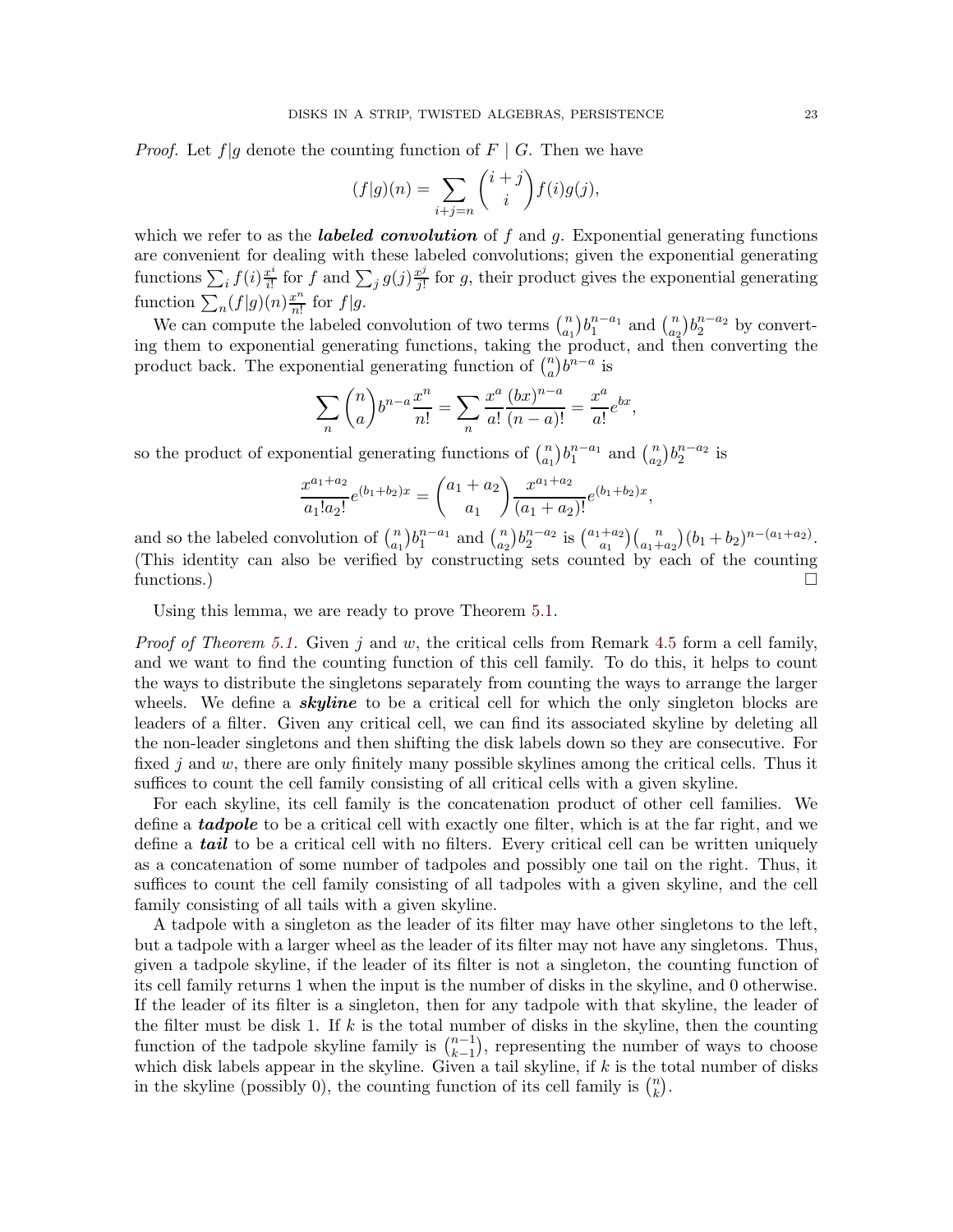*Proof.* Let $f|g$ denote the counting function of $F \mid G$. Then we have

$$(f|g)(n) = \sum_{i+j=n} \binom{i+j}{i} f(i)g(j),$$

which we refer to as the ***labeled convolution*** of $f$ and $g$. Exponential generating functions are convenient for dealing with these labeled convolutions; given the exponential generating functions $\sum_i f(i)\frac{x^i}{i!}$ for $f$ and $\sum_j g(j)\frac{x^j}{j!}$ for $g$, their product gives the exponential generating function $\sum_n (f|g)(n)\frac{x^n}{n!}$ for $f|g$.

We can compute the labeled convolution of two terms $\binom{n}{a_1}b_1^{n-a_1}$ and $\binom{n}{a_2}b_2^{n-a_2}$ by converting them to exponential generating functions, taking the product, and then converting the product back. The exponential generating function of $\binom{n}{a}b^{n-a}$ is

$$\sum_n \binom{n}{a} b^{n-a}\frac{x^n}{n!} = \sum_n \frac{x^a}{a!}\frac{(bx)^{n-a}}{(n-a)!} = \frac{x^a}{a!}e^{bx},$$

so the product of exponential generating functions of $\binom{n}{a_1}b_1^{n-a_1}$ and $\binom{n}{a_2}b_2^{n-a_2}$ is

$$\frac{x^{a_1+a_2}}{a_1!a_2!}e^{(b_1+b_2)x} = \binom{a_1+a_2}{a_1}\frac{x^{a_1+a_2}}{(a_1+a_2)!}e^{(b_1+b_2)x},$$

and so the labeled convolution of $\binom{n}{a_1}b_1^{n-a_1}$ and $\binom{n}{a_2}b_2^{n-a_2}$ is $\binom{a_1+a_2}{a_1}\binom{n}{a_1+a_2}(b_1+b_2)^{n-(a_1+a_2)}$. (This identity can also be verified by constructing sets counted by each of the counting functions.) $\square$

Using this lemma, we are ready to prove Theorem 5.1.

*Proof of Theorem 5.1.* Given $j$ and $w$, the critical cells from Remark 4.5 form a cell family, and we want to find the counting function of this cell family. To do this, it helps to count the ways to distribute the singletons separately from counting the ways to arrange the larger wheels. We define a ***skyline*** to be a critical cell for which the only singleton blocks are leaders of a filter. Given any critical cell, we can find its associated skyline by deleting all the non-leader singletons and then shifting the disk labels down so they are consecutive. For fixed $j$ and $w$, there are only finitely many possible skylines among the critical cells. Thus it suffices to count the cell family consisting of all critical cells with a given skyline.

For each skyline, its cell family is the concatenation product of other cell families. We define a ***tadpole*** to be a critical cell with exactly one filter, which is at the far right, and we define a ***tail*** to be a critical cell with no filters. Every critical cell can be written uniquely as a concatenation of some number of tadpoles and possibly one tail on the right. Thus, it suffices to count the cell family consisting of all tadpoles with a given skyline, and the cell family consisting of all tails with a given skyline.

A tadpole with a singleton as the leader of its filter may have other singletons to the left, but a tadpole with a larger wheel as the leader of its filter may not have any singletons. Thus, given a tadpole skyline, if the leader of its filter is not a singleton, the counting function of its cell family returns 1 when the input is the number of disks in the skyline, and 0 otherwise. If the leader of its filter is a singleton, then for any tadpole with that skyline, the leader of the filter must be disk 1. If $k$ is the total number of disks in the skyline, then the counting function of the tadpole skyline family is $\binom{n-1}{k-1}$, representing the number of ways to choose which disk labels appear in the skyline. Given a tail skyline, if $k$ is the total number of disks in the skyline (possibly 0), the counting function of its cell family is $\binom{n}{k}$.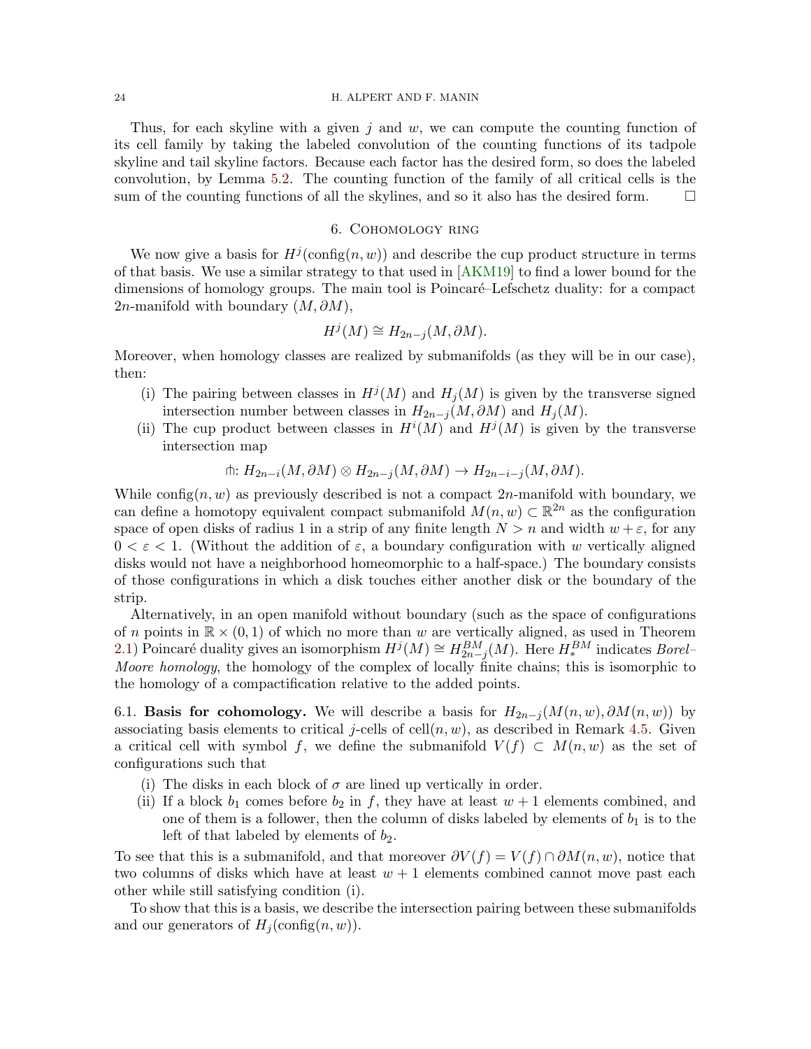Thus, for each skyline with a given $j$ and $w$, we can compute the counting function of its cell family by taking the labeled convolution of the counting functions of its tadpole skyline and tail skyline factors. Because each factor has the desired form, so does the labeled convolution, by Lemma 5.2. The counting function of the family of all critical cells is the sum of the counting functions of all the skylines, and so it also has the desired form. $\square$

## 6. Cohomology ring

We now give a basis for $H^j(\mathrm{config}(n, w))$ and describe the cup product structure in terms of that basis. We use a similar strategy to that used in [AKM19] to find a lower bound for the dimensions of homology groups. The main tool is Poincaré–Lefschetz duality: for a compact $2n$-manifold with boundary $(M, \partial M)$,

$$H^j(M) \cong H_{2n-j}(M, \partial M).$$

Moreover, when homology classes are realized by submanifolds (as they will be in our case), then:

(i) The pairing between classes in $H^j(M)$ and $H_j(M)$ is given by the transverse signed intersection number between classes in $H_{2n-j}(M, \partial M)$ and $H_j(M)$.

(ii) The cup product between classes in $H^i(M)$ and $H^j(M)$ is given by the transverse intersection map

$$\pitchfork\colon H_{2n-i}(M, \partial M) \otimes H_{2n-j}(M, \partial M) \to H_{2n-i-j}(M, \partial M).$$

While $\mathrm{config}(n, w)$ as previously described is not a compact $2n$-manifold with boundary, we can define a homotopy equivalent compact submanifold $M(n, w) \subset \mathbb{R}^{2n}$ as the configuration space of open disks of radius 1 in a strip of any finite length $N > n$ and width $w + \varepsilon$, for any $0 < \varepsilon < 1$. (Without the addition of $\varepsilon$, a boundary configuration with $w$ vertically aligned disks would not have a neighborhood homeomorphic to a half-space.) The boundary consists of those configurations in which a disk touches either another disk or the boundary of the strip.

Alternatively, in an open manifold without boundary (such as the space of configurations of $n$ points in $\mathbb{R} \times (0, 1)$ of which no more than $w$ are vertically aligned, as used in Theorem 2.1) Poincaré duality gives an isomorphism $H^j(M) \cong H^{BM}_{2n-j}(M)$. Here $H^{BM}_*$ indicates *Borel–Moore homology*, the homology of the complex of locally finite chains; this is isomorphic to the homology of a compactification relative to the added points.

6.1. **Basis for cohomology.** We will describe a basis for $H_{2n-j}(M(n, w), \partial M(n, w))$ by associating basis elements to critical $j$-cells of $\mathrm{cell}(n, w)$, as described in Remark 4.5. Given a critical cell with symbol $f$, we define the submanifold $V(f) \subset M(n, w)$ as the set of configurations such that

(i) The disks in each block of $\sigma$ are lined up vertically in order.

(ii) If a block $b_1$ comes before $b_2$ in $f$, they have at least $w + 1$ elements combined, and one of them is a follower, then the column of disks labeled by elements of $b_1$ is to the left of that labeled by elements of $b_2$.

To see that this is a submanifold, and that moreover $\partial V(f) = V(f) \cap \partial M(n, w)$, notice that two columns of disks which have at least $w + 1$ elements combined cannot move past each other while still satisfying condition (i).

To show that this is a basis, we describe the intersection pairing between these submanifolds and our generators of $H_j(\mathrm{config}(n, w))$.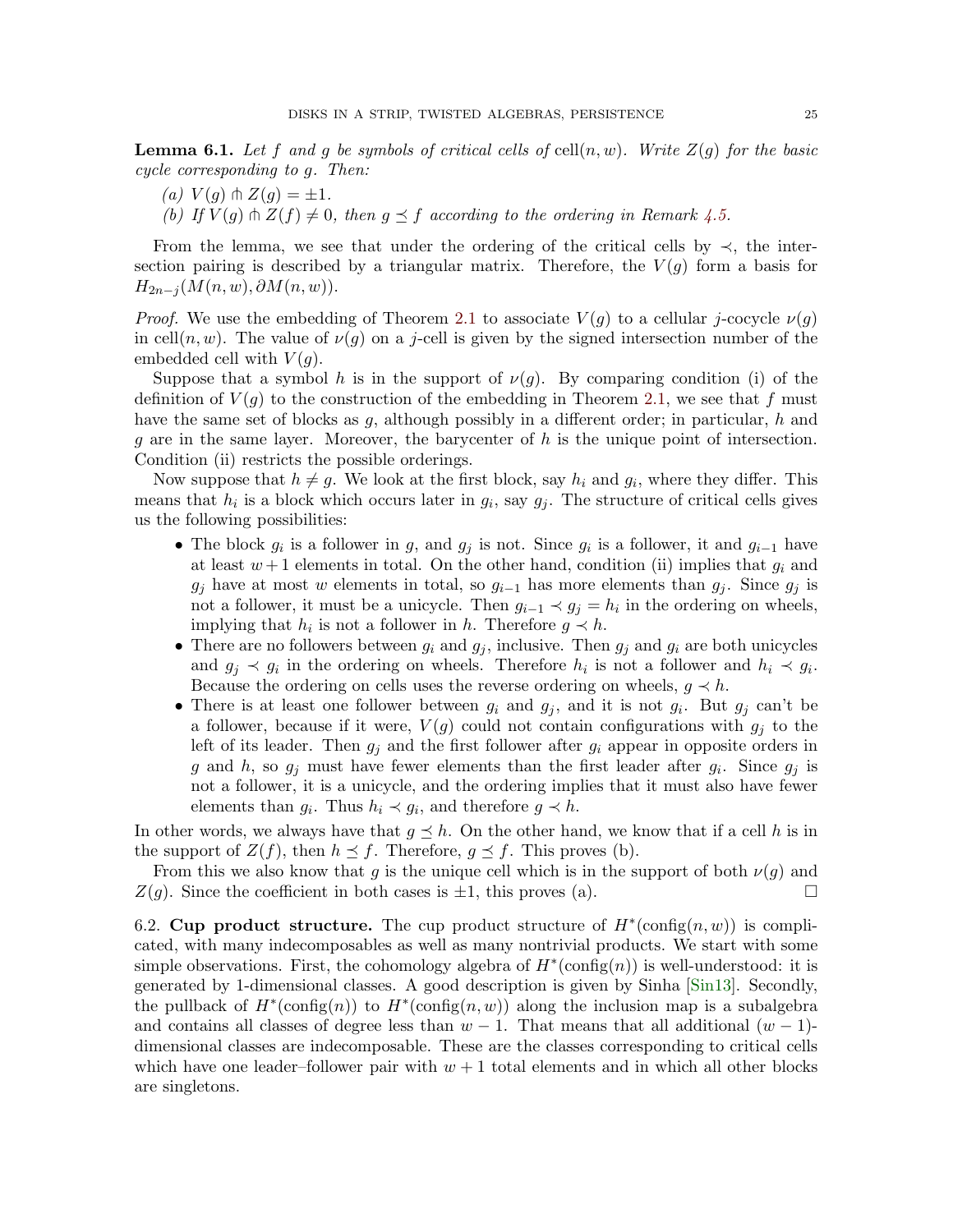**Lemma 6.1.** *Let $f$ and $g$ be symbols of critical cells of* $\mathrm{cell}(n, w)$*. Write $Z(g)$ for the basic cycle corresponding to $g$. Then:*

*(a) $V(g) \pitchfork Z(g) = \pm 1$.*

*(b) If $V(g) \pitchfork Z(f) \neq 0$, then $g \preceq f$ according to the ordering in Remark 4.5.*

From the lemma, we see that under the ordering of the critical cells by $\prec$, the intersection pairing is described by a triangular matrix. Therefore, the $V(g)$ form a basis for $H_{2n-j}(M(n, w), \partial M(n, w))$.

*Proof.* We use the embedding of Theorem 2.1 to associate $V(g)$ to a cellular $j$-cocycle $\nu(g)$ in $\mathrm{cell}(n, w)$. The value of $\nu(g)$ on a $j$-cell is given by the signed intersection number of the embedded cell with $V(g)$.

Suppose that a symbol $h$ is in the support of $\nu(g)$. By comparing condition (i) of the definition of $V(g)$ to the construction of the embedding in Theorem 2.1, we see that $f$ must have the same set of blocks as $g$, although possibly in a different order; in particular, $h$ and $g$ are in the same layer. Moreover, the barycenter of $h$ is the unique point of intersection. Condition (ii) restricts the possible orderings.

Now suppose that $h \neq g$. We look at the first block, say $h_i$ and $g_i$, where they differ. This means that $h_i$ is a block which occurs later in $g_i$, say $g_j$. The structure of critical cells gives us the following possibilities:

- The block $g_i$ is a follower in $g$, and $g_j$ is not. Since $g_i$ is a follower, it and $g_{i-1}$ have at least $w+1$ elements in total. On the other hand, condition (ii) implies that $g_i$ and $g_j$ have at most $w$ elements in total, so $g_{i-1}$ has more elements than $g_j$. Since $g_j$ is not a follower, it must be a unicycle. Then $g_{i-1} \prec g_j = h_i$ in the ordering on wheels, implying that $h_i$ is not a follower in $h$. Therefore $g \prec h$.
- There are no followers between $g_i$ and $g_j$, inclusive. Then $g_j$ and $g_i$ are both unicycles and $g_j \prec g_i$ in the ordering on wheels. Therefore $h_i$ is not a follower and $h_i \prec g_i$. Because the ordering on cells uses the reverse ordering on wheels, $g \prec h$.
- There is at least one follower between $g_i$ and $g_j$, and it is not $g_i$. But $g_j$ can't be a follower, because if it were, $V(g)$ could not contain configurations with $g_j$ to the left of its leader. Then $g_j$ and the first follower after $g_i$ appear in opposite orders in $g$ and $h$, so $g_j$ must have fewer elements than the first leader after $g_i$. Since $g_j$ is not a follower, it is a unicycle, and the ordering implies that it must also have fewer elements than $g_i$. Thus $h_i \prec g_i$, and therefore $g \prec h$.

In other words, we always have that $g \preceq h$. On the other hand, we know that if a cell $h$ is in the support of $Z(f)$, then $h \preceq f$. Therefore, $g \preceq f$. This proves (b).

From this we also know that $g$ is the unique cell which is in the support of both $\nu(g)$ and $Z(g)$. Since the coefficient in both cases is $\pm 1$, this proves (a). $\square$

6.2. **Cup product structure.** The cup product structure of $H^*(\mathrm{config}(n, w))$ is complicated, with many indecomposables as well as many nontrivial products. We start with some simple observations. First, the cohomology algebra of $H^*(\mathrm{config}(n))$ is well-understood: it is generated by 1-dimensional classes. A good description is given by Sinha [Sin13]. Secondly, the pullback of $H^*(\mathrm{config}(n))$ to $H^*(\mathrm{config}(n, w))$ along the inclusion map is a subalgebra and contains all classes of degree less than $w-1$. That means that all additional $(w-1)$-dimensional classes are indecomposable. These are the classes corresponding to critical cells which have one leader–follower pair with $w+1$ total elements and in which all other blocks are singletons.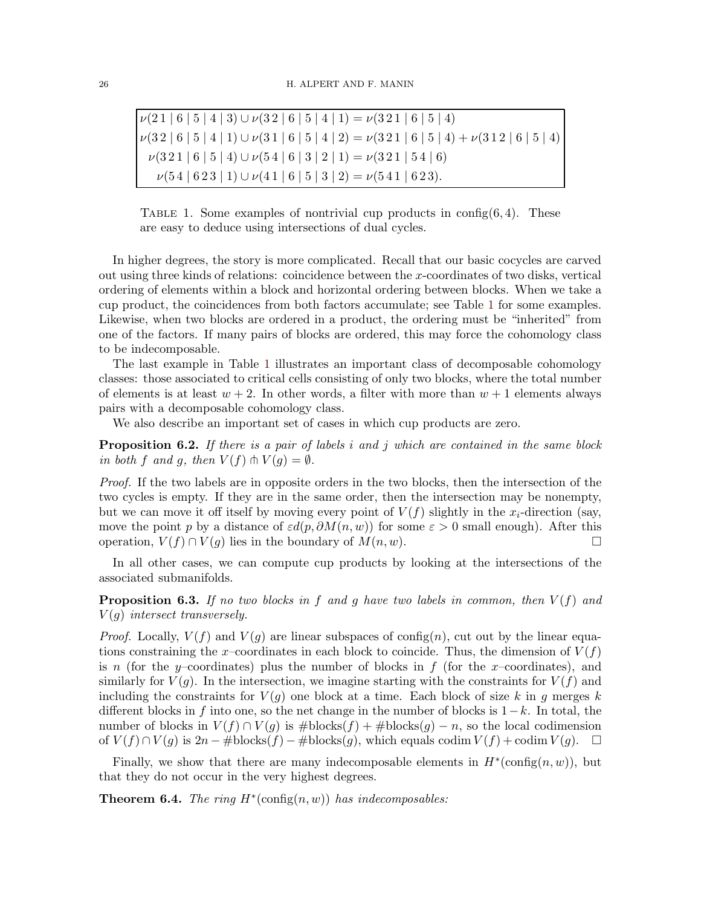$$\nu(2\,1 \mid 6 \mid 5 \mid 4 \mid 3) \cup \nu(3\,2 \mid 6 \mid 5 \mid 4 \mid 1) = \nu(3\,2\,1 \mid 6 \mid 5 \mid 4)$$
$$\nu(3\,2 \mid 6 \mid 5 \mid 4 \mid 1) \cup \nu(3\,1 \mid 6 \mid 5 \mid 4 \mid 2) = \nu(3\,2\,1 \mid 6 \mid 5 \mid 4) + \nu(3\,1\,2 \mid 6 \mid 5 \mid 4)$$
$$\nu(3\,2\,1 \mid 6 \mid 5 \mid 4) \cup \nu(5\,4 \mid 6 \mid 3 \mid 2 \mid 1) = \nu(3\,2\,1 \mid 5\,4 \mid 6)$$
$$\nu(5\,4 \mid 6\,2\,3 \mid 1) \cup \nu(4\,1 \mid 6 \mid 5 \mid 3 \mid 2) = \nu(5\,4\,1 \mid 6\,2\,3).$$

Table 1. Some examples of nontrivial cup products in $\mathrm{config}(6, 4)$. These are easy to deduce using intersections of dual cycles.

In higher degrees, the story is more complicated. Recall that our basic cocycles are carved out using three kinds of relations: coincidence between the $x$-coordinates of two disks, vertical ordering of elements within a block and horizontal ordering between blocks. When we take a cup product, the coincidences from both factors accumulate; see Table 1 for some examples. Likewise, when two blocks are ordered in a product, the ordering must be "inherited" from one of the factors. If many pairs of blocks are ordered, this may force the cohomology class to be indecomposable.

The last example in Table 1 illustrates an important class of decomposable cohomology classes: those associated to critical cells consisting of only two blocks, where the total number of elements is at least $w+2$. In other words, a filter with more than $w+1$ elements always pairs with a decomposable cohomology class.

We also describe an important set of cases in which cup products are zero.

**Proposition 6.2.** *If there is a pair of labels $i$ and $j$ which are contained in the same block in both $f$ and $g$, then $V(f) \pitchfork V(g) = \emptyset$.*

*Proof.* If the two labels are in opposite orders in the two blocks, then the intersection of the two cycles is empty. If they are in the same order, then the intersection may be nonempty, but we can move it off itself by moving every point of $V(f)$ slightly in the $x_i$-direction (say, move the point $p$ by a distance of $\varepsilon d(p, \partial M(n,w))$ for some $\varepsilon > 0$ small enough). After this operation, $V(f) \cap V(g)$ lies in the boundary of $M(n,w)$. $\square$

In all other cases, we can compute cup products by looking at the intersections of the associated submanifolds.

**Proposition 6.3.** *If no two blocks in $f$ and $g$ have two labels in common, then $V(f)$ and $V(g)$ intersect transversely.*

*Proof.* Locally, $V(f)$ and $V(g)$ are linear subspaces of $\mathrm{config}(n)$, cut out by the linear equations constraining the $x$–coordinates in each block to coincide. Thus, the dimension of $V(f)$ is $n$ (for the $y$–coordinates) plus the number of blocks in $f$ (for the $x$–coordinates), and similarly for $V(g)$. In the intersection, we imagine starting with the constraints for $V(f)$ and including the constraints for $V(g)$ one block at a time. Each block of size $k$ in $g$ merges $k$ different blocks in $f$ into one, so the net change in the number of blocks is $1-k$. In total, the number of blocks in $V(f) \cap V(g)$ is $\#\mathrm{blocks}(f) + \#\mathrm{blocks}(g) - n$, so the local codimension of $V(f) \cap V(g)$ is $2n - \#\mathrm{blocks}(f) - \#\mathrm{blocks}(g)$, which equals $\mathrm{codim}\, V(f) + \mathrm{codim}\, V(g)$. $\square$

Finally, we show that there are many indecomposable elements in $H^*(\mathrm{config}(n,w))$, but that they do not occur in the very highest degrees.

**Theorem 6.4.** *The ring $H^*(\mathrm{config}(n,w))$ has indecomposables:*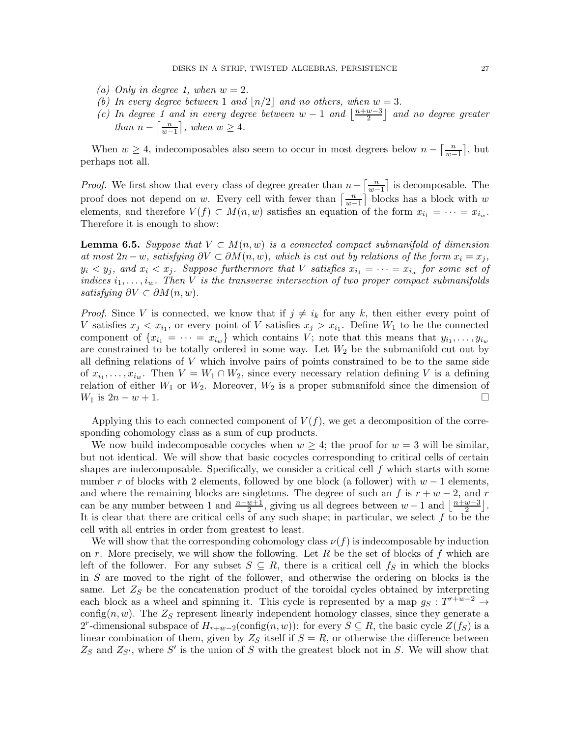(a) *Only in degree 1, when $w = 2$.*
(b) *In every degree between 1 and $\lfloor n/2 \rfloor$ and no others, when $w = 3$.*
(c) *In degree 1 and in every degree between $w-1$ and $\left\lfloor \frac{n+w-3}{2} \right\rfloor$ and no degree greater than $n - \left\lceil \frac{n}{w-1} \right\rceil$, when $w \geq 4$.*

When $w \geq 4$, indecomposables also seem to occur in most degrees below $n - \left\lceil \frac{n}{w-1} \right\rceil$, but perhaps not all.

*Proof.* We first show that every class of degree greater than $n - \left\lceil \frac{n}{w-1} \right\rceil$ is decomposable. The proof does not depend on $w$. Every cell with fewer than $\left\lceil \frac{n}{w-1} \right\rceil$ blocks has a block with $w$ elements, and therefore $V(f) \subset M(n, w)$ satisfies an equation of the form $x_{i_1} = \cdots = x_{i_w}$. Therefore it is enough to show:

**Lemma 6.5.** *Suppose that $V \subset M(n, w)$ is a connected compact submanifold of dimension at most $2n - w$, satisfying $\partial V \subset \partial M(n, w)$, which is cut out by relations of the form $x_i = x_j$, $y_i < y_j$, and $x_i < x_j$. Suppose furthermore that $V$ satisfies $x_{i_1} = \cdots = x_{i_w}$ for some set of indices $i_1, \ldots, i_w$. Then $V$ is the transverse intersection of two proper compact submanifolds satisfying $\partial V \subset \partial M(n, w)$.*

*Proof.* Since $V$ is connected, we know that if $j \neq i_k$ for any $k$, then either every point of $V$ satisfies $x_j < x_{i_1}$, or every point of $V$ satisfies $x_j > x_{i_1}$. Define $W_1$ to be the connected component of $\{x_{i_1} = \cdots = x_{i_w}\}$ which contains $V$; note that this means that $y_{i_1}, \ldots, y_{i_w}$ are constrained to be totally ordered in some way. Let $W_2$ be the submanifold cut out by all defining relations of $V$ which involve pairs of points constrained to be to the same side of $x_{i_1}, \ldots, x_{i_w}$. Then $V = W_1 \cap W_2$, since every necessary relation defining $V$ is a defining relation of either $W_1$ or $W_2$. Moreover, $W_2$ is a proper submanifold since the dimension of $W_1$ is $2n - w + 1$. □

Applying this to each connected component of $V(f)$, we get a decomposition of the corresponding cohomology class as a sum of cup products.

We now build indecomposable cocycles when $w \geq 4$; the proof for $w = 3$ will be similar, but not identical. We will show that basic cocycles corresponding to critical cells of certain shapes are indecomposable. Specifically, we consider a critical cell $f$ which starts with some number $r$ of blocks with 2 elements, followed by one block (a follower) with $w - 1$ elements, and where the remaining blocks are singletons. The degree of such an $f$ is $r + w - 2$, and $r$ can be any number between 1 and $\frac{n-w+1}{2}$, giving us all degrees between $w - 1$ and $\left\lfloor \frac{n+w-3}{2} \right\rfloor$. It is clear that there are critical cells of any such shape; in particular, we select $f$ to be the cell with all entries in order from greatest to least.

We will show that the corresponding cohomology class $\nu(f)$ is indecomposable by induction on $r$. More precisely, we will show the following. Let $R$ be the set of blocks of $f$ which are left of the follower. For any subset $S \subseteq R$, there is a critical cell $f_S$ in which the blocks in $S$ are moved to the right of the follower, and otherwise the ordering on blocks is the same. Let $Z_S$ be the concatenation product of the toroidal cycles obtained by interpreting each block as a wheel and spinning it. This cycle is represented by a map $g_S : T^{r+w-2} \to \text{config}(n, w)$. The $Z_S$ represent linearly independent homology classes, since they generate a $2^r$-dimensional subspace of $H_{r+w-2}(\text{config}(n, w))$: for every $S \subseteq R$, the basic cycle $Z(f_S)$ is a linear combination of them, given by $Z_S$ itself if $S = R$, or otherwise the difference between $Z_S$ and $Z_{S'}$, where $S'$ is the union of $S$ with the greatest block not in $S$. We will show that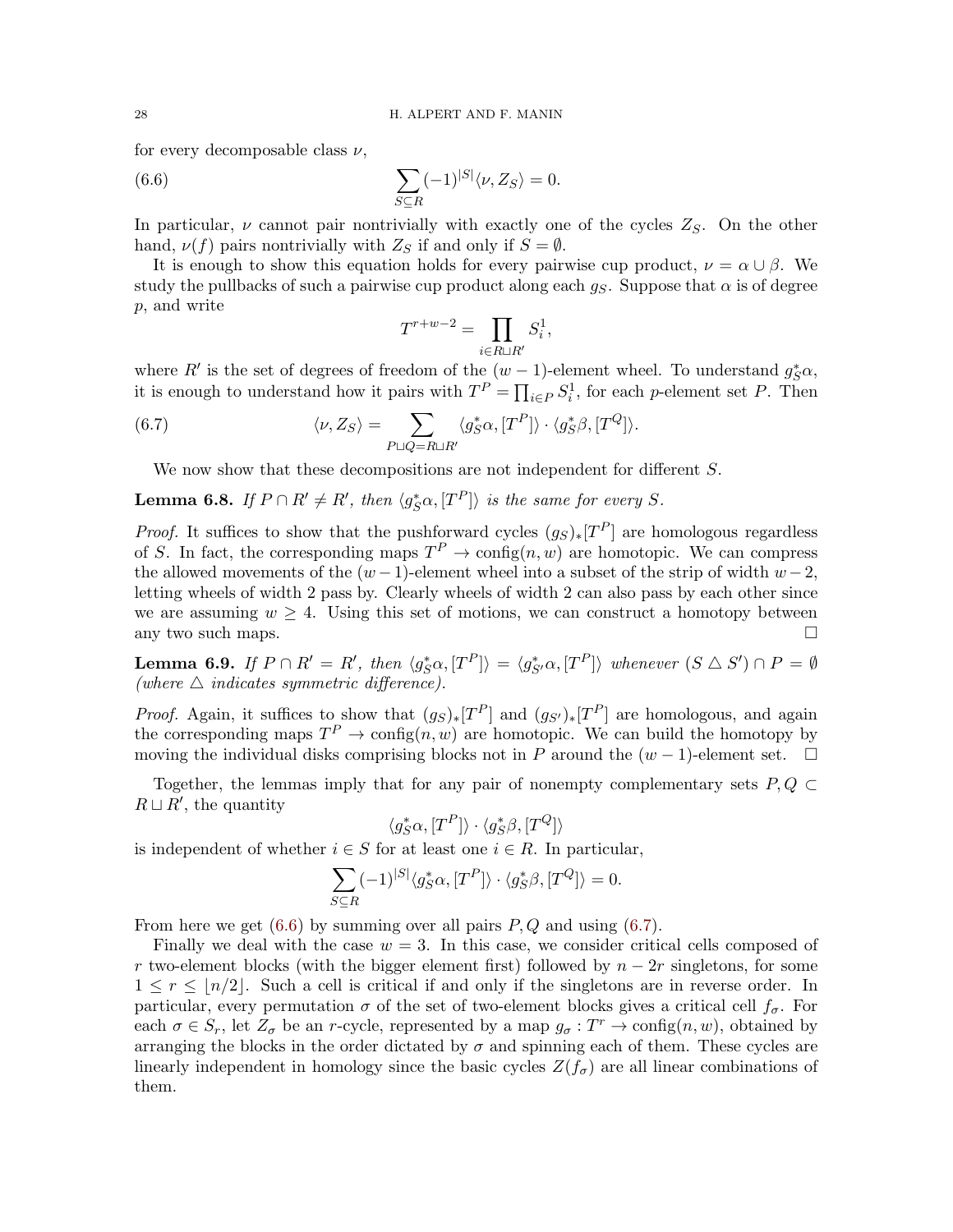for every decomposable class $\nu$,

$$\sum_{S \subseteq R} (-1)^{|S|} \langle \nu, Z_S \rangle = 0. \tag{6.6}$$

In particular, $\nu$ cannot pair nontrivially with exactly one of the cycles $Z_S$. On the other hand, $\nu(f)$ pairs nontrivially with $Z_S$ if and only if $S = \emptyset$.

It is enough to show this equation holds for every pairwise cup product, $\nu = \alpha \cup \beta$. We study the pullbacks of such a pairwise cup product along each $g_S$. Suppose that $\alpha$ is of degree $p$, and write

$$T^{r+w-2} = \prod_{i \in R \sqcup R'} S^1_i,$$

where $R'$ is the set of degrees of freedom of the $(w-1)$-element wheel. To understand $g_S^*\alpha$, it is enough to understand how it pairs with $T^P = \prod_{i \in P} S^1_i$, for each $p$-element set $P$. Then

$$\langle \nu, Z_S \rangle = \sum_{P \sqcup Q = R \sqcup R'} \langle g_S^* \alpha, [T^P] \rangle \cdot \langle g_S^* \beta, [T^Q] \rangle. \tag{6.7}$$

We now show that these decompositions are not independent for different $S$.

**Lemma 6.8.** *If $P \cap R' \neq R'$, then $\langle g_S^* \alpha, [T^P] \rangle$ is the same for every $S$.*

*Proof.* It suffices to show that the pushforward cycles $(g_S)_*[T^P]$ are homologous regardless of $S$. In fact, the corresponding maps $T^P \to \text{config}(n, w)$ are homotopic. We can compress the allowed movements of the $(w-1)$-element wheel into a subset of the strip of width $w-2$, letting wheels of width 2 pass by. Clearly wheels of width 2 can also pass by each other since we are assuming $w \geq 4$. Using this set of motions, we can construct a homotopy between any two such maps. $\square$

**Lemma 6.9.** *If $P \cap R' = R'$, then $\langle g_S^* \alpha, [T^P] \rangle = \langle g_{S'}^* \alpha, [T^P] \rangle$ whenever $(S \triangle S') \cap P = \emptyset$ (where $\triangle$ indicates symmetric difference).*

*Proof.* Again, it suffices to show that $(g_S)_*[T^P]$ and $(g_{S'})_*[T^P]$ are homologous, and again the corresponding maps $T^P \to \text{config}(n, w)$ are homotopic. We can build the homotopy by moving the individual disks comprising blocks not in $P$ around the $(w-1)$-element set. $\square$

Together, the lemmas imply that for any pair of nonempty complementary sets $P, Q \subset R \sqcup R'$, the quantity

$$\langle g_S^* \alpha, [T^P] \rangle \cdot \langle g_S^* \beta, [T^Q] \rangle$$

is independent of whether $i \in S$ for at least one $i \in R$. In particular,

$$\sum_{S \subseteq R} (-1)^{|S|} \langle g_S^* \alpha, [T^P] \rangle \cdot \langle g_S^* \beta, [T^Q] \rangle = 0.$$

From here we get (6.6) by summing over all pairs $P, Q$ and using (6.7).

Finally we deal with the case $w = 3$. In this case, we consider critical cells composed of $r$ two-element blocks (with the bigger element first) followed by $n - 2r$ singletons, for some $1 \leq r \leq \lfloor n/2 \rfloor$. Such a cell is critical if and only if the singletons are in reverse order. In particular, every permutation $\sigma$ of the set of two-element blocks gives a critical cell $f_\sigma$. For each $\sigma \in S_r$, let $Z_\sigma$ be an $r$-cycle, represented by a map $g_\sigma : T^r \to \text{config}(n, w)$, obtained by arranging the blocks in the order dictated by $\sigma$ and spinning each of them. These cycles are linearly independent in homology since the basic cycles $Z(f_\sigma)$ are all linear combinations of them.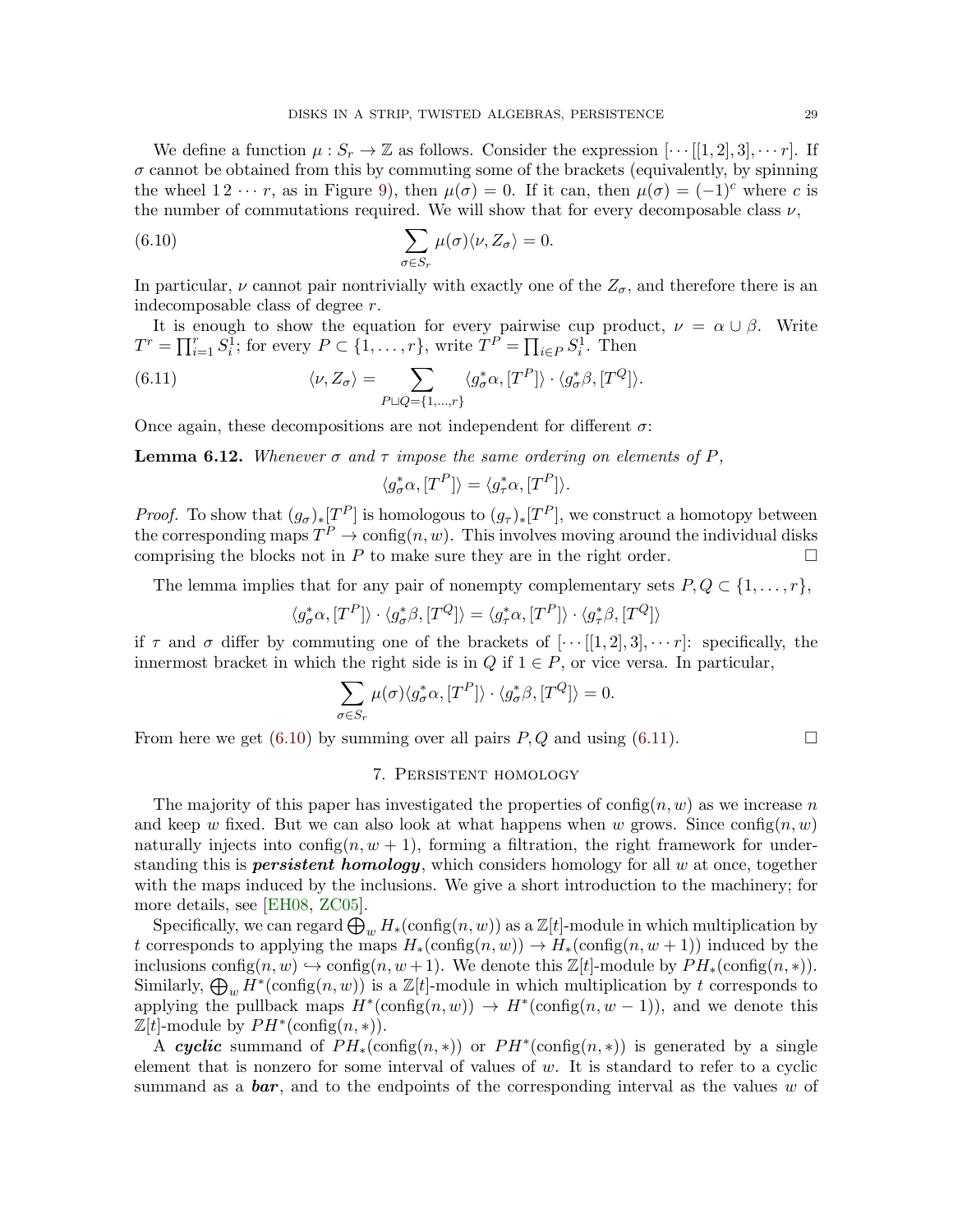We define a function $\mu : S_r \to \mathbb{Z}$ as follows. Consider the expression $[\cdots[[1,2],3],\cdots r]$. If $\sigma$ cannot be obtained from this by commuting some of the brackets (equivalently, by spinning the wheel $1\,2\,\cdots\,r$, as in Figure 9), then $\mu(\sigma) = 0$. If it can, then $\mu(\sigma) = (-1)^c$ where $c$ is the number of commutations required. We will show that for every decomposable class $\nu$,

$$\sum_{\sigma \in S_r} \mu(\sigma)\langle \nu, Z_\sigma \rangle = 0. \tag{6.10}$$

In particular, $\nu$ cannot pair nontrivially with exactly one of the $Z_\sigma$, and therefore there is an indecomposable class of degree $r$.

It is enough to show the equation for every pairwise cup product, $\nu = \alpha \cup \beta$. Write $T^r = \prod_{i=1}^r S_i^1$; for every $P \subset \{1, \ldots, r\}$, write $T^P = \prod_{i \in P} S_i^1$. Then

$$\langle \nu, Z_\sigma \rangle = \sum_{P \sqcup Q = \{1,\ldots,r\}} \langle g_\sigma^* \alpha, [T^P] \rangle \cdot \langle g_\sigma^* \beta, [T^Q] \rangle. \tag{6.11}$$

Once again, these decompositions are not independent for different $\sigma$:

**Lemma 6.12.** *Whenever $\sigma$ and $\tau$ impose the same ordering on elements of $P$,*

$$\langle g_\sigma^* \alpha, [T^P] \rangle = \langle g_\tau^* \alpha, [T^P] \rangle.$$

*Proof.* To show that $(g_\sigma)_*[T^P]$ is homologous to $(g_\tau)_*[T^P]$, we construct a homotopy between the corresponding maps $T^P \to \text{config}(n, w)$. This involves moving around the individual disks comprising the blocks not in $P$ to make sure they are in the right order. $\square$

The lemma implies that for any pair of nonempty complementary sets $P, Q \subset \{1, \ldots, r\}$,

$$\langle g_\sigma^* \alpha, [T^P] \rangle \cdot \langle g_\sigma^* \beta, [T^Q] \rangle = \langle g_\tau^* \alpha, [T^P] \rangle \cdot \langle g_\tau^* \beta, [T^Q] \rangle$$

if $\tau$ and $\sigma$ differ by commuting one of the brackets of $[\cdots[[1,2],3],\cdots r]$: specifically, the innermost bracket in which the right side is in $Q$ if $1 \in P$, or vice versa. In particular,

$$\sum_{\sigma \in S_r} \mu(\sigma) \langle g_\sigma^* \alpha, [T^P] \rangle \cdot \langle g_\sigma^* \beta, [T^Q] \rangle = 0.$$

From here we get (6.10) by summing over all pairs $P, Q$ and using (6.11). $\square$

## 7. Persistent homology

The majority of this paper has investigated the properties of $\text{config}(n, w)$ as we increase $n$ and keep $w$ fixed. But we can also look at what happens when $w$ grows. Since $\text{config}(n, w)$ naturally injects into $\text{config}(n, w+1)$, forming a filtration, the right framework for understanding this is ***persistent homology***, which considers homology for all $w$ at once, together with the maps induced by the inclusions. We give a short introduction to the machinery; for more details, see [EH08, ZC05].

Specifically, we can regard $\bigoplus_w H_*(\text{config}(n, w))$ as a $\mathbb{Z}[t]$-module in which multiplication by $t$ corresponds to applying the maps $H_*(\text{config}(n, w)) \to H_*(\text{config}(n, w+1))$ induced by the inclusions $\text{config}(n, w) \hookrightarrow \text{config}(n, w+1)$. We denote this $\mathbb{Z}[t]$-module by $PH_*(\text{config}(n, *))$. Similarly, $\bigoplus_w H^*(\text{config}(n, w))$ is a $\mathbb{Z}[t]$-module in which multiplication by $t$ corresponds to applying the pullback maps $H^*(\text{config}(n, w)) \to H^*(\text{config}(n, w-1))$, and we denote this $\mathbb{Z}[t]$-module by $PH^*(\text{config}(n, *))$.

A ***cyclic*** summand of $PH_*(\text{config}(n, *))$ or $PH^*(\text{config}(n, *))$ is generated by a single element that is nonzero for some interval of values of $w$. It is standard to refer to a cyclic summand as a ***bar***, and to the endpoints of the corresponding interval as the values $w$ of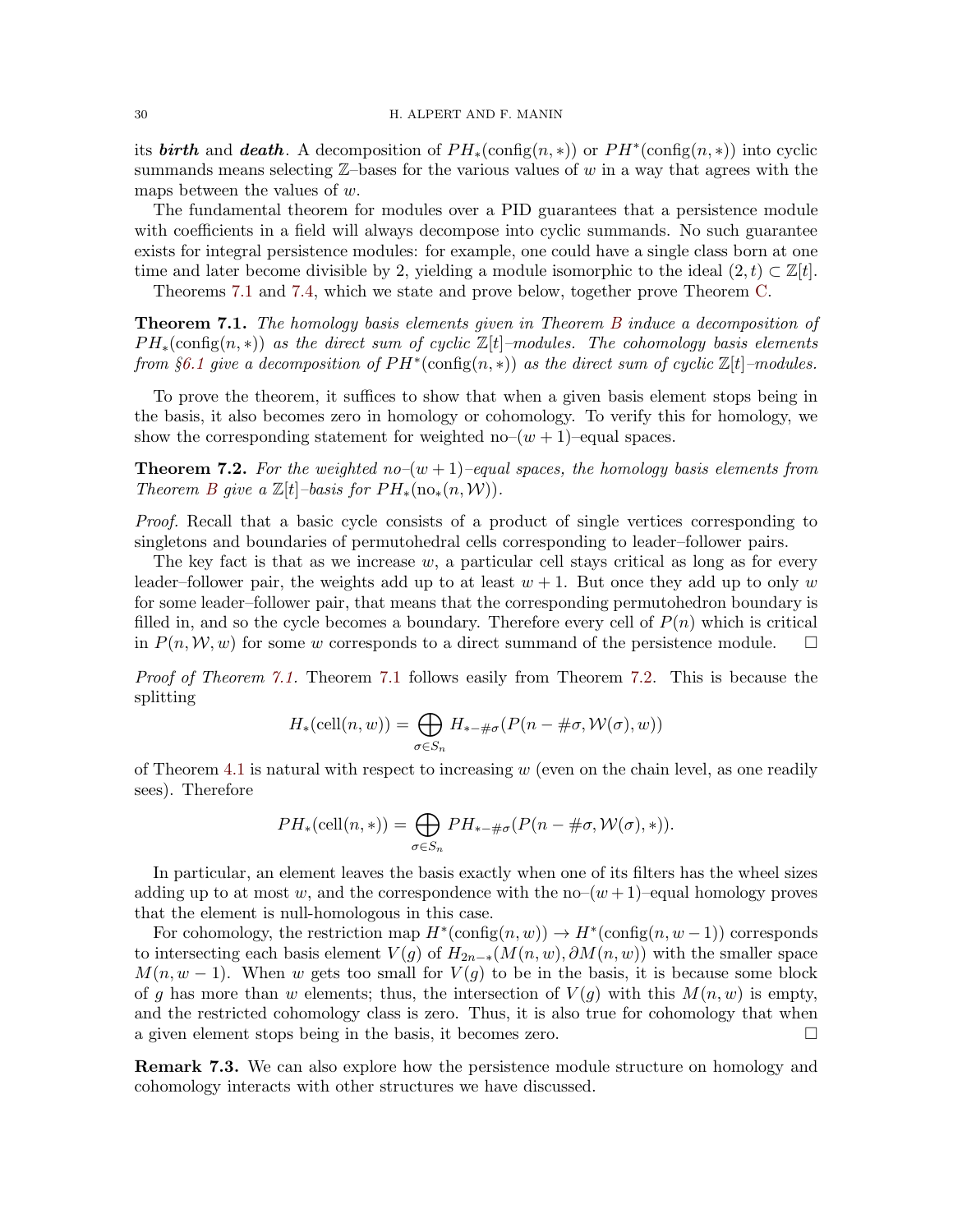its ***birth*** and ***death***. A decomposition of $PH_*(\text{config}(n,*))$ or $PH^*(\text{config}(n,*))$ into cyclic summands means selecting $\mathbb{Z}$–bases for the various values of $w$ in a way that agrees with the maps between the values of $w$.

The fundamental theorem for modules over a PID guarantees that a persistence module with coefficients in a field will always decompose into cyclic summands. No such guarantee exists for integral persistence modules: for example, one could have a single class born at one time and later become divisible by 2, yielding a module isomorphic to the ideal $(2,t) \subset \mathbb{Z}[t]$.

Theorems 7.1 and 7.4, which we state and prove below, together prove Theorem C.

**Theorem 7.1.** *The homology basis elements given in Theorem B induce a decomposition of $PH_*(\text{config}(n,*))$ as the direct sum of cyclic $\mathbb{Z}[t]$–modules. The cohomology basis elements from §6.1 give a decomposition of $PH^*(\text{config}(n,*))$ as the direct sum of cyclic $\mathbb{Z}[t]$–modules.*

To prove the theorem, it suffices to show that when a given basis element stops being in the basis, it also becomes zero in homology or cohomology. To verify this for homology, we show the corresponding statement for weighted no–$(w+1)$–equal spaces.

**Theorem 7.2.** *For the weighted no–$(w+1)$–equal spaces, the homology basis elements from Theorem B give a $\mathbb{Z}[t]$–basis for $PH_*(\text{no}_*(n,\mathcal{W}))$.*

*Proof.* Recall that a basic cycle consists of a product of single vertices corresponding to singletons and boundaries of permutohedral cells corresponding to leader–follower pairs.

The key fact is that as we increase $w$, a particular cell stays critical as long as for every leader–follower pair, the weights add up to at least $w+1$. But once they add up to only $w$ for some leader–follower pair, that means that the corresponding permutohedron boundary is filled in, and so the cycle becomes a boundary. Therefore every cell of $P(n)$ which is critical in $P(n,\mathcal{W},w)$ for some $w$ corresponds to a direct summand of the persistence module. □

*Proof of Theorem 7.1.* Theorem 7.1 follows easily from Theorem 7.2. This is because the splitting

$$H_*(\text{cell}(n,w)) = \bigoplus_{\sigma \in S_n} H_{*-\#\sigma}(P(n-\#\sigma,\mathcal{W}(\sigma),w))$$

of Theorem 4.1 is natural with respect to increasing $w$ (even on the chain level, as one readily sees). Therefore

$$PH_*(\text{cell}(n,*)) = \bigoplus_{\sigma \in S_n} PH_{*-\#\sigma}(P(n-\#\sigma,\mathcal{W}(\sigma),*)).$$

In particular, an element leaves the basis exactly when one of its filters has the wheel sizes adding up to at most $w$, and the correspondence with the no–$(w+1)$–equal homology proves that the element is null-homologous in this case.

For cohomology, the restriction map $H^*(\text{config}(n,w)) \to H^*(\text{config}(n,w-1))$ corresponds to intersecting each basis element $V(g)$ of $H_{2n-*}(M(n,w),\partial M(n,w))$ with the smaller space $M(n,w-1)$. When $w$ gets too small for $V(g)$ to be in the basis, it is because some block of $g$ has more than $w$ elements; thus, the intersection of $V(g)$ with this $M(n,w)$ is empty, and the restricted cohomology class is zero. Thus, it is also true for cohomology that when a given element stops being in the basis, it becomes zero. □

**Remark 7.3.** We can also explore how the persistence module structure on homology and cohomology interacts with other structures we have discussed.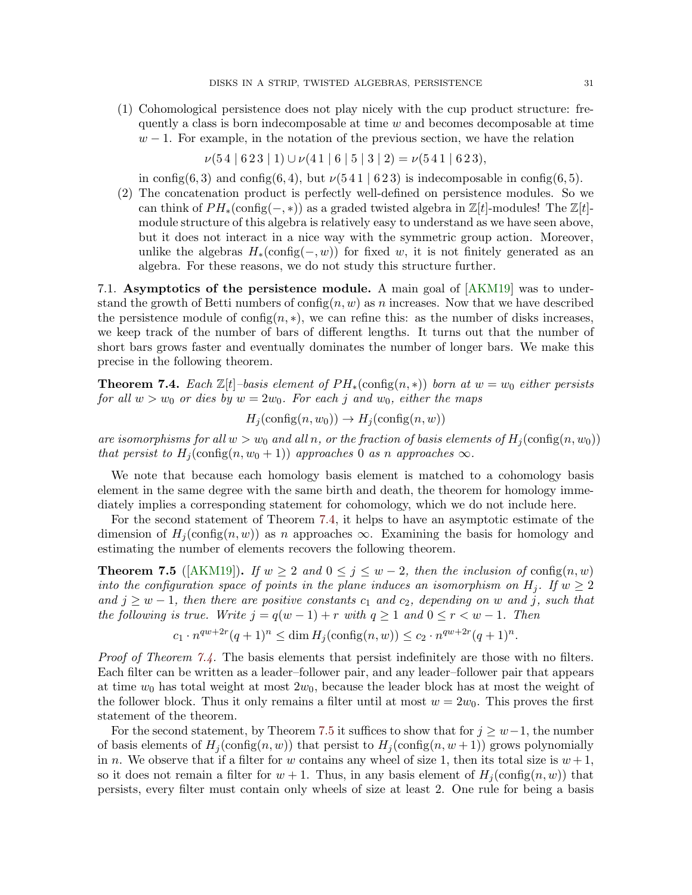(1) Cohomological persistence does not play nicely with the cup product structure: frequently a class is born indecomposable at time $w$ and becomes decomposable at time $w-1$. For example, in the notation of the previous section, we have the relation

$$\nu(5\,4 \mid 6\,2\,3 \mid 1) \cup \nu(4\,1 \mid 6 \mid 5 \mid 3 \mid 2) = \nu(5\,4\,1 \mid 6\,2\,3),$$

in $\mathrm{config}(6,3)$ and $\mathrm{config}(6,4)$, but $\nu(5\,4\,1 \mid 6\,2\,3)$ is indecomposable in $\mathrm{config}(6,5)$.

(2) The concatenation product is perfectly well-defined on persistence modules. So we can think of $PH_*(\mathrm{config}(-,*))$ as a graded twisted algebra in $\mathbb{Z}[t]$-modules! The $\mathbb{Z}[t]$-module structure of this algebra is relatively easy to understand as we have seen above, but it does not interact in a nice way with the symmetric group action. Moreover, unlike the algebras $H_*(\mathrm{config}(-,w))$ for fixed $w$, it is not finitely generated as an algebra. For these reasons, we do not study this structure further.

**7.1. Asymptotics of the persistence module.** A main goal of [AKM19] was to understand the growth of Betti numbers of $\mathrm{config}(n,w)$ as $n$ increases. Now that we have described the persistence module of $\mathrm{config}(n,*)$, we can refine this: as the number of disks increases, we keep track of the number of bars of different lengths. It turns out that the number of short bars grows faster and eventually dominates the number of longer bars. We make this precise in the following theorem.

**Theorem 7.4.** *Each $\mathbb{Z}[t]$–basis element of $PH_*(\mathrm{config}(n,*))$ born at $w = w_0$ either persists for all $w > w_0$ or dies by $w = 2w_0$. For each $j$ and $w_0$, either the maps*

$$H_j(\mathrm{config}(n,w_0)) \to H_j(\mathrm{config}(n,w))$$

*are isomorphisms for all $w > w_0$ and all $n$, or the fraction of basis elements of $H_j(\mathrm{config}(n,w_0))$ that persist to $H_j(\mathrm{config}(n,w_0+1))$ approaches 0 as $n$ approaches $\infty$.*

We note that because each homology basis element is matched to a cohomology basis element in the same degree with the same birth and death, the theorem for homology immediately implies a corresponding statement for cohomology, which we do not include here.

For the second statement of Theorem 7.4, it helps to have an asymptotic estimate of the dimension of $H_j(\mathrm{config}(n,w))$ as $n$ approaches $\infty$. Examining the basis for homology and estimating the number of elements recovers the following theorem.

**Theorem 7.5** ([AKM19])**.** *If $w \geq 2$ and $0 \leq j \leq w-2$, then the inclusion of $\mathrm{config}(n,w)$ into the configuration space of points in the plane induces an isomorphism on $H_j$. If $w \geq 2$ and $j \geq w-1$, then there are positive constants $c_1$ and $c_2$, depending on $w$ and $j$, such that the following is true. Write $j = q(w-1)+r$ with $q \geq 1$ and $0 \leq r < w-1$. Then*

$$c_1 \cdot n^{qw+2r}(q+1)^n \leq \dim H_j(\mathrm{config}(n,w)) \leq c_2 \cdot n^{qw+2r}(q+1)^n.$$

*Proof of Theorem 7.4.* The basis elements that persist indefinitely are those with no filters. Each filter can be written as a leader–follower pair, and any leader–follower pair that appears at time $w_0$ has total weight at most $2w_0$, because the leader block has at most the weight of the follower block. Thus it only remains a filter until at most $w = 2w_0$. This proves the first statement of the theorem.

For the second statement, by Theorem 7.5 it suffices to show that for $j \geq w-1$, the number of basis elements of $H_j(\mathrm{config}(n,w))$ that persist to $H_j(\mathrm{config}(n,w+1))$ grows polynomially in $n$. We observe that if a filter for $w$ contains any wheel of size 1, then its total size is $w+1$, so it does not remain a filter for $w+1$. Thus, in any basis element of $H_j(\mathrm{config}(n,w))$ that persists, every filter must contain only wheels of size at least 2. One rule for being a basis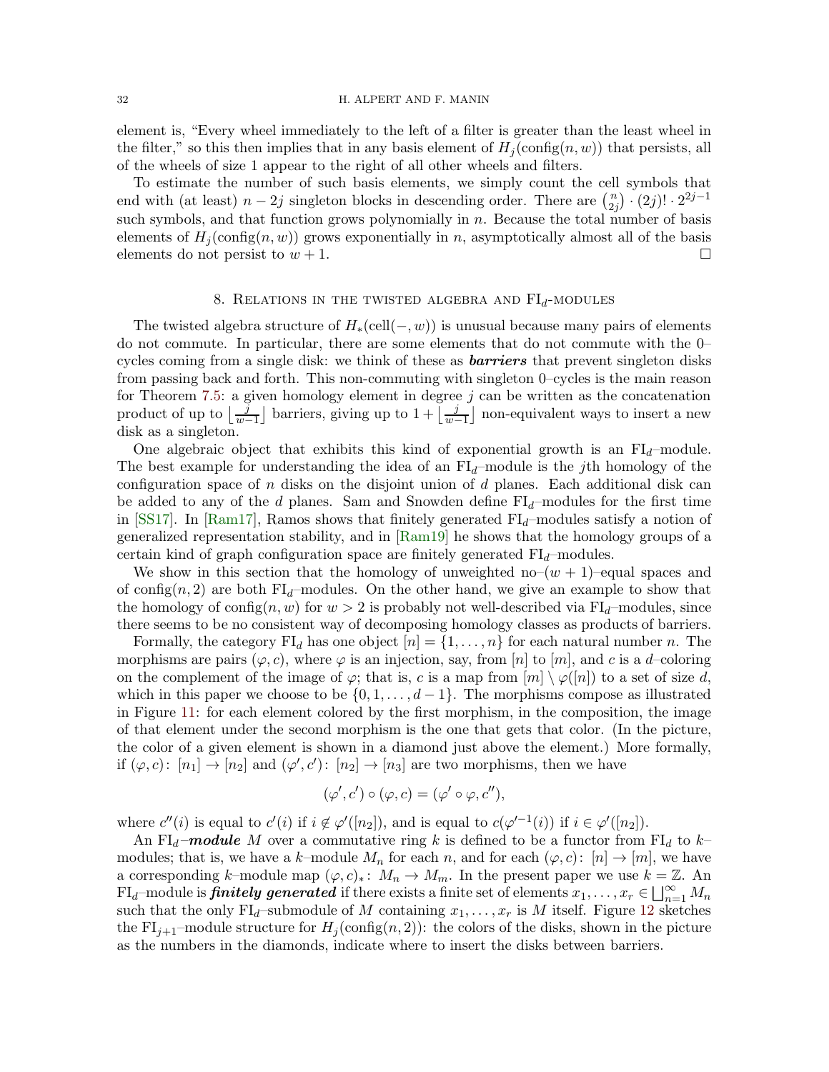element is, "Every wheel immediately to the left of a filter is greater than the least wheel in the filter," so this then implies that in any basis element of $H_j(\text{config}(n, w))$ that persists, all of the wheels of size 1 appear to the right of all other wheels and filters.

To estimate the number of such basis elements, we simply count the cell symbols that end with (at least) $n - 2j$ singleton blocks in descending order. There are $\binom{n}{2j} \cdot (2j)! \cdot 2^{2j-1}$ such symbols, and that function grows polynomially in $n$. Because the total number of basis elements of $H_j(\text{config}(n, w))$ grows exponentially in $n$, asymptotically almost all of the basis elements do not persist to $w + 1$. □

## 8. Relations in the twisted algebra and $\text{FI}_d$-modules

The twisted algebra structure of $H_*(\text{cell}(-, w))$ is unusual because many pairs of elements do not commute. In particular, there are some elements that do not commute with the 0–cycles coming from a single disk: we think of these as ***barriers*** that prevent singleton disks from passing back and forth. This non-commuting with singleton 0–cycles is the main reason for Theorem 7.5: a given homology element in degree $j$ can be written as the concatenation product of up to $\lfloor \frac{j}{w-1} \rfloor$ barriers, giving up to $1 + \lfloor \frac{j}{w-1} \rfloor$ non-equivalent ways to insert a new disk as a singleton.

One algebraic object that exhibits this kind of exponential growth is an $\text{FI}_d$–module. The best example for understanding the idea of an $\text{FI}_d$–module is the $j$th homology of the configuration space of $n$ disks on the disjoint union of $d$ planes. Each additional disk can be added to any of the $d$ planes. Sam and Snowden define $\text{FI}_d$–modules for the first time in [SS17]. In [Ram17], Ramos shows that finitely generated $\text{FI}_d$–modules satisfy a notion of generalized representation stability, and in [Ram19] he shows that the homology groups of a certain kind of graph configuration space are finitely generated $\text{FI}_d$–modules.

We show in this section that the homology of unweighted no–$(w + 1)$–equal spaces and of $\text{config}(n, 2)$ are both $\text{FI}_d$–modules. On the other hand, we give an example to show that the homology of $\text{config}(n, w)$ for $w > 2$ is probably not well-described via $\text{FI}_d$–modules, since there seems to be no consistent way of decomposing homology classes as products of barriers.

Formally, the category $\text{FI}_d$ has one object $[n] = \{1, \ldots, n\}$ for each natural number $n$. The morphisms are pairs $(\varphi, c)$, where $\varphi$ is an injection, say, from $[n]$ to $[m]$, and $c$ is a $d$–coloring on the complement of the image of $\varphi$; that is, $c$ is a map from $[m] \setminus \varphi([n])$ to a set of size $d$, which in this paper we choose to be $\{0, 1, \ldots, d - 1\}$. The morphisms compose as illustrated in Figure 11: for each element colored by the first morphism, in the composition, the image of that element under the second morphism is the one that gets that color. (In the picture, the color of a given element is shown in a diamond just above the element.) More formally, if $(\varphi, c)\colon [n_1] \to [n_2]$ and $(\varphi', c')\colon [n_2] \to [n_3]$ are two morphisms, then we have

$$(\varphi', c') \circ (\varphi, c) = (\varphi' \circ \varphi, c''),$$

where $c''(i)$ is equal to $c'(i)$ if $i \notin \varphi'([n_2])$, and is equal to $c(\varphi'^{-1}(i))$ if $i \in \varphi'([n_2])$.

An $\text{FI}_d$***–module*** $M$ over a commutative ring $k$ is defined to be a functor from $\text{FI}_d$ to $k$–modules; that is, we have a $k$–module $M_n$ for each $n$, and for each $(\varphi, c)\colon [n] \to [m]$, we have a corresponding $k$–module map $(\varphi, c)_*\colon M_n \to M_m$. In the present paper we use $k = \mathbb{Z}$. An $\text{FI}_d$–module is ***finitely generated*** if there exists a finite set of elements $x_1, \ldots, x_r \in \bigsqcup_{n=1}^{\infty} M_n$ such that the only $\text{FI}_d$–submodule of $M$ containing $x_1, \ldots, x_r$ is $M$ itself. Figure 12 sketches the $\text{FI}_{j+1}$–module structure for $H_j(\text{config}(n, 2))$: the colors of the disks, shown in the picture as the numbers in the diamonds, indicate where to insert the disks between barriers.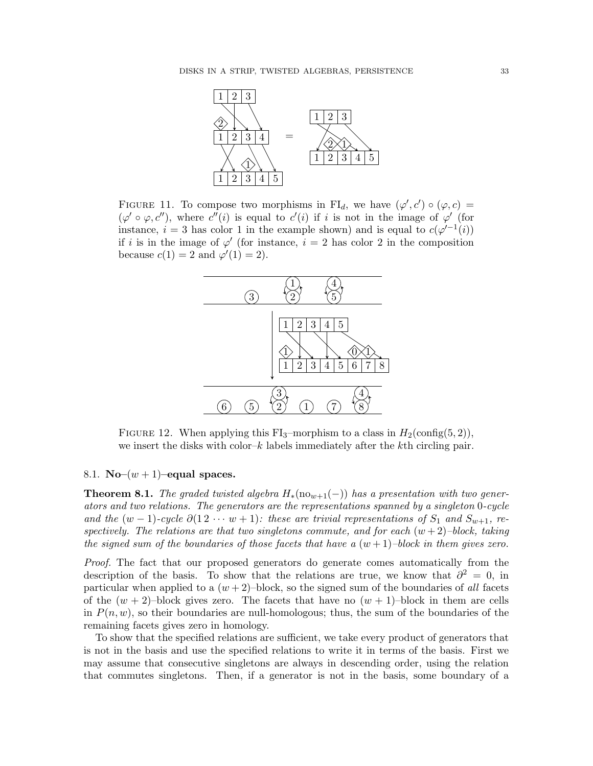FIGURE 11. To compose two morphisms in $\mathrm{FI}_d$, we have $(\varphi', c') \circ (\varphi, c) = (\varphi' \circ \varphi, c'')$, where $c''(i)$ is equal to $c'(i)$ if $i$ is not in the image of $\varphi'$ (for instance, $i = 3$ has color 1 in the example shown) and is equal to $c(\varphi'^{-1}(i))$ if $i$ is in the image of $\varphi'$ (for instance, $i = 2$ has color 2 in the composition because $c(1) = 2$ and $\varphi'(1) = 2$).

FIGURE 12. When applying this $\mathrm{FI}_3$–morphism to a class in $H_2(\mathrm{config}(5, 2))$, we insert the disks with color–$k$ labels immediately after the $k$th circling pair.

### 8.1. No–$(w + 1)$–equal spaces.

**Theorem 8.1.** *The graded twisted algebra $H_*(\mathrm{no}_{w+1}(-))$ has a presentation with two generators and two relations. The generators are the representations spanned by a singleton 0-cycle and the $(w - 1)$-cycle $\partial(1\,2\,\cdots\,w + 1)$: these are trivial representations of $S_1$ and $S_{w+1}$, respectively. The relations are that two singletons commute, and for each $(w + 2)$–block, taking the signed sum of the boundaries of those facets that have a $(w + 1)$–block in them gives zero.*

*Proof.* The fact that our proposed generators do generate comes automatically from the description of the basis. To show that the relations are true, we know that $\partial^2 = 0$, in particular when applied to a $(w + 2)$–block, so the signed sum of the boundaries of *all* facets of the $(w + 2)$–block gives zero. The facets that have no $(w + 1)$–block in them are cells in $P(n, w)$, so their boundaries are null-homologous; thus, the sum of the boundaries of the remaining facets gives zero in homology.

To show that the specified relations are sufficient, we take every product of generators that is not in the basis and use the specified relations to write it in terms of the basis. First we may assume that consecutive singletons are always in descending order, using the relation that commutes singletons. Then, if a generator is not in the basis, some boundary of a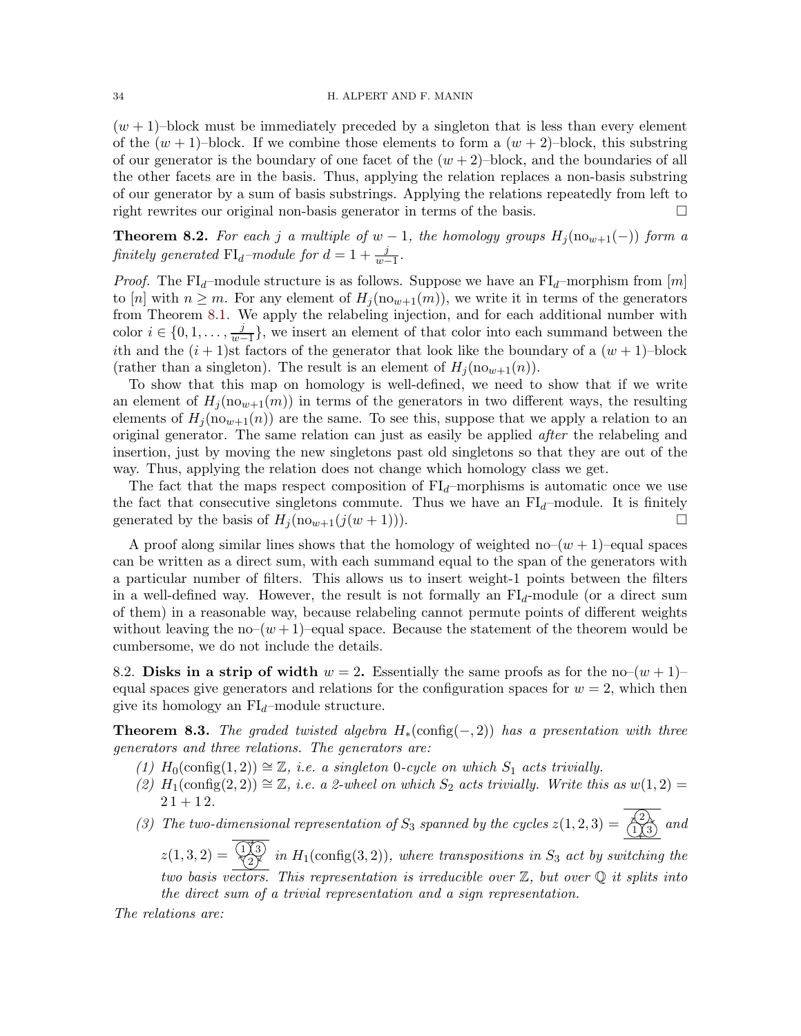$(w+1)$–block must be immediately preceded by a singleton that is less than every element of the $(w+1)$–block. If we combine those elements to form a $(w+2)$–block, this substring of our generator is the boundary of one facet of the $(w+2)$–block, and the boundaries of all the other facets are in the basis. Thus, applying the relation replaces a non-basis substring of our generator by a sum of basis substrings. Applying the relations repeatedly from left to right rewrites our original non-basis generator in terms of the basis. □

**Theorem 8.2.** *For each $j$ a multiple of $w-1$, the homology groups $H_j(\mathrm{no}_{w+1}(-))$ form a finitely generated $\mathrm{FI}_d$–module for $d = 1 + \frac{j}{w-1}$.*

*Proof.* The $\mathrm{FI}_d$–module structure is as follows. Suppose we have an $\mathrm{FI}_d$–morphism from $[m]$ to $[n]$ with $n \geq m$. For any element of $H_j(\mathrm{no}_{w+1}(m))$, we write it in terms of the generators from Theorem 8.1. We apply the relabeling injection, and for each additional number with color $i \in \{0, 1, \ldots, \frac{j}{w-1}\}$, we insert an element of that color into each summand between the $i$th and the $(i+1)$st factors of the generator that look like the boundary of a $(w+1)$–block (rather than a singleton). The result is an element of $H_j(\mathrm{no}_{w+1}(n))$.

To show that this map on homology is well-defined, we need to show that if we write an element of $H_j(\mathrm{no}_{w+1}(m))$ in terms of the generators in two different ways, the resulting elements of $H_j(\mathrm{no}_{w+1}(n))$ are the same. To see this, suppose that we apply a relation to an original generator. The same relation can just as easily be applied *after* the relabeling and insertion, just by moving the new singletons past old singletons so that they are out of the way. Thus, applying the relation does not change which homology class we get.

The fact that the maps respect composition of $\mathrm{FI}_d$–morphisms is automatic once we use the fact that consecutive singletons commute. Thus we have an $\mathrm{FI}_d$–module. It is finitely generated by the basis of $H_j(\mathrm{no}_{w+1}(j(w+1)))$. □

A proof along similar lines shows that the homology of weighted no–$(w+1)$–equal spaces can be written as a direct sum, with each summand equal to the span of the generators with a particular number of filters. This allows us to insert weight-1 points between the filters in a well-defined way. However, the result is not formally an $\mathrm{FI}_d$-module (or a direct sum of them) in a reasonable way, because relabeling cannot permute points of different weights without leaving the no–$(w+1)$–equal space. Because the statement of the theorem would be cumbersome, we do not include the details.

8.2. **Disks in a strip of width $w = 2$.** Essentially the same proofs as for the no–$(w+1)$–equal spaces give generators and relations for the configuration spaces for $w = 2$, which then give its homology an $\mathrm{FI}_d$–module structure.

**Theorem 8.3.** *The graded twisted algebra $H_*(\mathrm{config}(-,2))$ has a presentation with three generators and three relations. The generators are:*

1. *$H_0(\mathrm{config}(1,2)) \cong \mathbb{Z}$, i.e. a singleton 0-cycle on which $S_1$ acts trivially.*
2. *$H_1(\mathrm{config}(2,2)) \cong \mathbb{Z}$, i.e. a 2-wheel on which $S_2$ acts trivially. Write this as $w(1,2) = 2\,1 + 1\,2$.*
3. *The two-dimensional representation of $S_3$ spanned by the cycles $z(1,2,3) =$ [diagram] and $z(1,3,2) =$ [diagram] in $H_1(\mathrm{config}(3,2))$, where transpositions in $S_3$ act by switching the two basis vectors. This representation is irreducible over $\mathbb{Z}$, but over $\mathbb{Q}$ it splits into the direct sum of a trivial representation and a sign representation.*

*The relations are:*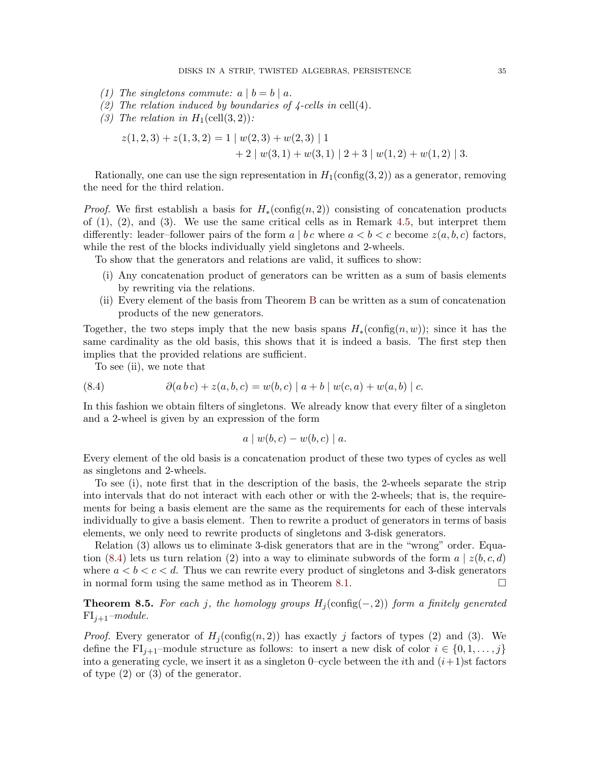*(1) The singletons commute: $a \mid b = b \mid a$.*
*(2) The relation induced by boundaries of 4-cells in* $\mathrm{cell}(4)$.
*(3) The relation in* $H_1(\mathrm{cell}(3,2))$*:*

$$
\begin{aligned}
z(1,2,3) + z(1,3,2) = 1 \mid w(2,3) + w(2,3) \mid 1 \\
+ 2 \mid w(3,1) + w(3,1) \mid 2 + 3 \mid w(1,2) + w(1,2) \mid 3.
\end{aligned}
$$

Rationally, one can use the sign representation in $H_1(\mathrm{config}(3,2))$ as a generator, removing the need for the third relation.

*Proof.* We first establish a basis for $H_*(\mathrm{config}(n,2))$ consisting of concatenation products of (1), (2), and (3). We use the same critical cells as in Remark 4.5, but interpret them differently: leader–follower pairs of the form $a \mid b\, c$ where $a < b < c$ become $z(a,b,c)$ factors, while the rest of the blocks individually yield singletons and 2-wheels.

To show that the generators and relations are valid, it suffices to show:

(i) Any concatenation product of generators can be written as a sum of basis elements by rewriting via the relations.
(ii) Every element of the basis from Theorem B can be written as a sum of concatenation products of the new generators.

Together, the two steps imply that the new basis spans $H_*(\mathrm{config}(n,w))$; since it has the same cardinality as the old basis, this shows that it is indeed a basis. The first step then implies that the provided relations are sufficient.

To see (ii), we note that

$$
\partial(a\,b\,c) + z(a,b,c) = w(b,c) \mid a + b \mid w(c,a) + w(a,b) \mid c. \tag{8.4}
$$

In this fashion we obtain filters of singletons. We already know that every filter of a singleton and a 2-wheel is given by an expression of the form

$$
a \mid w(b,c) - w(b,c) \mid a.
$$

Every element of the old basis is a concatenation product of these two types of cycles as well as singletons and 2-wheels.

To see (i), note first that in the description of the basis, the 2-wheels separate the strip into intervals that do not interact with each other or with the 2-wheels; that is, the requirements for being a basis element are the same as the requirements for each of these intervals individually to give a basis element. Then to rewrite a product of generators in terms of basis elements, we only need to rewrite products of singletons and 3-disk generators.

Relation (3) allows us to eliminate 3-disk generators that are in the "wrong" order. Equation (8.4) lets us turn relation (2) into a way to eliminate subwords of the form $a \mid z(b,c,d)$ where $a < b < c < d$. Thus we can rewrite every product of singletons and 3-disk generators in normal form using the same method as in Theorem 8.1. □

**Theorem 8.5.** *For each $j$, the homology groups $H_j(\mathrm{config}(-,2))$ form a finitely generated $\mathrm{FI}_{j+1}$–module.*

*Proof.* Every generator of $H_j(\mathrm{config}(n,2))$ has exactly $j$ factors of types (2) and (3). We define the $\mathrm{FI}_{j+1}$–module structure as follows: to insert a new disk of color $i \in \{0,1,\dots,j\}$ into a generating cycle, we insert it as a singleton 0–cycle between the $i$th and $(i+1)$st factors of type (2) or (3) of the generator.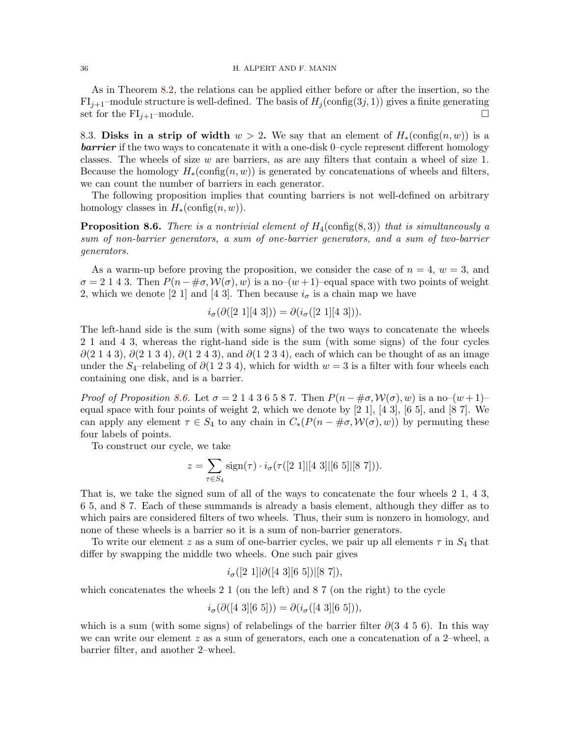As in Theorem 8.2, the relations can be applied either before or after the insertion, so the $\mathrm{FI}_{j+1}$–module structure is well-defined. The basis of $H_j(\mathrm{config}(3j, 1))$ gives a finite generating set for the $\mathrm{FI}_{j+1}$–module. □

8.3. **Disks in a strip of width $w > 2$.** We say that an element of $H_*(\mathrm{config}(n, w))$ is a ***barrier*** if the two ways to concatenate it with a one-disk 0–cycle represent different homology classes. The wheels of size $w$ are barriers, as are any filters that contain a wheel of size 1. Because the homology $H_*(\mathrm{config}(n, w))$ is generated by concatenations of wheels and filters, we can count the number of barriers in each generator.

The following proposition implies that counting barriers is not well-defined on arbitrary homology classes in $H_*(\mathrm{config}(n, w))$.

**Proposition 8.6.** *There is a nontrivial element of $H_4(\mathrm{config}(8, 3))$ that is simultaneously a sum of non-barrier generators, a sum of one-barrier generators, and a sum of two-barrier generators.*

As a warm-up before proving the proposition, we consider the case of $n = 4$, $w = 3$, and $\sigma = 2\ 1\ 4\ 3$. Then $P(n - \#\sigma, \mathcal{W}(\sigma), w)$ is a no–$(w+1)$–equal space with two points of weight 2, which we denote $[2\ 1]$ and $[4\ 3]$. Then because $i_\sigma$ is a chain map we have

$$i_\sigma(\partial([2\ 1][4\ 3])) = \partial(i_\sigma([2\ 1][4\ 3])).$$

The left-hand side is the sum (with some signs) of the two ways to concatenate the wheels $2\ 1$ and $4\ 3$, whereas the right-hand side is the sum (with some signs) of the four cycles $\partial(2\ 1\ 4\ 3)$, $\partial(2\ 1\ 3\ 4)$, $\partial(1\ 2\ 4\ 3)$, and $\partial(1\ 2\ 3\ 4)$, each of which can be thought of as an image under the $S_4$–relabeling of $\partial(1\ 2\ 3\ 4)$, which for width $w = 3$ is a filter with four wheels each containing one disk, and is a barrier.

*Proof of Proposition 8.6.* Let $\sigma = 2\ 1\ 4\ 3\ 6\ 5\ 8\ 7$. Then $P(n - \#\sigma, \mathcal{W}(\sigma), w)$ is a no–$(w+1)$–equal space with four points of weight 2, which we denote by $[2\ 1]$, $[4\ 3]$, $[6\ 5]$, and $[8\ 7]$. We can apply any element $\tau \in S_4$ to any chain in $C_*(P(n - \#\sigma, \mathcal{W}(\sigma), w))$ by permuting these four labels of points.

To construct our cycle, we take

$$z = \sum_{\tau \in S_4} \mathrm{sign}(\tau) \cdot i_\sigma(\tau([2\ 1]|[4\ 3]|[6\ 5]|[8\ 7])).$$

That is, we take the signed sum of all of the ways to concatenate the four wheels $2\ 1$, $4\ 3$, $6\ 5$, and $8\ 7$. Each of these summands is already a basis element, although they differ as to which pairs are considered filters of two wheels. Thus, their sum is nonzero in homology, and none of these wheels is a barrier so it is a sum of non-barrier generators.

To write our element $z$ as a sum of one-barrier cycles, we pair up all elements $\tau$ in $S_4$ that differ by swapping the middle two wheels. One such pair gives

$$i_\sigma([2\ 1]|\partial([4\ 3][6\ 5])|[8\ 7]),$$

which concatenates the wheels $2\ 1$ (on the left) and $8\ 7$ (on the right) to the cycle

$$i_\sigma(\partial([4\ 3][6\ 5])) = \partial(i_\sigma([4\ 3][6\ 5])),$$

which is a sum (with some signs) of relabelings of the barrier filter $\partial(3\ 4\ 5\ 6)$. In this way we can write our element $z$ as a sum of generators, each one a concatenation of a 2–wheel, a barrier filter, and another 2–wheel.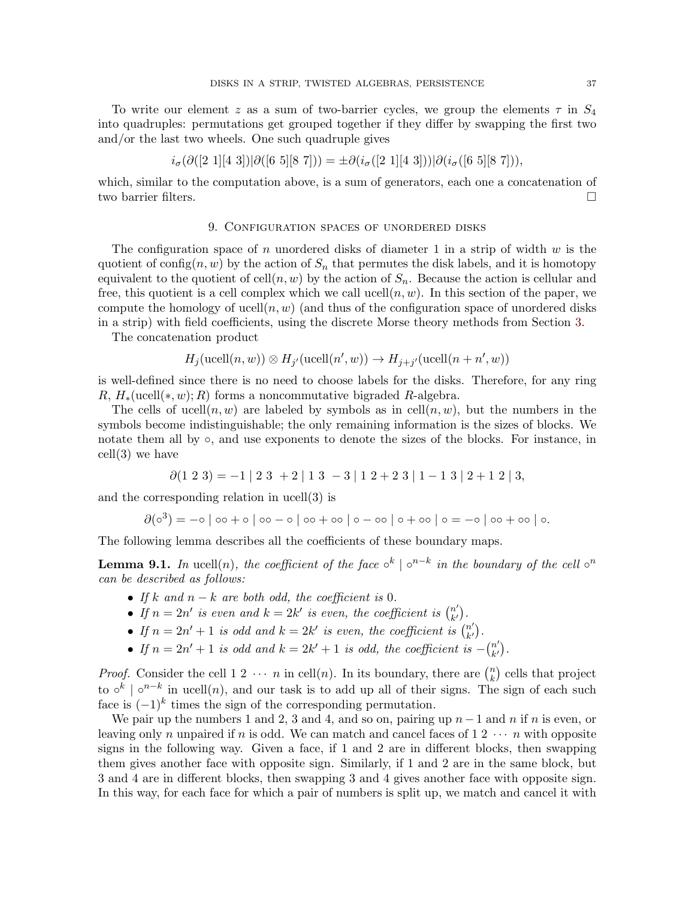To write our element $z$ as a sum of two-barrier cycles, we group the elements $\tau$ in $S_4$ into quadruples: permutations get grouped together if they differ by swapping the first two and/or the last two wheels. One such quadruple gives

$$i_\sigma(\partial([2\ 1][4\ 3])|\partial([6\ 5][8\ 7])) = \pm\partial(i_\sigma([2\ 1][4\ 3]))|\partial(i_\sigma([6\ 5][8\ 7])),$$

which, similar to the computation above, is a sum of generators, each one a concatenation of two barrier filters. $\square$

## 9. Configuration spaces of unordered disks

The configuration space of $n$ unordered disks of diameter 1 in a strip of width $w$ is the quotient of $\text{config}(n, w)$ by the action of $S_n$ that permutes the disk labels, and it is homotopy equivalent to the quotient of $\text{cell}(n, w)$ by the action of $S_n$. Because the action is cellular and free, this quotient is a cell complex which we call $\text{ucell}(n, w)$. In this section of the paper, we compute the homology of $\text{ucell}(n, w)$ (and thus of the configuration space of unordered disks in a strip) with field coefficients, using the discrete Morse theory methods from Section 3.

The concatenation product

$$H_j(\text{ucell}(n, w)) \otimes H_{j'}(\text{ucell}(n', w)) \to H_{j+j'}(\text{ucell}(n + n', w))$$

is well-defined since there is no need to choose labels for the disks. Therefore, for any ring $R$, $H_*(\text{ucell}(*, w); R)$ forms a noncommutative bigraded $R$-algebra.

The cells of $\text{ucell}(n, w)$ are labeled by symbols as in $\text{cell}(n, w)$, but the numbers in the symbols become indistinguishable; the only remaining information is the sizes of blocks. We notate them all by $\circ$, and use exponents to denote the sizes of the blocks. For instance, in $\text{cell}(3)$ we have

$$\partial(1\ 2\ 3) = -1 \mid 2\ 3\ + 2 \mid 1\ 3\ - 3 \mid 1\ 2 + 2\ 3 \mid 1 - 1\ 3 \mid 2 + 1\ 2 \mid 3,$$

and the corresponding relation in $\text{ucell}(3)$ is

$$\partial(\circ^3) = -\circ \mid \circ\circ + \circ \mid \circ\circ - \circ \mid \circ\circ + \circ\circ \mid \circ - \circ\circ \mid \circ + \circ\circ \mid \circ = -\circ \mid \circ\circ + \circ\circ \mid \circ.$$

The following lemma describes all the coefficients of these boundary maps.

**Lemma 9.1.** *In* $\text{ucell}(n)$*, the coefficient of the face* $\circ^k \mid \circ^{n-k}$ *in the boundary of the cell* $\circ^n$ *can be described as follows:*

- *If $k$ and $n - k$ are both odd, the coefficient is 0.*
- *If $n = 2n'$ is even and $k = 2k'$ is even, the coefficient is $\binom{n'}{k'}$.*
- *If $n = 2n' + 1$ is odd and $k = 2k'$ is even, the coefficient is $\binom{n'}{k'}$.*
- *If $n = 2n' + 1$ is odd and $k = 2k' + 1$ is odd, the coefficient is $-\binom{n'}{k'}$.*

*Proof.* Consider the cell $1\ 2\ \cdots\ n$ in $\text{cell}(n)$. In its boundary, there are $\binom{n}{k}$ cells that project to $\circ^k \mid \circ^{n-k}$ in $\text{ucell}(n)$, and our task is to add up all of their signs. The sign of each such face is $(-1)^k$ times the sign of the corresponding permutation.

We pair up the numbers 1 and 2, 3 and 4, and so on, pairing up $n-1$ and $n$ if $n$ is even, or leaving only $n$ unpaired if $n$ is odd. We can match and cancel faces of $1\ 2\ \cdots\ n$ with opposite signs in the following way. Given a face, if 1 and 2 are in different blocks, then swapping them gives another face with opposite sign. Similarly, if 1 and 2 are in the same block, but 3 and 4 are in different blocks, then swapping 3 and 4 gives another face with opposite sign. In this way, for each face for which a pair of numbers is split up, we match and cancel it with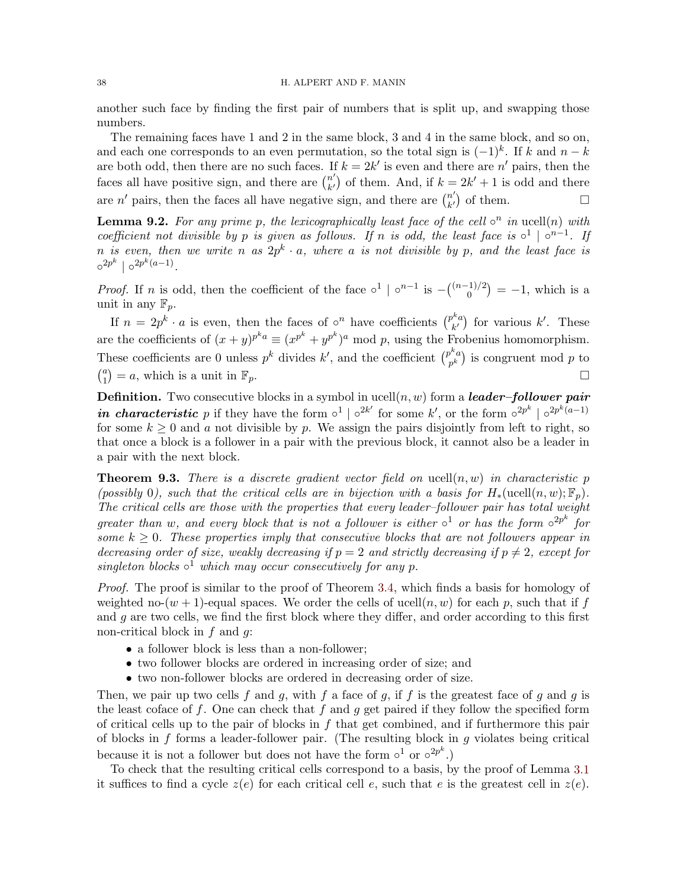another such face by finding the first pair of numbers that is split up, and swapping those numbers.

The remaining faces have 1 and 2 in the same block, 3 and 4 in the same block, and so on, and each one corresponds to an even permutation, so the total sign is $(-1)^k$. If $k$ and $n-k$ are both odd, then there are no such faces. If $k = 2k'$ is even and there are $n'$ pairs, then the faces all have positive sign, and there are $\binom{n'}{k'}$ of them. And, if $k = 2k'+1$ is odd and there are $n'$ pairs, then the faces all have negative sign, and there are $\binom{n'}{k'}$ of them. $\square$

**Lemma 9.2.** *For any prime $p$, the lexicographically least face of the cell $\circ^n$ in $\mathrm{ucell}(n)$ with coefficient not divisible by $p$ is given as follows. If $n$ is odd, the least face is $\circ^1 \mid \circ^{n-1}$. If $n$ is even, then we write $n$ as $2p^k \cdot a$, where $a$ is not divisible by $p$, and the least face is $\circ^{2p^k} \mid \circ^{2p^k(a-1)}$.*

*Proof.* If $n$ is odd, then the coefficient of the face $\circ^1 \mid \circ^{n-1}$ is $-\binom{(n-1)/2}{0} = -1$, which is a unit in any $\mathbb{F}_p$.

If $n = 2p^k \cdot a$ is even, then the faces of $\circ^n$ have coefficients $\binom{p^k a}{k'}$ for various $k'$. These are the coefficients of $(x+y)^{p^k a} \equiv (x^{p^k} + y^{p^k})^a \bmod p$, using the Frobenius homomorphism. These coefficients are 0 unless $p^k$ divides $k'$, and the coefficient $\binom{p^k a}{p^k}$ is congruent mod $p$ to $\binom{a}{1} = a$, which is a unit in $\mathbb{F}_p$. $\square$

**Definition.** Two consecutive blocks in a symbol in $\mathrm{ucell}(n,w)$ form a ***leader–follower pair in characteristic*** $p$ if they have the form $\circ^1 \mid \circ^{2k'}$ for some $k'$, or the form $\circ^{2p^k} \mid \circ^{2p^k(a-1)}$ for some $k \geq 0$ and $a$ not divisible by $p$. We assign the pairs disjointly from left to right, so that once a block is a follower in a pair with the previous block, it cannot also be a leader in a pair with the next block.

**Theorem 9.3.** *There is a discrete gradient vector field on $\mathrm{ucell}(n,w)$ in characteristic $p$ (possibly 0), such that the critical cells are in bijection with a basis for $H_*(\mathrm{ucell}(n,w);\mathbb{F}_p)$. The critical cells are those with the properties that every leader–follower pair has total weight greater than $w$, and every block that is not a follower is either $\circ^1$ or has the form $\circ^{2p^k}$ for some $k \geq 0$. These properties imply that consecutive blocks that are not followers appear in decreasing order of size, weakly decreasing if $p = 2$ and strictly decreasing if $p \neq 2$, except for singleton blocks $\circ^1$ which may occur consecutively for any $p$.*

*Proof.* The proof is similar to the proof of Theorem 3.4, which finds a basis for homology of weighted no-$(w+1)$-equal spaces. We order the cells of $\mathrm{ucell}(n,w)$ for each $p$, such that if $f$ and $g$ are two cells, we find the first block where they differ, and order according to this first non-critical block in $f$ and $g$:

- a follower block is less than a non-follower;
- two follower blocks are ordered in increasing order of size; and
- two non-follower blocks are ordered in decreasing order of size.

Then, we pair up two cells $f$ and $g$, with $f$ a face of $g$, if $f$ is the greatest face of $g$ and $g$ is the least coface of $f$. One can check that $f$ and $g$ get paired if they follow the specified form of critical cells up to the pair of blocks in $f$ that get combined, and if furthermore this pair of blocks in $f$ forms a leader-follower pair. (The resulting block in $g$ violates being critical because it is not a follower but does not have the form $\circ^1$ or $\circ^{2p^k}$.)

To check that the resulting critical cells correspond to a basis, by the proof of Lemma 3.1 it suffices to find a cycle $z(e)$ for each critical cell $e$, such that $e$ is the greatest cell in $z(e)$.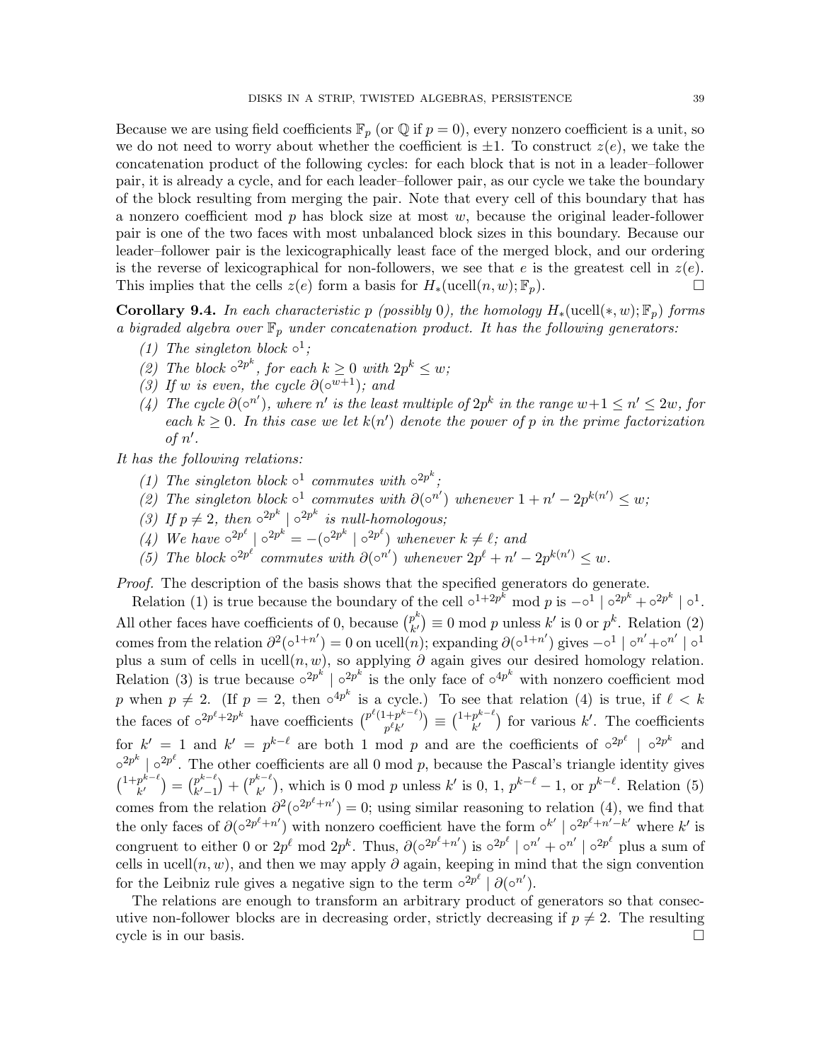Because we are using field coefficients $\mathbb{F}_p$ (or $\mathbb{Q}$ if $p = 0$), every nonzero coefficient is a unit, so we do not need to worry about whether the coefficient is $\pm 1$. To construct $z(e)$, we take the concatenation product of the following cycles: for each block that is not in a leader–follower pair, it is already a cycle, and for each leader–follower pair, as our cycle we take the boundary of the block resulting from merging the pair. Note that every cell of this boundary that has a nonzero coefficient mod $p$ has block size at most $w$, because the original leader-follower pair is one of the two faces with most unbalanced block sizes in this boundary. Because our leader–follower pair is the lexicographically least face of the merged block, and our ordering is the reverse of lexicographical for non-followers, we see that $e$ is the greatest cell in $z(e)$. This implies that the cells $z(e)$ form a basis for $H_*(\mathrm{ucell}(n, w); \mathbb{F}_p)$. $\square$

**Corollary 9.4.** *In each characteristic $p$ (possibly 0), the homology $H_*(\mathrm{ucell}(*, w); \mathbb{F}_p)$ forms a bigraded algebra over $\mathbb{F}_p$ under concatenation product. It has the following generators:*

1. *The singleton block $\circ^1$;*
2. *The block $\circ^{2p^k}$, for each $k \geq 0$ with $2p^k \leq w$;*
3. *If $w$ is even, the cycle $\partial(\circ^{w+1})$; and*
4. *The cycle $\partial(\circ^{n'})$, where $n'$ is the least multiple of $2p^k$ in the range $w+1 \leq n' \leq 2w$, for each $k \geq 0$. In this case we let $k(n')$ denote the power of $p$ in the prime factorization of $n'$.*

*It has the following relations:*

1. *The singleton block $\circ^1$ commutes with $\circ^{2p^k}$;*
2. *The singleton block $\circ^1$ commutes with $\partial(\circ^{n'})$ whenever $1 + n' - 2p^{k(n')} \leq w$;*
3. *If $p \neq 2$, then $\circ^{2p^k} \mid \circ^{2p^k}$ is null-homologous;*
4. *We have $\circ^{2p^\ell} \mid \circ^{2p^k} = -(\circ^{2p^k} \mid \circ^{2p^\ell})$ whenever $k \neq \ell$; and*
5. *The block $\circ^{2p^\ell}$ commutes with $\partial(\circ^{n'})$ whenever $2p^\ell + n' - 2p^{k(n')} \leq w$.*

*Proof.* The description of the basis shows that the specified generators do generate.

Relation (1) is true because the boundary of the cell $\circ^{1+2p^k}$ mod $p$ is $-\circ^1 \mid \circ^{2p^k} + \circ^{2p^k} \mid \circ^1$. All other faces have coefficients of 0, because $\binom{p^k}{k'} \equiv 0 \bmod p$ unless $k'$ is 0 or $p^k$. Relation (2) comes from the relation $\partial^2(\circ^{1+n'}) = 0$ on $\mathrm{ucell}(n)$; expanding $\partial(\circ^{1+n'})$ gives $-\circ^1 \mid \circ^{n'} + \circ^{n'} \mid \circ^1$ plus a sum of cells in $\mathrm{ucell}(n, w)$, so applying $\partial$ again gives our desired homology relation. Relation (3) is true because $\circ^{2p^k} \mid \circ^{2p^k}$ is the only face of $\circ^{4p^k}$ with nonzero coefficient mod $p$ when $p \neq 2$. (If $p = 2$, then $\circ^{4p^k}$ is a cycle.) To see that relation (4) is true, if $\ell < k$ the faces of $\circ^{2p^\ell + 2p^k}$ have coefficients $\binom{p^\ell(1+p^{k-\ell})}{p^\ell k'} \equiv \binom{1+p^{k-\ell}}{k'}$ for various $k'$. The coefficients for $k' = 1$ and $k' = p^{k-\ell}$ are both 1 mod $p$ and are the coefficients of $\circ^{2p^\ell} \mid \circ^{2p^k}$ and $\circ^{2p^k} \mid \circ^{2p^\ell}$. The other coefficients are all 0 mod $p$, because the Pascal's triangle identity gives $\binom{1+p^{k-\ell}}{k'} = \binom{p^{k-\ell}}{k'-1} + \binom{p^{k-\ell}}{k'}$, which is 0 mod $p$ unless $k'$ is 0, 1, $p^{k-\ell} - 1$, or $p^{k-\ell}$. Relation (5) comes from the relation $\partial^2(\circ^{2p^\ell + n'}) = 0$; using similar reasoning to relation (4), we find that the only faces of $\partial(\circ^{2p^\ell + n'})$ with nonzero coefficient have the form $\circ^{k'} \mid \circ^{2p^\ell + n' - k'}$ where $k'$ is congruent to either 0 or $2p^\ell$ mod $2p^k$. Thus, $\partial(\circ^{2p^\ell + n'})$ is $\circ^{2p^\ell} \mid \circ^{n'} + \circ^{n'} \mid \circ^{2p^\ell}$ plus a sum of cells in $\mathrm{ucell}(n, w)$, and then we may apply $\partial$ again, keeping in mind that the sign convention for the Leibniz rule gives a negative sign to the term $\circ^{2p^\ell} \mid \partial(\circ^{n'})$.

The relations are enough to transform an arbitrary product of generators so that consecutive non-follower blocks are in decreasing order, strictly decreasing if $p \neq 2$. The resulting cycle is in our basis. $\square$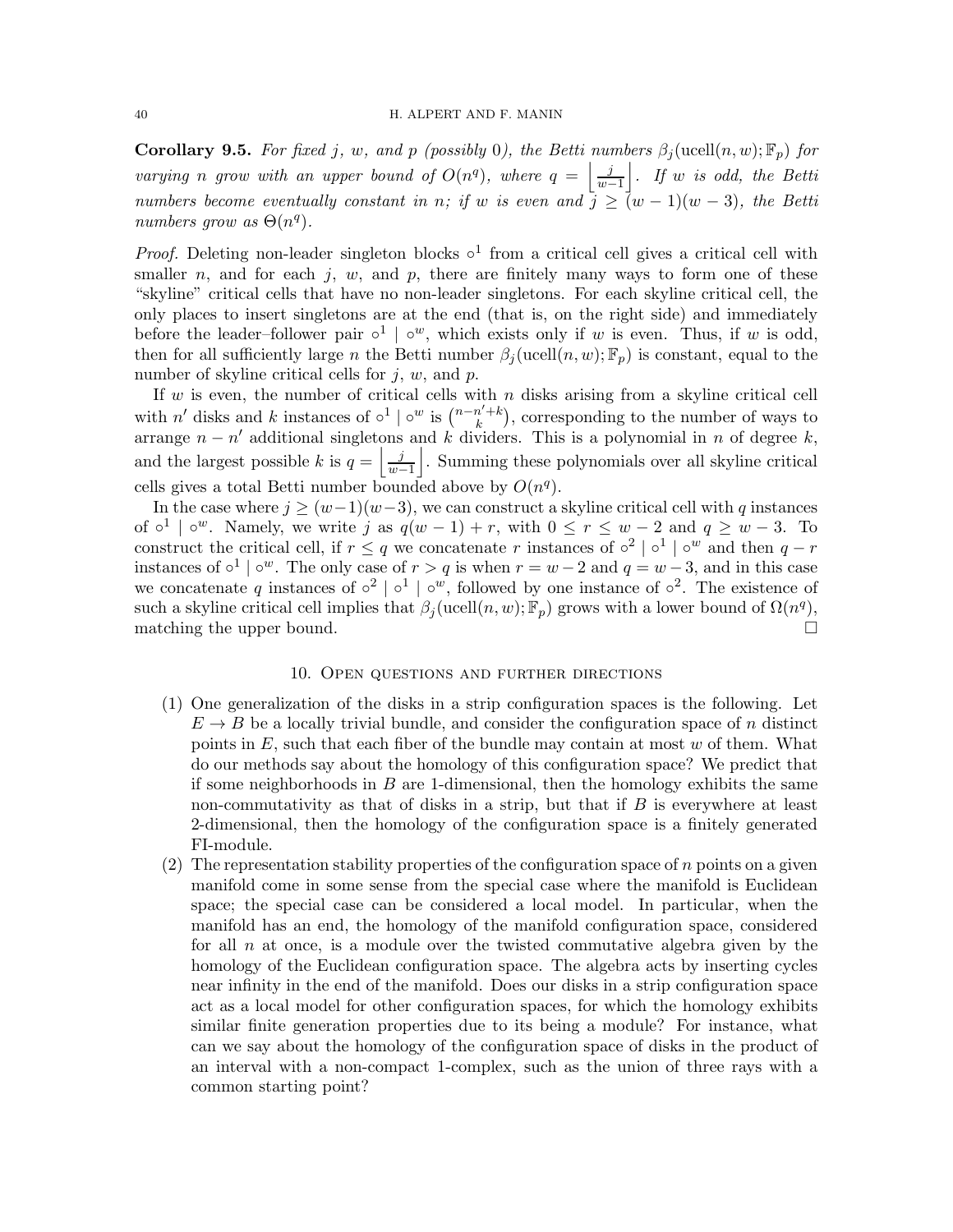**Corollary 9.5.** *For fixed $j$, $w$, and $p$ (possibly 0), the Betti numbers $\beta_j(\text{ucell}(n,w);\mathbb{F}_p)$ for varying $n$ grow with an upper bound of $O(n^q)$, where $q = \left\lfloor \frac{j}{w-1} \right\rfloor$. If $w$ is odd, the Betti numbers become eventually constant in $n$; if $w$ is even and $j \geq (w-1)(w-3)$, the Betti numbers grow as $\Theta(n^q)$.*

*Proof.* Deleting non-leader singleton blocks $\circ^1$ from a critical cell gives a critical cell with smaller $n$, and for each $j$, $w$, and $p$, there are finitely many ways to form one of these "skyline" critical cells that have no non-leader singletons. For each skyline critical cell, the only places to insert singletons are at the end (that is, on the right side) and immediately before the leader–follower pair $\circ^1 \mid \circ^w$, which exists only if $w$ is even. Thus, if $w$ is odd, then for all sufficiently large $n$ the Betti number $\beta_j(\text{ucell}(n,w);\mathbb{F}_p)$ is constant, equal to the number of skyline critical cells for $j$, $w$, and $p$.

If $w$ is even, the number of critical cells with $n$ disks arising from a skyline critical cell with $n'$ disks and $k$ instances of $\circ^1 \mid \circ^w$ is $\binom{n-n'+k}{k}$, corresponding to the number of ways to arrange $n - n'$ additional singletons and $k$ dividers. This is a polynomial in $n$ of degree $k$, and the largest possible $k$ is $q = \left\lfloor \frac{j}{w-1} \right\rfloor$. Summing these polynomials over all skyline critical cells gives a total Betti number bounded above by $O(n^q)$.

In the case where $j \geq (w-1)(w-3)$, we can construct a skyline critical cell with $q$ instances of $\circ^1 \mid \circ^w$. Namely, we write $j$ as $q(w-1)+r$, with $0 \leq r \leq w-2$ and $q \geq w-3$. To construct the critical cell, if $r \leq q$ we concatenate $r$ instances of $\circ^2 \mid \circ^1 \mid \circ^w$ and then $q - r$ instances of $\circ^1 \mid \circ^w$. The only case of $r > q$ is when $r = w-2$ and $q = w-3$, and in this case we concatenate $q$ instances of $\circ^2 \mid \circ^1 \mid \circ^w$, followed by one instance of $\circ^2$. The existence of such a skyline critical cell implies that $\beta_j(\text{ucell}(n,w);\mathbb{F}_p)$ grows with a lower bound of $\Omega(n^q)$, matching the upper bound. $\square$

## 10. Open questions and further directions

1. One generalization of the disks in a strip configuration spaces is the following. Let $E \to B$ be a locally trivial bundle, and consider the configuration space of $n$ distinct points in $E$, such that each fiber of the bundle may contain at most $w$ of them. What do our methods say about the homology of this configuration space? We predict that if some neighborhoods in $B$ are 1-dimensional, then the homology exhibits the same non-commutativity as that of disks in a strip, but that if $B$ is everywhere at least 2-dimensional, then the homology of the configuration space is a finitely generated FI-module.
2. The representation stability properties of the configuration space of $n$ points on a given manifold come in some sense from the special case where the manifold is Euclidean space; the special case can be considered a local model. In particular, when the manifold has an end, the homology of the manifold configuration space, considered for all $n$ at once, is a module over the twisted commutative algebra given by the homology of the Euclidean configuration space. The algebra acts by inserting cycles near infinity in the end of the manifold. Does our disks in a strip configuration space act as a local model for other configuration spaces, for which the homology exhibits similar finite generation properties due to its being a module? For instance, what can we say about the homology of the configuration space of disks in the product of an interval with a non-compact 1-complex, such as the union of three rays with a common starting point?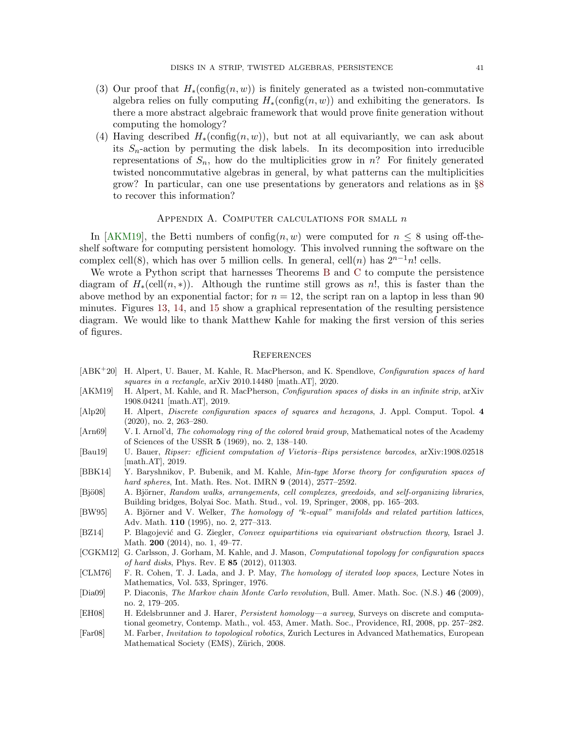(3) Our proof that $H_*(\text{config}(n, w))$ is finitely generated as a twisted non-commutative algebra relies on fully computing $H_*(\text{config}(n, w))$ and exhibiting the generators. Is there a more abstract algebraic framework that would prove finite generation without computing the homology?

(4) Having described $H_*(\text{config}(n, w))$, but not at all equivariantly, we can ask about its $S_n$-action by permuting the disk labels. In its decomposition into irreducible representations of $S_n$, how do the multiplicities grow in $n$? For finitely generated twisted noncommutative algebras in general, by what patterns can the multiplicities grow? In particular, can one use presentations by generators and relations as in §8 to recover this information?

## Appendix A. Computer calculations for small $n$

In [AKM19], the Betti numbers of $\text{config}(n, w)$ were computed for $n \leq 8$ using off-the-shelf software for computing persistent homology. This involved running the software on the complex $\text{cell}(8)$, which has over 5 million cells. In general, $\text{cell}(n)$ has $2^{n-1}n!$ cells.

We wrote a Python script that harnesses Theorems B and C to compute the persistence diagram of $H_*(\text{cell}(n, *))$. Although the runtime still grows as $n!$, this is faster than the above method by an exponential factor; for $n = 12$, the script ran on a laptop in less than 90 minutes. Figures 13, 14, and 15 show a graphical representation of the resulting persistence diagram. We would like to thank Matthew Kahle for making the first version of this series of figures.

## References

[ABK+20] H. Alpert, U. Bauer, M. Kahle, R. MacPherson, and K. Spendlove, *Configuration spaces of hard squares in a rectangle*, arXiv 2010.14480 [math.AT], 2020.

[AKM19] H. Alpert, M. Kahle, and R. MacPherson, *Configuration spaces of disks in an infinite strip*, arXiv 1908.04241 [math.AT], 2019.

[Alp20] H. Alpert, *Discrete configuration spaces of squares and hexagons*, J. Appl. Comput. Topol. **4** (2020), no. 2, 263–280.

[Arn69] V. I. Arnol'd, *The cohomology ring of the colored braid group*, Mathematical notes of the Academy of Sciences of the USSR **5** (1969), no. 2, 138–140.

[Bau19] U. Bauer, *Ripser: efficient computation of Vietoris–Rips persistence barcodes*, arXiv:1908.02518 [math.AT], 2019.

[BBK14] Y. Baryshnikov, P. Bubenik, and M. Kahle, *Min-type Morse theory for configuration spaces of hard spheres*, Int. Math. Res. Not. IMRN **9** (2014), 2577–2592.

[Bjö08] A. Björner, *Random walks, arrangements, cell complexes, greedoids, and self-organizing libraries*, Building bridges, Bolyai Soc. Math. Stud., vol. 19, Springer, 2008, pp. 165–203.

[BW95] A. Björner and V. Welker, *The homology of "k-equal" manifolds and related partition lattices*, Adv. Math. **110** (1995), no. 2, 277–313.

[BZ14] P. Blagojević and G. Ziegler, *Convex equipartitions via equivariant obstruction theory*, Israel J. Math. **200** (2014), no. 1, 49–77.

[CGKM12] G. Carlsson, J. Gorham, M. Kahle, and J. Mason, *Computational topology for configuration spaces of hard disks*, Phys. Rev. E **85** (2012), 011303.

[CLM76] F. R. Cohen, T. J. Lada, and J. P. May, *The homology of iterated loop spaces*, Lecture Notes in Mathematics, Vol. 533, Springer, 1976.

[Dia09] P. Diaconis, *The Markov chain Monte Carlo revolution*, Bull. Amer. Math. Soc. (N.S.) **46** (2009), no. 2, 179–205.

[EH08] H. Edelsbrunner and J. Harer, *Persistent homology—a survey*, Surveys on discrete and computational geometry, Contemp. Math., vol. 453, Amer. Math. Soc., Providence, RI, 2008, pp. 257–282.

[Far08] M. Farber, *Invitation to topological robotics*, Zurich Lectures in Advanced Mathematics, European Mathematical Society (EMS), Zürich, 2008.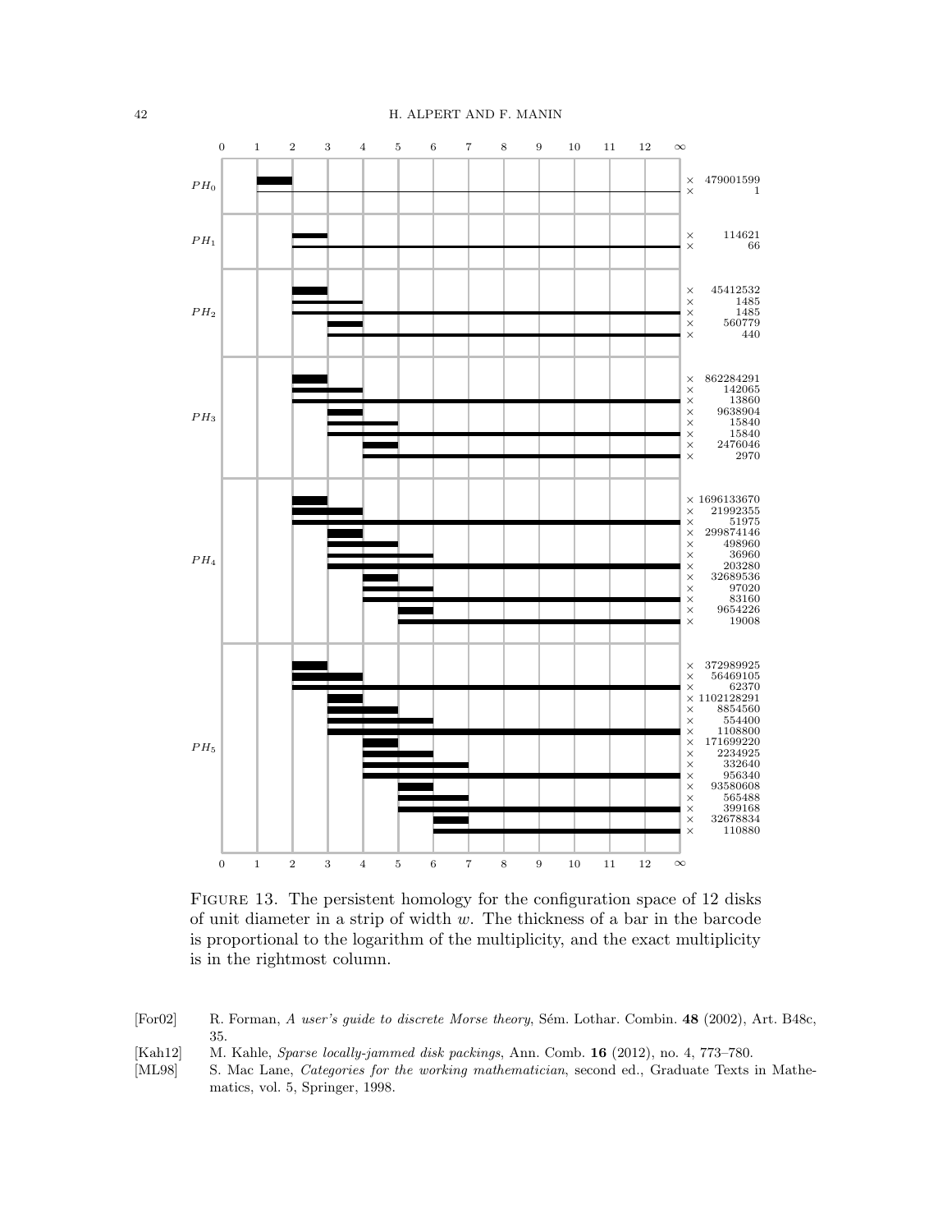Figure 13. The persistent homology for the configuration space of 12 disks of unit diameter in a strip of width $w$. The thickness of a bar in the barcode is proportional to the logarithm of the multiplicity, and the exact multiplicity is in the rightmost column.

[For02] R. Forman, *A user's guide to discrete Morse theory*, Sém. Lothar. Combin. **48** (2002), Art. B48c, 35.

[Kah12] M. Kahle, *Sparse locally-jammed disk packings*, Ann. Comb. **16** (2012), no. 4, 773–780.

[ML98] S. Mac Lane, *Categories for the working mathematician*, second ed., Graduate Texts in Mathematics, vol. 5, Springer, 1998.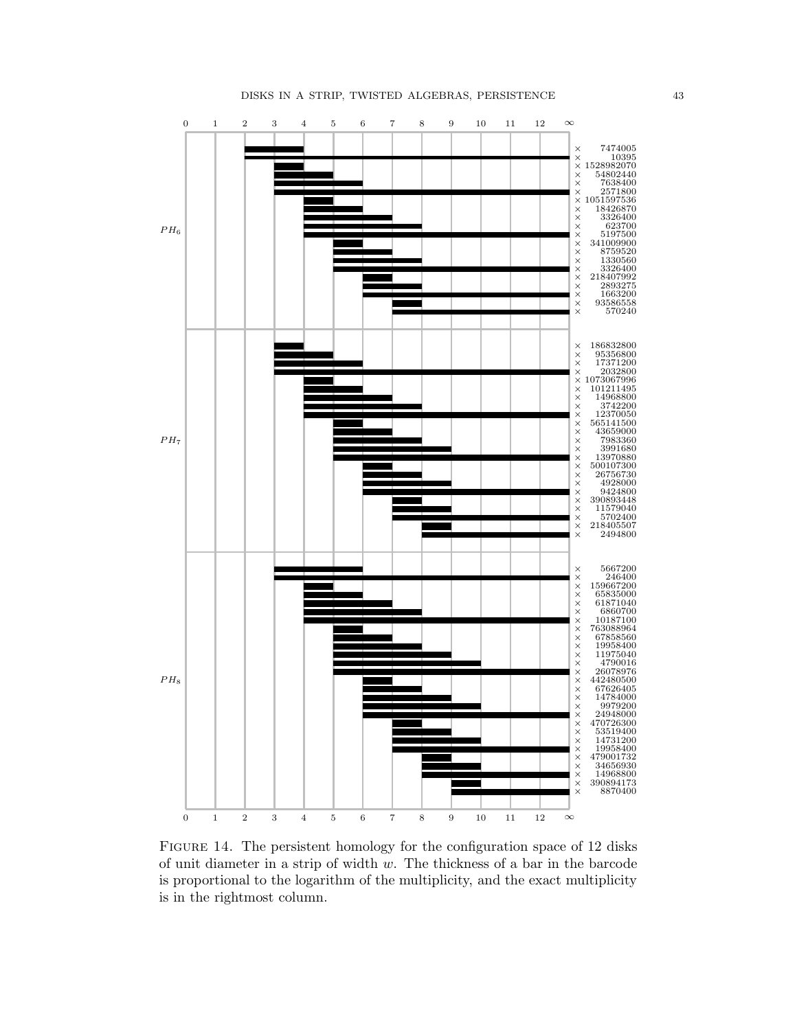Figure 14. The persistent homology for the configuration space of 12 disks of unit diameter in a strip of width $w$. The thickness of a bar in the barcode is proportional to the logarithm of the multiplicity, and the exact multiplicity is in the rightmost column.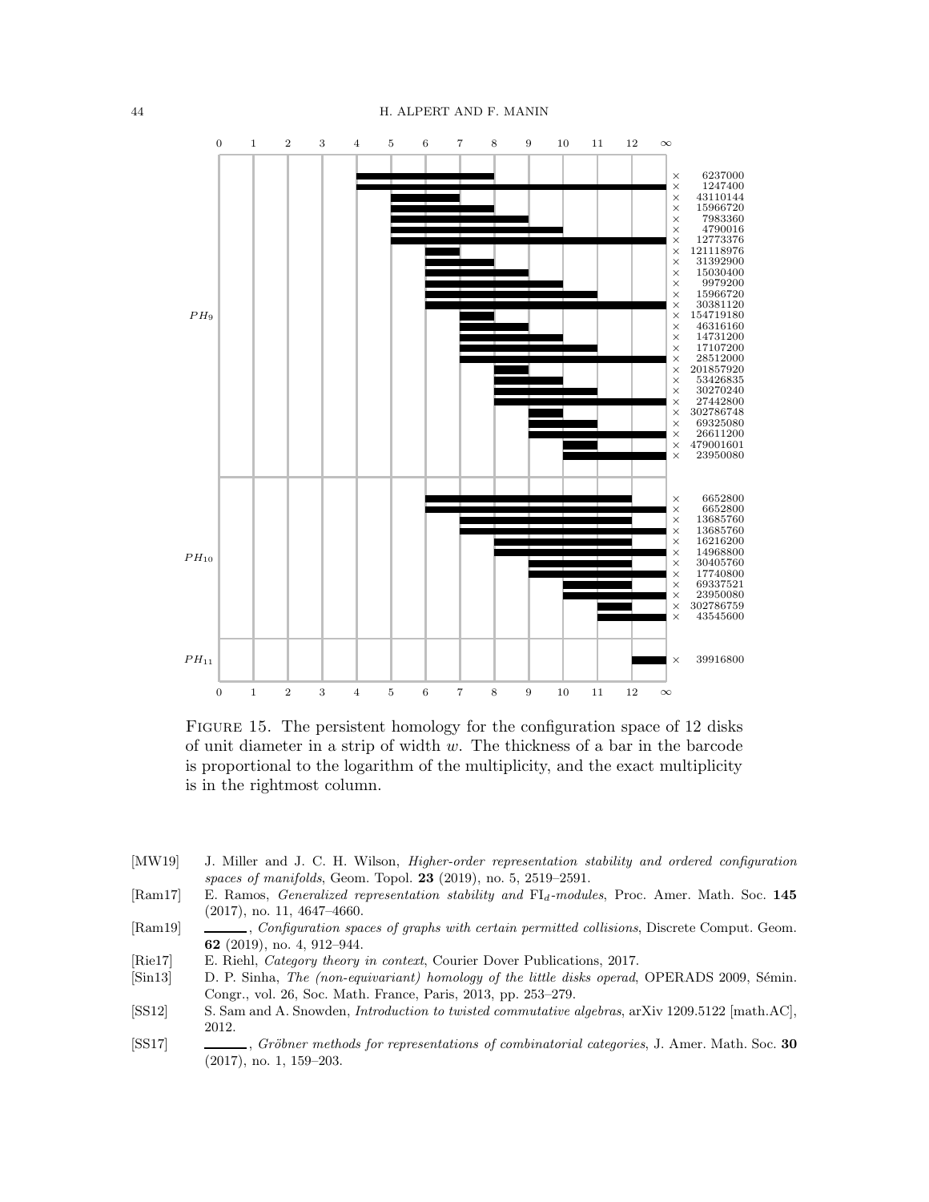| Homology | Bar (birth – death) | Multiplicity |
|---|---|---|
| $PH_9$ | 4 – 8 | × 6237000 |
| | 4 – ∞ | × 1247400 |
| | 5 – 7 | × 43110144 |
| | 5 – 8 | × 15966720 |
| | 5 – 9 | × 7983360 |
| | 5 – 10 | × 4790016 |
| | 5 – ∞ | × 12773376 |
| | 6 – 7 | × 121118976 |
| | 6 – 8 | × 31392900 |
| | 6 – 9 | × 15030400 |
| | 6 – 10 | × 9979200 |
| | 6 – 11 | × 15966720 |
| | 6 – ∞ | × 30381120 |
| | 7 – 8 | × 154719180 |
| | 7 – 9 | × 46316160 |
| | 7 – 10 | × 14731200 |
| | 7 – 11 | × 17107200 |
| | 7 – ∞ | × 28512000 |
| | 8 – 9 | × 201857920 |
| | 8 – 10 | × 53426835 |
| | 8 – 11 | × 30270240 |
| | 8 – ∞ | × 27442800 |
| | 9 – 10 | × 302786748 |
| | 9 – 11 | × 69325080 |
| | 9 – ∞ | × 26611200 |
| | 10 – 11 | × 479001601 |
| | 10 – ∞ | × 23950080 |
| $PH_{10}$ | 6 – 12 | × 6652800 |
| | 6 – ∞ | × 6652800 |
| | 7 – 12 | × 13685760 |
| | 7 – ∞ | × 13685760 |
| | 8 – 12 | × 16216200 |
| | 8 – ∞ | × 14968800 |
| | 9 – 12 | × 30405760 |
| | 9 – ∞ | × 17740800 |
| | 10 – 12 | × 69337521 |
| | 10 – ∞ | × 23950080 |
| | 11 – 12 | × 302786759 |
| | 11 – ∞ | × 43545600 |
| $PH_{11}$ | 12 – ∞ | × 39916800 |

Figure 15. The persistent homology for the configuration space of 12 disks of unit diameter in a strip of width $w$. The thickness of a bar in the barcode is proportional to the logarithm of the multiplicity, and the exact multiplicity is in the rightmost column.

[MW19] J. Miller and J. C. H. Wilson, *Higher-order representation stability and ordered configuration spaces of manifolds*, Geom. Topol. **23** (2019), no. 5, 2519–2591.

[Ram17] E. Ramos, *Generalized representation stability and* $\mathrm{FI}_d$*-modules*, Proc. Amer. Math. Soc. **145** (2017), no. 11, 4647–4660.

[Ram19] ———, *Configuration spaces of graphs with certain permitted collisions*, Discrete Comput. Geom. **62** (2019), no. 4, 912–944.

[Rie17] E. Riehl, *Category theory in context*, Courier Dover Publications, 2017.

[Sin13] D. P. Sinha, *The (non-equivariant) homology of the little disks operad*, OPERADS 2009, Sémin. Congr., vol. 26, Soc. Math. France, Paris, 2013, pp. 253–279.

[SS12] S. Sam and A. Snowden, *Introduction to twisted commutative algebras*, arXiv 1209.5122 [math.AC], 2012.

[SS17] ———, *Gröbner methods for representations of combinatorial categories*, J. Amer. Math. Soc. **30** (2017), no. 1, 159–203.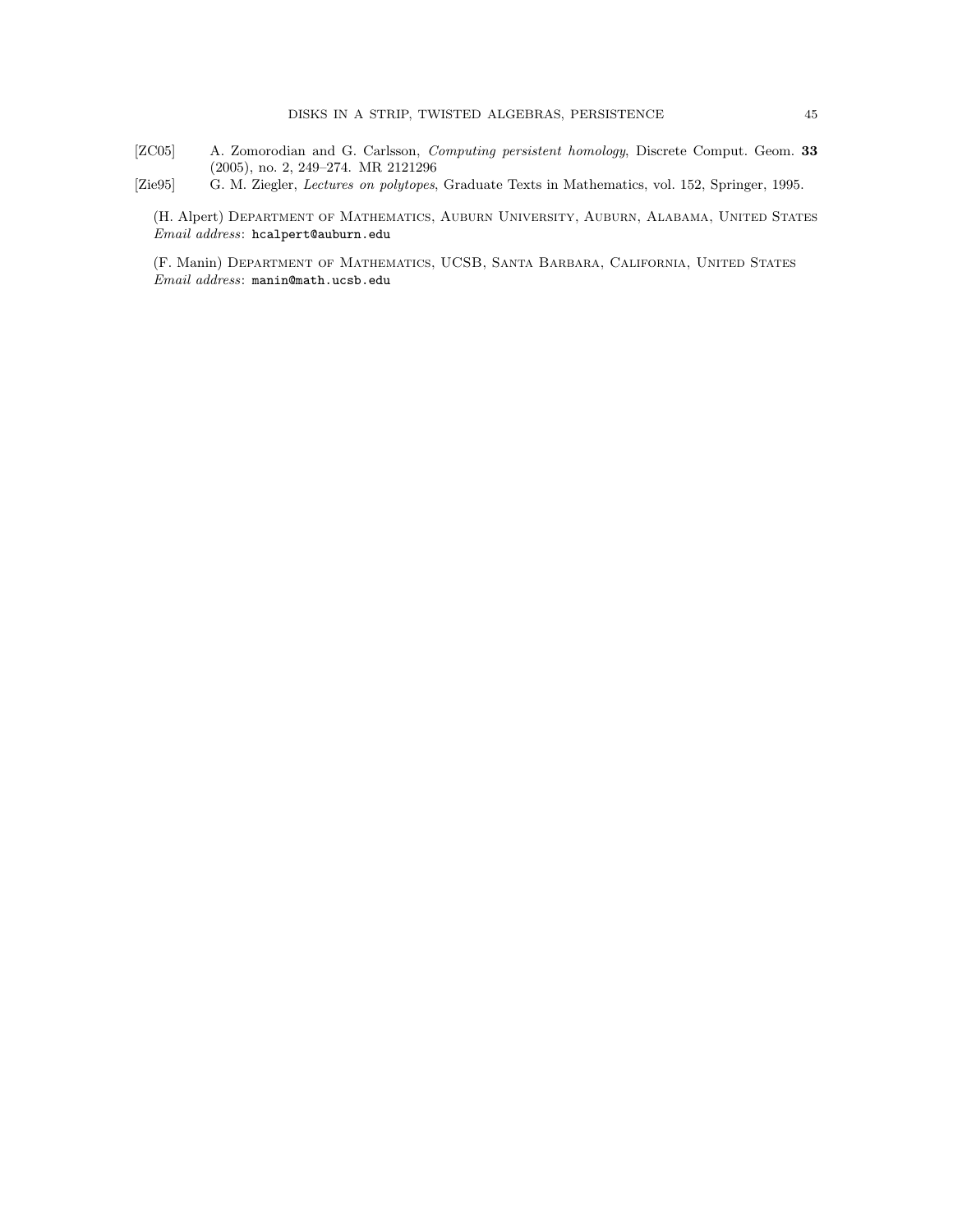[ZC05] A. Zomorodian and G. Carlsson, *Computing persistent homology*, Discrete Comput. Geom. **33** (2005), no. 2, 249–274. MR 2121296

[Zie95] G. M. Ziegler, *Lectures on polytopes*, Graduate Texts in Mathematics, vol. 152, Springer, 1995.

(H. Alpert) Department of Mathematics, Auburn University, Auburn, Alabama, United States
*Email address*: `hcalpert@auburn.edu`

(F. Manin) Department of Mathematics, UCSB, Santa Barbara, California, United States
*Email address*: `manin@math.ucsb.edu`